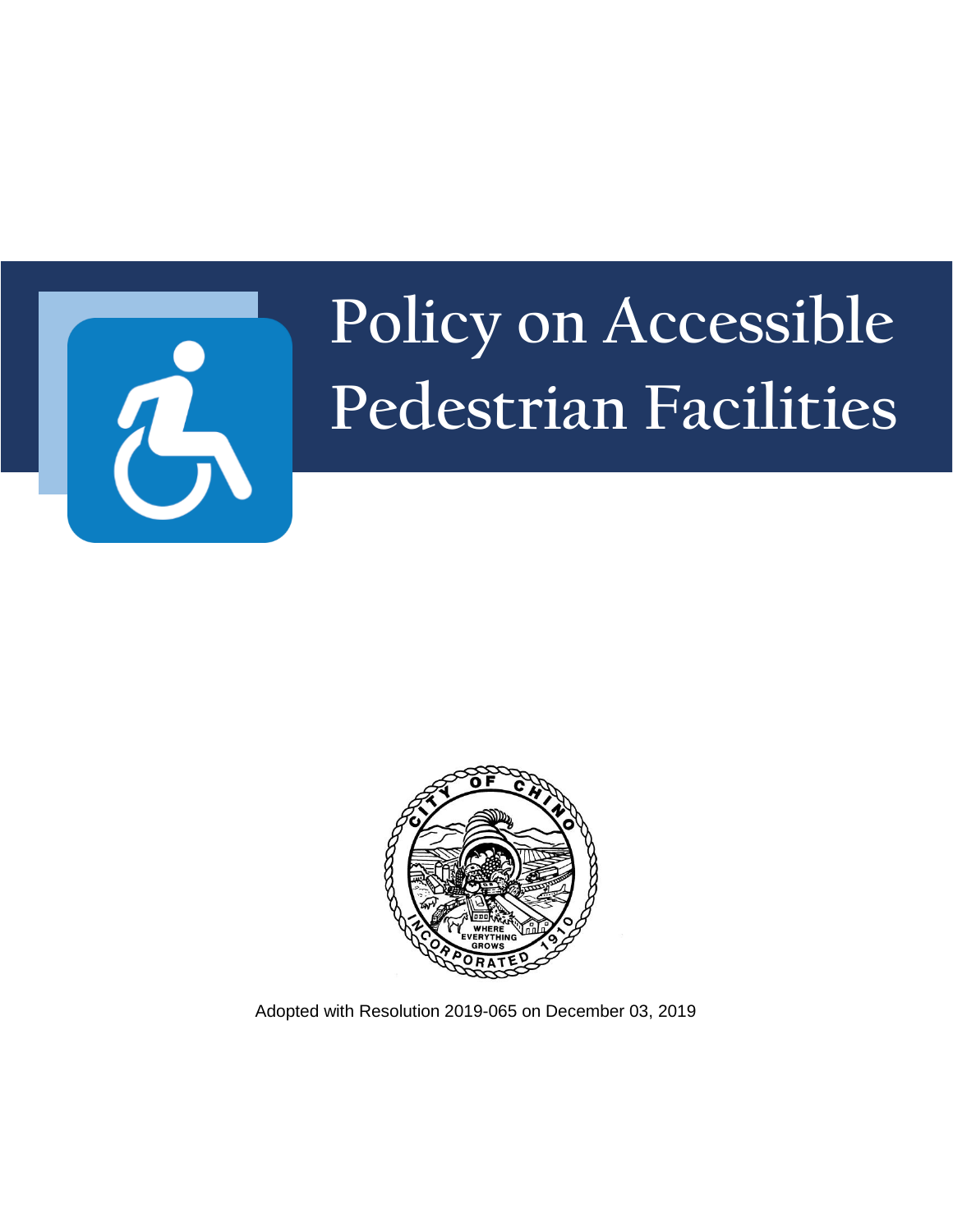# Policy on Accessible Pedestrian Facilities

Adopted with Resolution 2019-065 on December 03, 2019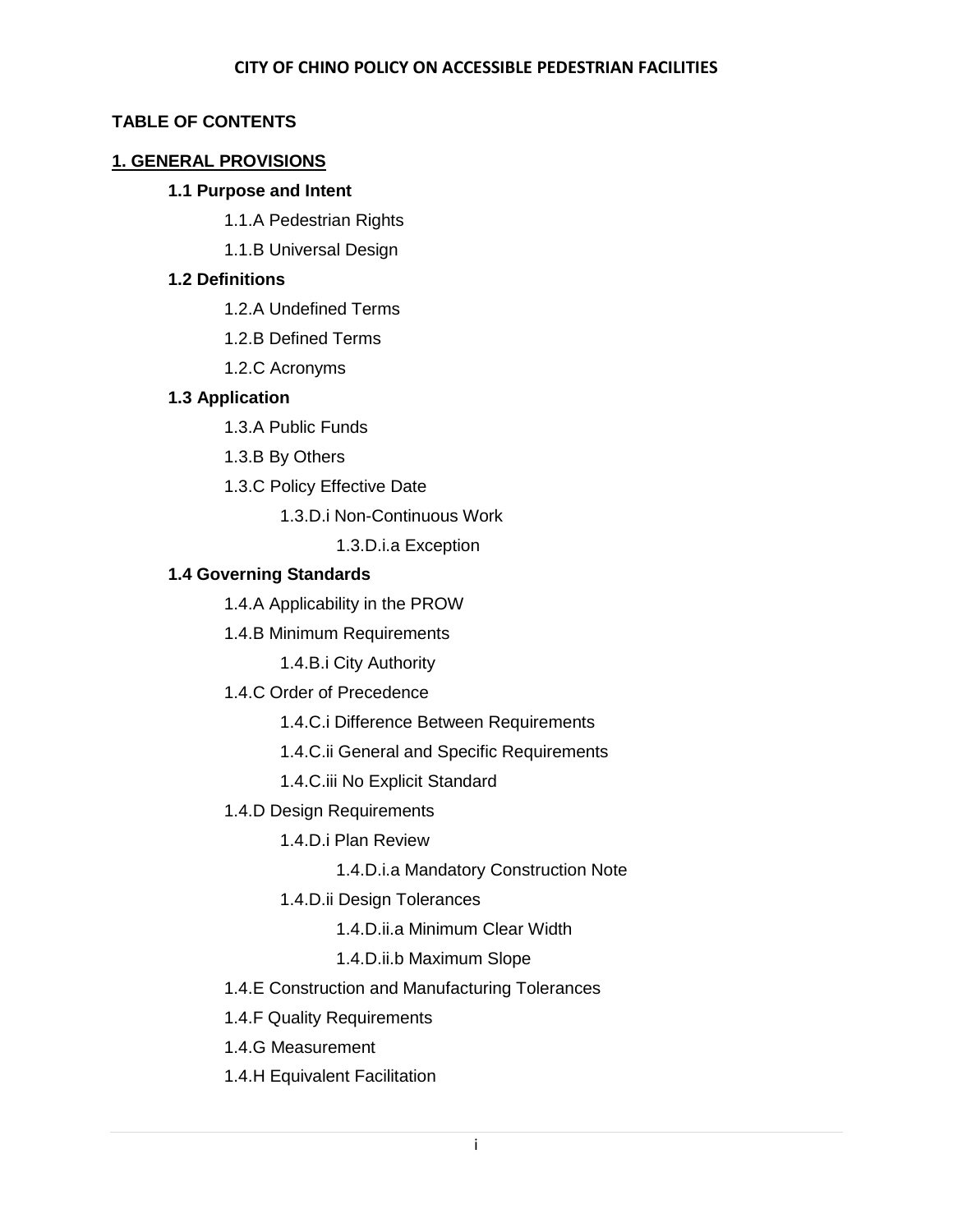**CITY OF CHINO POLICY ON ACCESSIBLE PEDESTRIAN FACILITIES**

**TABLE OF CONTENTS**

**1. GENERAL PROVISIONS**

- **1.1 Purpose and Intent**
  - 1.1.A Pedestrian Rights
  - 1.1.B Universal Design
- **1.2 Definitions**
  - 1.2.A Undefined Terms
  - 1.2.B Defined Terms
  - 1.2.C Acronyms
- **1.3 Application**
  - 1.3.A Public Funds
  - 1.3.B By Others
  - 1.3.C Policy Effective Date
    - 1.3.D.i Non-Continuous Work
      - 1.3.D.i.a Exception
- **1.4 Governing Standards**
  - 1.4.A Applicability in the PROW
  - 1.4.B Minimum Requirements
    - 1.4.B.i City Authority
  - 1.4.C Order of Precedence
    - 1.4.C.i Difference Between Requirements
    - 1.4.C.ii General and Specific Requirements
    - 1.4.C.iii No Explicit Standard
  - 1.4.D Design Requirements
    - 1.4.D.i Plan Review
      - 1.4.D.i.a Mandatory Construction Note
    - 1.4.D.ii Design Tolerances
      - 1.4.D.ii.a Minimum Clear Width
      - 1.4.D.ii.b Maximum Slope
  - 1.4.E Construction and Manufacturing Tolerances
  - 1.4.F Quality Requirements
  - 1.4.G Measurement
  - 1.4.H Equivalent Facilitation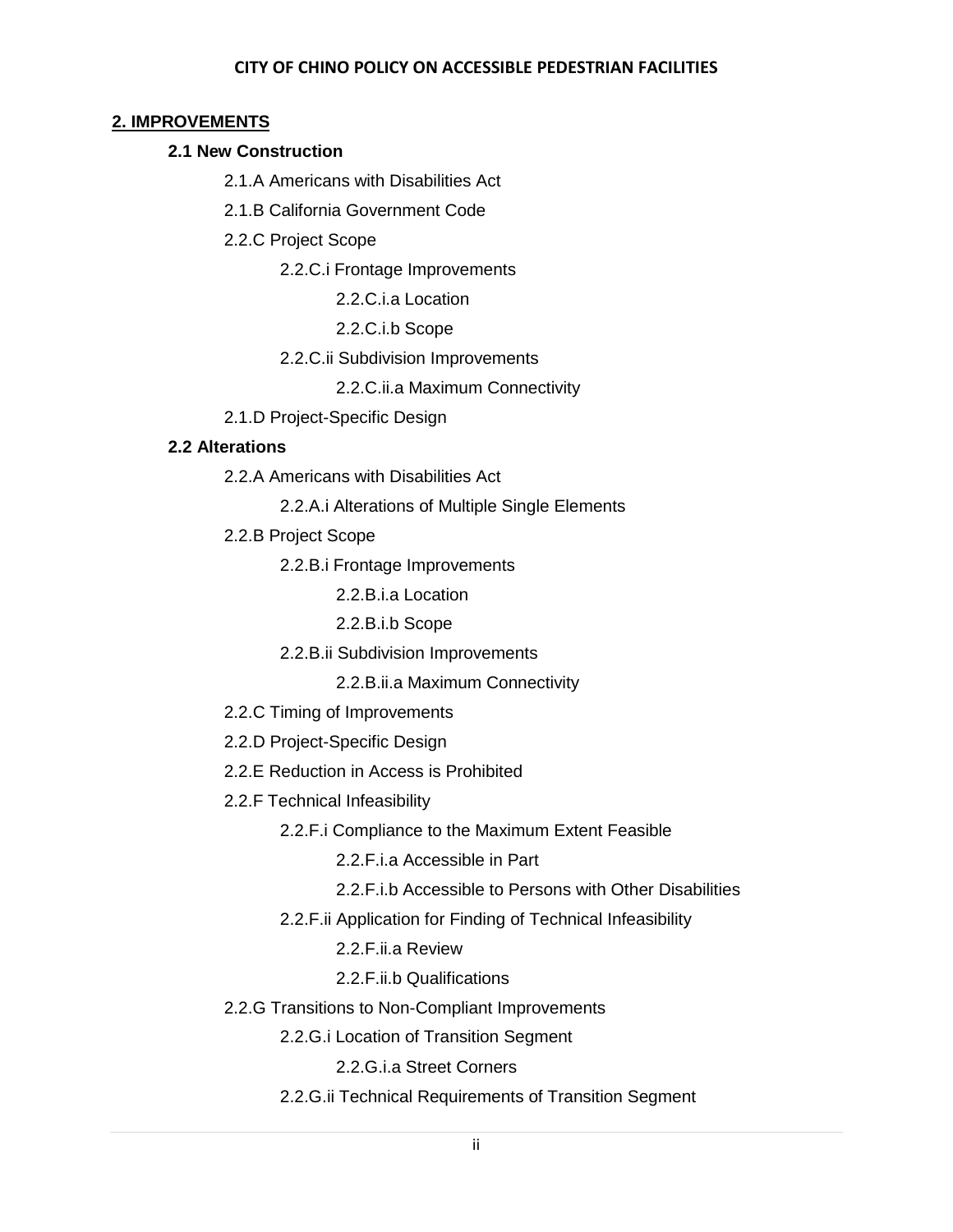**2. IMPROVEMENTS**

**2.1 New Construction**

- 2.1.A Americans with Disabilities Act
- 2.1.B California Government Code
- 2.2.C Project Scope
    - 2.2.C.i Frontage Improvements
        - 2.2.C.i.a Location
        - 2.2.C.i.b Scope
    - 2.2.C.ii Subdivision Improvements
        - 2.2.C.ii.a Maximum Connectivity
- 2.1.D Project-Specific Design

**2.2 Alterations**

- 2.2.A Americans with Disabilities Act
    - 2.2.A.i Alterations of Multiple Single Elements
- 2.2.B Project Scope
    - 2.2.B.i Frontage Improvements
        - 2.2.B.i.a Location
        - 2.2.B.i.b Scope
    - 2.2.B.ii Subdivision Improvements
        - 2.2.B.ii.a Maximum Connectivity
- 2.2.C Timing of Improvements
- 2.2.D Project-Specific Design
- 2.2.E Reduction in Access is Prohibited
- 2.2.F Technical Infeasibility
    - 2.2.F.i Compliance to the Maximum Extent Feasible
        - 2.2.F.i.a Accessible in Part
        - 2.2.F.i.b Accessible to Persons with Other Disabilities
    - 2.2.F.ii Application for Finding of Technical Infeasibility
        - 2.2.F.ii.a Review
        - 2.2.F.ii.b Qualifications
- 2.2.G Transitions to Non-Compliant Improvements
    - 2.2.G.i Location of Transition Segment
        - 2.2.G.i.a Street Corners
    - 2.2.G.ii Technical Requirements of Transition Segment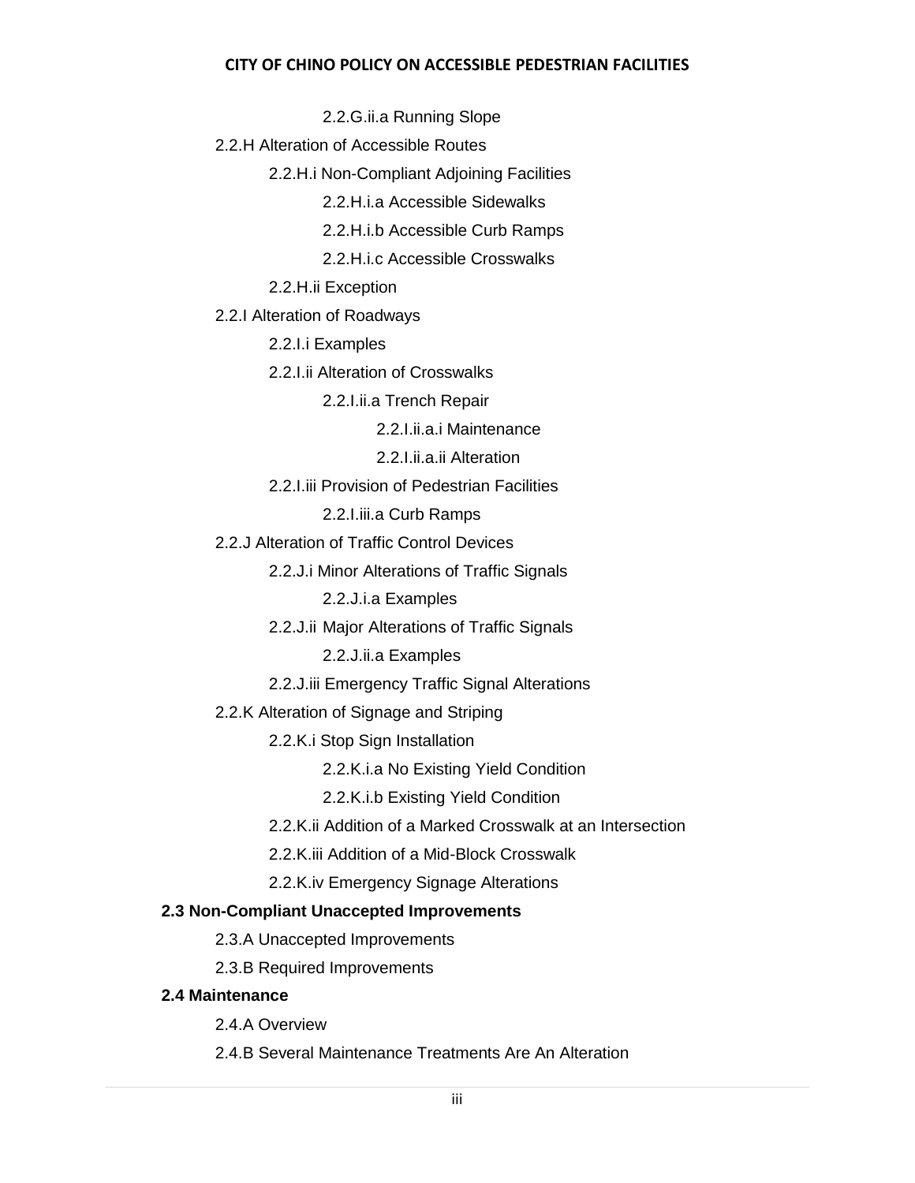2.2.G.ii.a Running Slope

2.2.H Alteration of Accessible Routes

2.2.H.i Non-Compliant Adjoining Facilities

2.2.H.i.a Accessible Sidewalks

2.2.H.i.b Accessible Curb Ramps

2.2.H.i.c Accessible Crosswalks

2.2.H.ii Exception

2.2.I Alteration of Roadways

2.2.I.i Examples

2.2.I.ii Alteration of Crosswalks

2.2.I.ii.a Trench Repair

2.2.I.ii.a.i Maintenance

2.2.I.ii.a.ii Alteration

2.2.I.iii Provision of Pedestrian Facilities

2.2.I.iii.a Curb Ramps

2.2.J Alteration of Traffic Control Devices

2.2.J.i Minor Alterations of Traffic Signals

2.2.J.i.a Examples

2.2.J.ii Major Alterations of Traffic Signals

2.2.J.ii.a Examples

2.2.J.iii Emergency Traffic Signal Alterations

2.2.K Alteration of Signage and Striping

2.2.K.i Stop Sign Installation

2.2.K.i.a No Existing Yield Condition

2.2.K.i.b Existing Yield Condition

2.2.K.ii Addition of a Marked Crosswalk at an Intersection

2.2.K.iii Addition of a Mid-Block Crosswalk

2.2.K.iv Emergency Signage Alterations

**2.3 Non-Compliant Unaccepted Improvements**

2.3.A Unaccepted Improvements

2.3.B Required Improvements

**2.4 Maintenance**

2.4.A Overview

2.4.B Several Maintenance Treatments Are An Alteration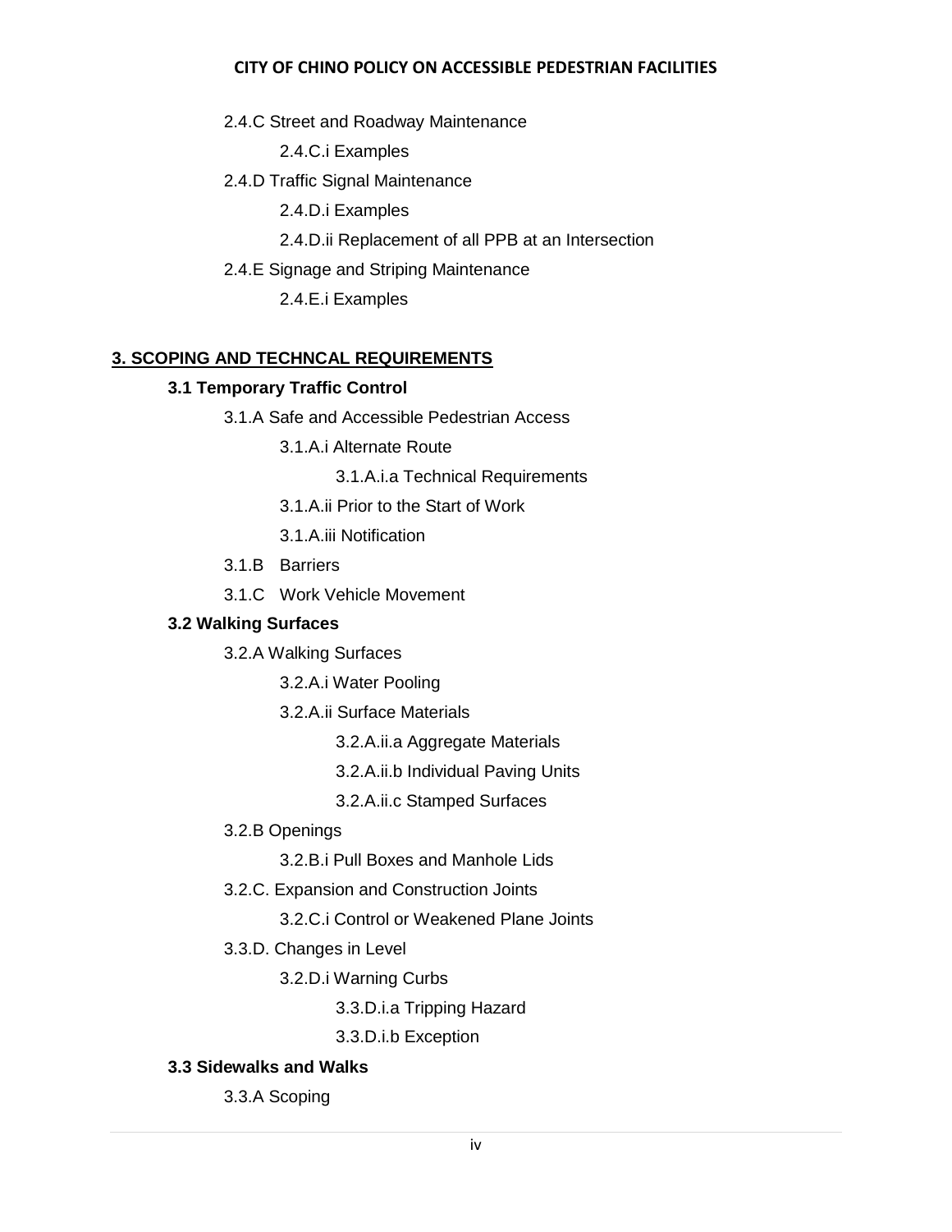2.4.C Street and Roadway Maintenance

2.4.C.i Examples

2.4.D Traffic Signal Maintenance

2.4.D.i Examples

2.4.D.ii Replacement of all PPB at an Intersection

2.4.E Signage and Striping Maintenance

2.4.E.i Examples

**3. SCOPING AND TECHNCAL REQUIREMENTS**

**3.1 Temporary Traffic Control**

3.1.A Safe and Accessible Pedestrian Access

3.1.A.i Alternate Route

3.1.A.i.a Technical Requirements

3.1.A.ii Prior to the Start of Work

3.1.A.iii Notification

3.1.B Barriers

3.1.C Work Vehicle Movement

**3.2 Walking Surfaces**

3.2.A Walking Surfaces

3.2.A.i Water Pooling

3.2.A.ii Surface Materials

3.2.A.ii.a Aggregate Materials

3.2.A.ii.b Individual Paving Units

3.2.A.ii.c Stamped Surfaces

3.2.B Openings

3.2.B.i Pull Boxes and Manhole Lids

3.2.C. Expansion and Construction Joints

3.2.C.i Control or Weakened Plane Joints

3.3.D. Changes in Level

3.2.D.i Warning Curbs

3.3.D.i.a Tripping Hazard

3.3.D.i.b Exception

**3.3 Sidewalks and Walks**

3.3.A Scoping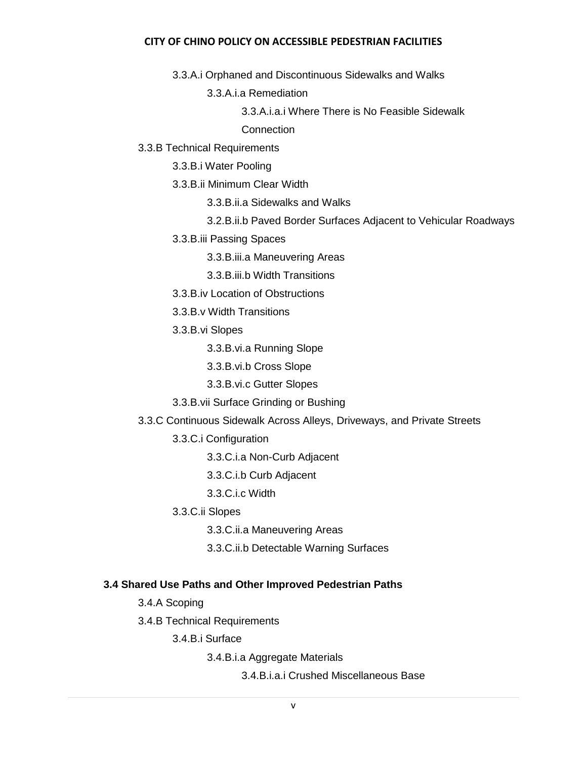3.3.A.i Orphaned and Discontinuous Sidewalks and Walks

3.3.A.i.a Remediation

3.3.A.i.a.i Where There is No Feasible Sidewalk Connection

3.3.B Technical Requirements

3.3.B.i Water Pooling

3.3.B.ii Minimum Clear Width

3.3.B.ii.a Sidewalks and Walks

3.2.B.ii.b Paved Border Surfaces Adjacent to Vehicular Roadways

3.3.B.iii Passing Spaces

3.3.B.iii.a Maneuvering Areas

3.3.B.iii.b Width Transitions

3.3.B.iv Location of Obstructions

3.3.B.v Width Transitions

3.3.B.vi Slopes

3.3.B.vi.a Running Slope

3.3.B.vi.b Cross Slope

3.3.B.vi.c Gutter Slopes

3.3.B.vii Surface Grinding or Bushing

3.3.C Continuous Sidewalk Across Alleys, Driveways, and Private Streets

3.3.C.i Configuration

3.3.C.i.a Non-Curb Adjacent

3.3.C.i.b Curb Adjacent

3.3.C.i.c Width

3.3.C.ii Slopes

3.3.C.ii.a Maneuvering Areas

3.3.C.ii.b Detectable Warning Surfaces

**3.4 Shared Use Paths and Other Improved Pedestrian Paths**

3.4.A Scoping

3.4.B Technical Requirements

3.4.B.i Surface

3.4.B.i.a Aggregate Materials

3.4.B.i.a.i Crushed Miscellaneous Base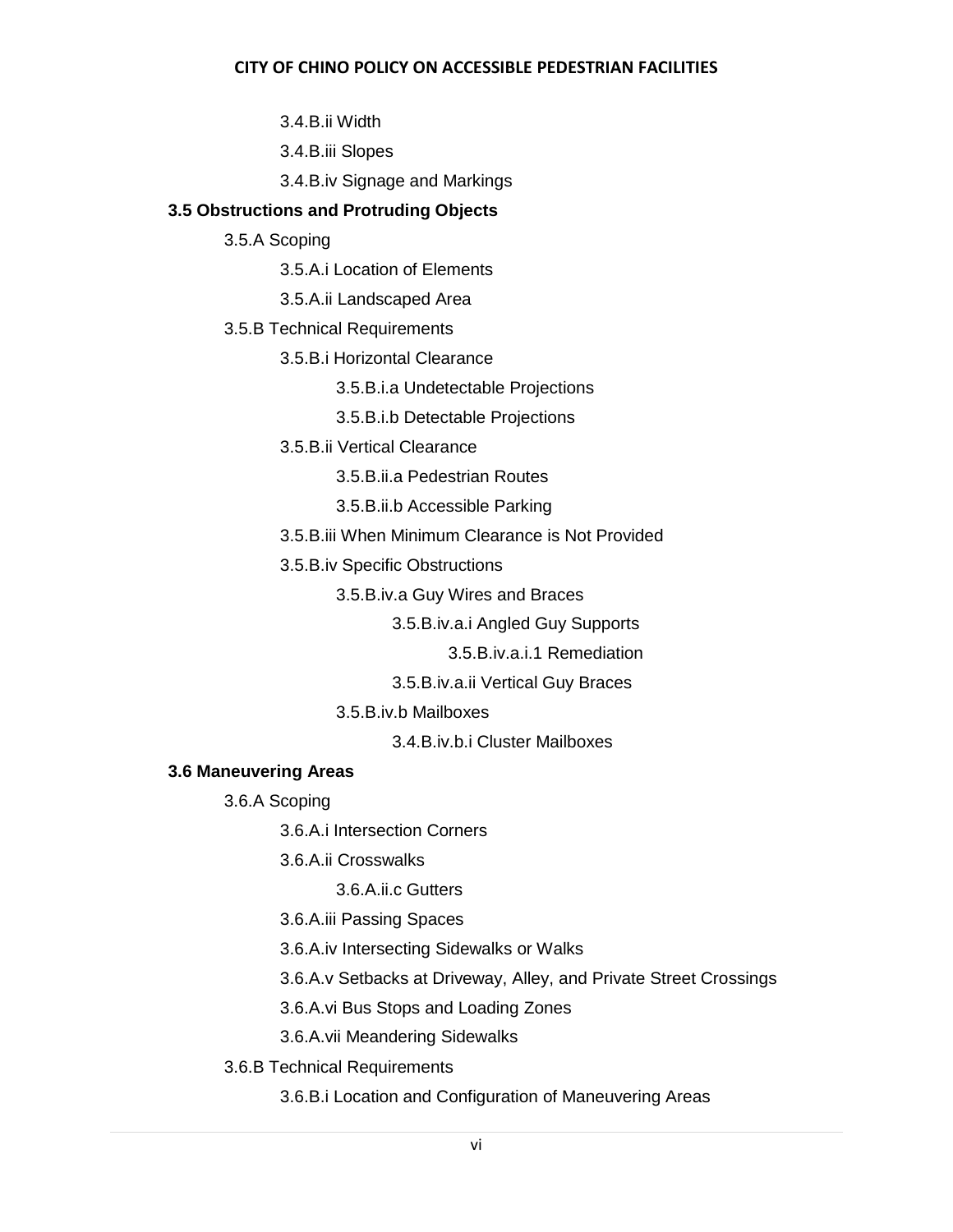3.4.B.ii Width

3.4.B.iii Slopes

3.4.B.iv Signage and Markings

**3.5 Obstructions and Protruding Objects**

3.5.A Scoping

3.5.A.i Location of Elements

3.5.A.ii Landscaped Area

3.5.B Technical Requirements

3.5.B.i Horizontal Clearance

3.5.B.i.a Undetectable Projections

3.5.B.i.b Detectable Projections

3.5.B.ii Vertical Clearance

3.5.B.ii.a Pedestrian Routes

3.5.B.ii.b Accessible Parking

3.5.B.iii When Minimum Clearance is Not Provided

3.5.B.iv Specific Obstructions

3.5.B.iv.a Guy Wires and Braces

3.5.B.iv.a.i Angled Guy Supports

3.5.B.iv.a.i.1 Remediation

3.5.B.iv.a.ii Vertical Guy Braces

3.5.B.iv.b Mailboxes

3.4.B.iv.b.i Cluster Mailboxes

**3.6 Maneuvering Areas**

3.6.A Scoping

3.6.A.i Intersection Corners

3.6.A.ii Crosswalks

3.6.A.ii.c Gutters

3.6.A.iii Passing Spaces

3.6.A.iv Intersecting Sidewalks or Walks

3.6.A.v Setbacks at Driveway, Alley, and Private Street Crossings

3.6.A.vi Bus Stops and Loading Zones

3.6.A.vii Meandering Sidewalks

3.6.B Technical Requirements

3.6.B.i Location and Configuration of Maneuvering Areas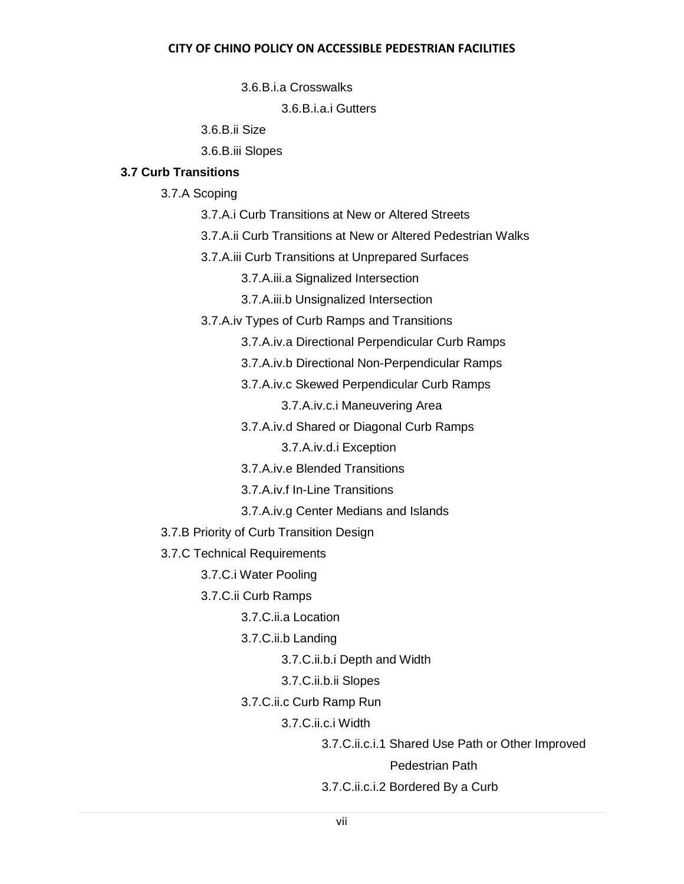3.6.B.i.a Crosswalks

3.6.B.i.a.i Gutters

3.6.B.ii Size

3.6.B.iii Slopes

**3.7 Curb Transitions**

3.7.A Scoping

3.7.A.i Curb Transitions at New or Altered Streets

3.7.A.ii Curb Transitions at New or Altered Pedestrian Walks

3.7.A.iii Curb Transitions at Unprepared Surfaces

3.7.A.iii.a Signalized Intersection

3.7.A.iii.b Unsignalized Intersection

3.7.A.iv Types of Curb Ramps and Transitions

3.7.A.iv.a Directional Perpendicular Curb Ramps

3.7.A.iv.b Directional Non-Perpendicular Ramps

3.7.A.iv.c Skewed Perpendicular Curb Ramps

3.7.A.iv.c.i Maneuvering Area

3.7.A.iv.d Shared or Diagonal Curb Ramps

3.7.A.iv.d.i Exception

3.7.A.iv.e Blended Transitions

3.7.A.iv.f In-Line Transitions

3.7.A.iv.g Center Medians and Islands

3.7.B Priority of Curb Transition Design

3.7.C Technical Requirements

3.7.C.i Water Pooling

3.7.C.ii Curb Ramps

3.7.C.ii.a Location

3.7.C.ii.b Landing

3.7.C.ii.b.i Depth and Width

3.7.C.ii.b.ii Slopes

3.7.C.ii.c Curb Ramp Run

3.7.C.ii.c.i Width

3.7.C.ii.c.i.1 Shared Use Path or Other Improved Pedestrian Path

3.7.C.ii.c.i.2 Bordered By a Curb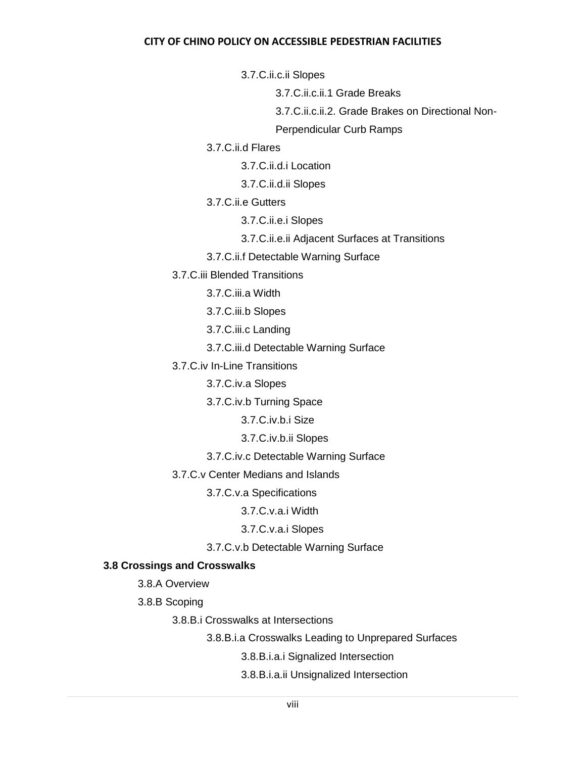- 3.7.C.ii.c.ii Slopes
    - 3.7.C.ii.c.ii.1 Grade Breaks
    - 3.7.C.ii.c.ii.2. Grade Brakes on Directional Non-Perpendicular Curb Ramps
- 3.7.C.ii.d Flares
    - 3.7.C.ii.d.i Location
    - 3.7.C.ii.d.ii Slopes
- 3.7.C.ii.e Gutters
    - 3.7.C.ii.e.i Slopes
    - 3.7.C.ii.e.ii Adjacent Surfaces at Transitions
- 3.7.C.ii.f Detectable Warning Surface
- 3.7.C.iii Blended Transitions
    - 3.7.C.iii.a Width
    - 3.7.C.iii.b Slopes
    - 3.7.C.iii.c Landing
    - 3.7.C.iii.d Detectable Warning Surface
- 3.7.C.iv In-Line Transitions
    - 3.7.C.iv.a Slopes
    - 3.7.C.iv.b Turning Space
        - 3.7.C.iv.b.i Size
        - 3.7.C.iv.b.ii Slopes
    - 3.7.C.iv.c Detectable Warning Surface
- 3.7.C.v Center Medians and Islands
    - 3.7.C.v.a Specifications
        - 3.7.C.v.a.i Width
        - 3.7.C.v.a.i Slopes
    - 3.7.C.v.b Detectable Warning Surface

**3.8 Crossings and Crosswalks**

- 3.8.A Overview
- 3.8.B Scoping
    - 3.8.B.i Crosswalks at Intersections
        - 3.8.B.i.a Crosswalks Leading to Unprepared Surfaces
            - 3.8.B.i.a.i Signalized Intersection
            - 3.8.B.i.a.ii Unsignalized Intersection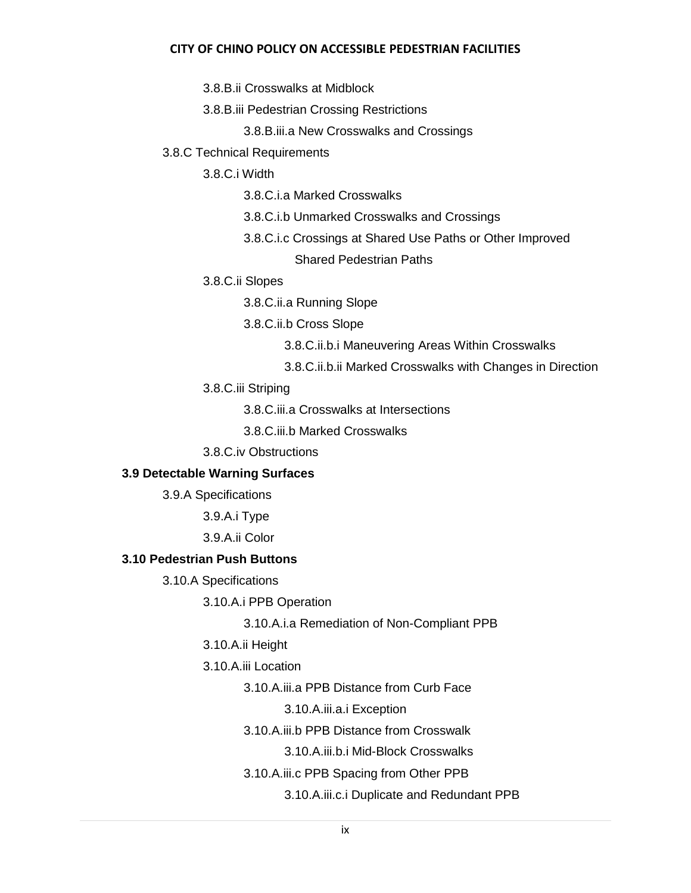3.8.B.ii Crosswalks at Midblock

3.8.B.iii Pedestrian Crossing Restrictions

3.8.B.iii.a New Crosswalks and Crossings

3.8.C Technical Requirements

3.8.C.i Width

3.8.C.i.a Marked Crosswalks

3.8.C.i.b Unmarked Crosswalks and Crossings

3.8.C.i.c Crossings at Shared Use Paths or Other Improved Shared Pedestrian Paths

3.8.C.ii Slopes

3.8.C.ii.a Running Slope

3.8.C.ii.b Cross Slope

3.8.C.ii.b.i Maneuvering Areas Within Crosswalks

3.8.C.ii.b.ii Marked Crosswalks with Changes in Direction

3.8.C.iii Striping

3.8.C.iii.a Crosswalks at Intersections

3.8.C.iii.b Marked Crosswalks

3.8.C.iv Obstructions

**3.9 Detectable Warning Surfaces**

3.9.A Specifications

3.9.A.i Type

3.9.A.ii Color

**3.10 Pedestrian Push Buttons**

3.10.A Specifications

3.10.A.i PPB Operation

3.10.A.i.a Remediation of Non-Compliant PPB

3.10.A.ii Height

3.10.A.iii Location

3.10.A.iii.a PPB Distance from Curb Face

3.10.A.iii.a.i Exception

3.10.A.iii.b PPB Distance from Crosswalk

3.10.A.iii.b.i Mid-Block Crosswalks

3.10.A.iii.c PPB Spacing from Other PPB

3.10.A.iii.c.i Duplicate and Redundant PPB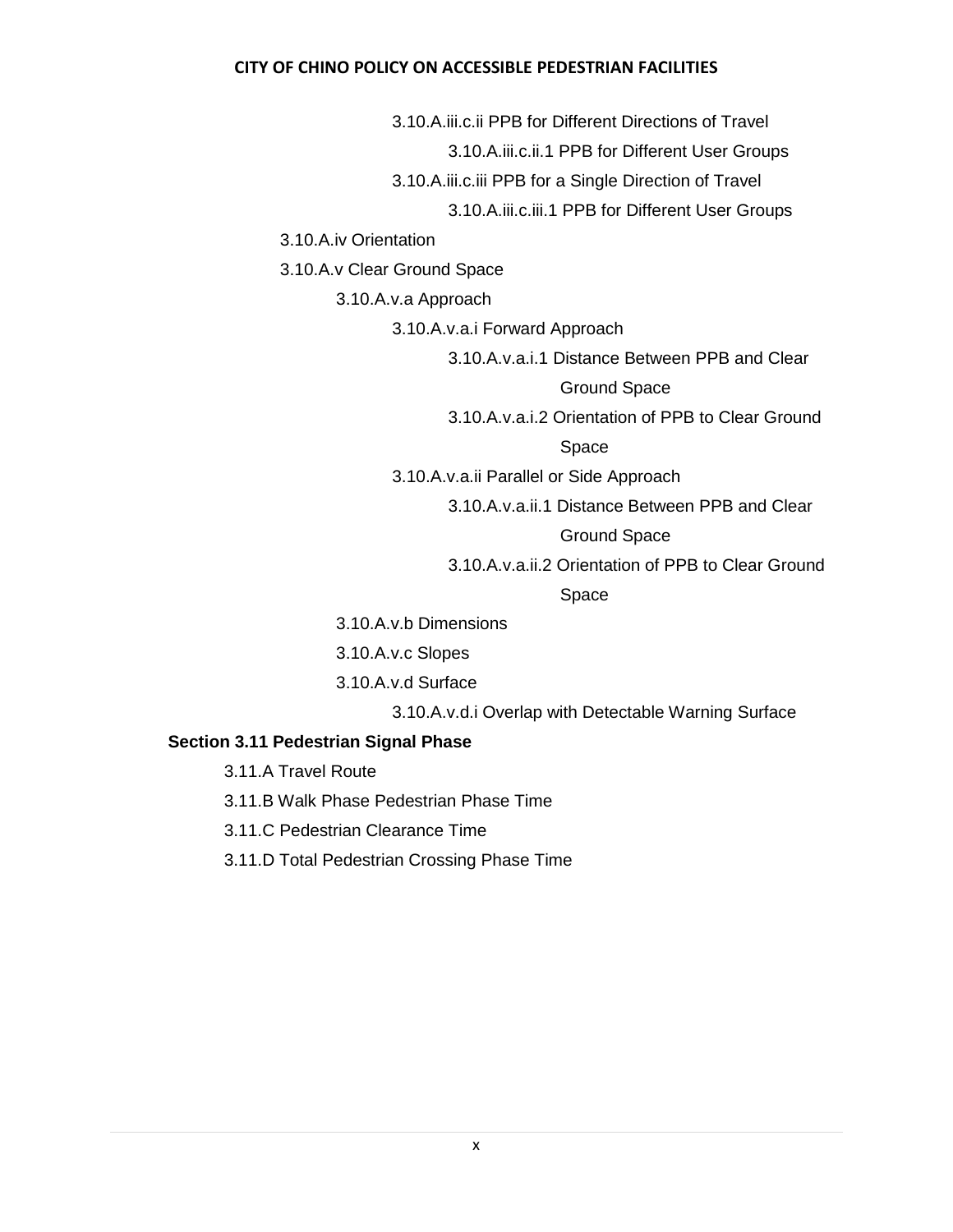- 3.10.A.iii.c.ii PPB for Different Directions of Travel
  - 3.10.A.iii.c.ii.1 PPB for Different User Groups
- 3.10.A.iii.c.iii PPB for a Single Direction of Travel
  - 3.10.A.iii.c.iii.1 PPB for Different User Groups
- 3.10.A.iv Orientation
- 3.10.A.v Clear Ground Space
  - 3.10.A.v.a Approach
    - 3.10.A.v.a.i Forward Approach
      - 3.10.A.v.a.i.1 Distance Between PPB and Clear Ground Space
      - 3.10.A.v.a.i.2 Orientation of PPB to Clear Ground Space
    - 3.10.A.v.a.ii Parallel or Side Approach
      - 3.10.A.v.a.ii.1 Distance Between PPB and Clear Ground Space
      - 3.10.A.v.a.ii.2 Orientation of PPB to Clear Ground Space
  - 3.10.A.v.b Dimensions
  - 3.10.A.v.c Slopes
  - 3.10.A.v.d Surface
    - 3.10.A.v.d.i Overlap with Detectable Warning Surface

**Section 3.11 Pedestrian Signal Phase**

- 3.11.A Travel Route
- 3.11.B Walk Phase Pedestrian Phase Time
- 3.11.C Pedestrian Clearance Time
- 3.11.D Total Pedestrian Crossing Phase Time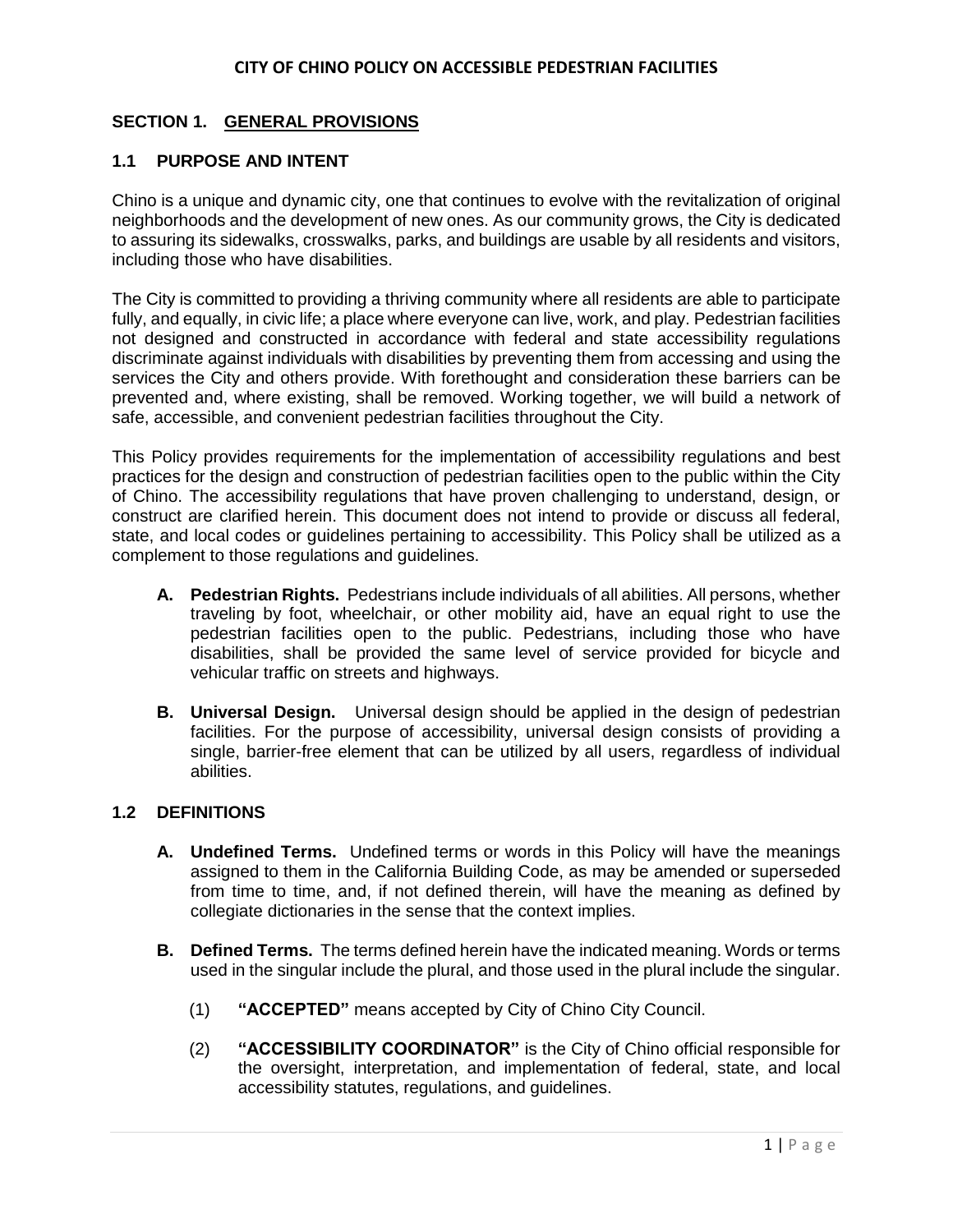# CITY OF CHINO POLICY ON ACCESSIBLE PEDESTRIAN FACILITIES

## SECTION 1. GENERAL PROVISIONS

### 1.1 PURPOSE AND INTENT

Chino is a unique and dynamic city, one that continues to evolve with the revitalization of original neighborhoods and the development of new ones. As our community grows, the City is dedicated to assuring its sidewalks, crosswalks, parks, and buildings are usable by all residents and visitors, including those who have disabilities.

The City is committed to providing a thriving community where all residents are able to participate fully, and equally, in civic life; a place where everyone can live, work, and play. Pedestrian facilities not designed and constructed in accordance with federal and state accessibility regulations discriminate against individuals with disabilities by preventing them from accessing and using the services the City and others provide. With forethought and consideration these barriers can be prevented and, where existing, shall be removed. Working together, we will build a network of safe, accessible, and convenient pedestrian facilities throughout the City.

This Policy provides requirements for the implementation of accessibility regulations and best practices for the design and construction of pedestrian facilities open to the public within the City of Chino. The accessibility regulations that have proven challenging to understand, design, or construct are clarified herein. This document does not intend to provide or discuss all federal, state, and local codes or guidelines pertaining to accessibility. This Policy shall be utilized as a complement to those regulations and guidelines.

**A. Pedestrian Rights.** Pedestrians include individuals of all abilities. All persons, whether traveling by foot, wheelchair, or other mobility aid, have an equal right to use the pedestrian facilities open to the public. Pedestrians, including those who have disabilities, shall be provided the same level of service provided for bicycle and vehicular traffic on streets and highways.

**B. Universal Design.** Universal design should be applied in the design of pedestrian facilities. For the purpose of accessibility, universal design consists of providing a single, barrier-free element that can be utilized by all users, regardless of individual abilities.

### 1.2 DEFINITIONS

**A. Undefined Terms.** Undefined terms or words in this Policy will have the meanings assigned to them in the California Building Code, as may be amended or superseded from time to time, and, if not defined therein, will have the meaning as defined by collegiate dictionaries in the sense that the context implies.

**B. Defined Terms.** The terms defined herein have the indicated meaning. Words or terms used in the singular include the plural, and those used in the plural include the singular.

(1) **"ACCEPTED"** means accepted by City of Chino City Council.

(2) **"ACCESSIBILITY COORDINATOR"** is the City of Chino official responsible for the oversight, interpretation, and implementation of federal, state, and local accessibility statutes, regulations, and guidelines.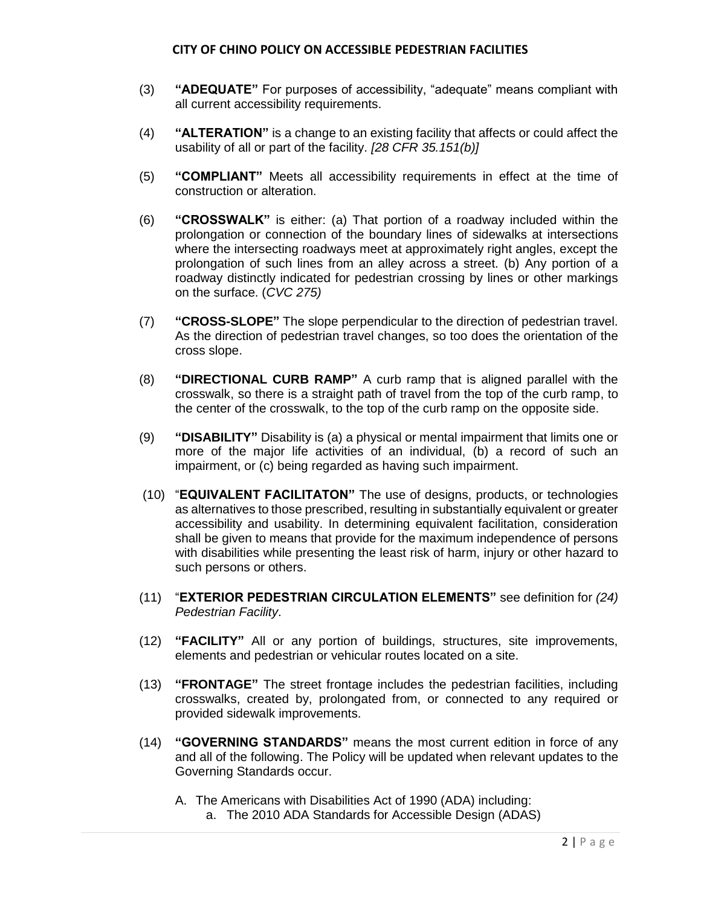(3) **"ADEQUATE"** For purposes of accessibility, "adequate" means compliant with all current accessibility requirements.

(4) **"ALTERATION"** is a change to an existing facility that affects or could affect the usability of all or part of the facility. *[28 CFR 35.151(b)]*

(5) **"COMPLIANT"** Meets all accessibility requirements in effect at the time of construction or alteration.

(6) **"CROSSWALK"** is either: (a) That portion of a roadway included within the prolongation or connection of the boundary lines of sidewalks at intersections where the intersecting roadways meet at approximately right angles, except the prolongation of such lines from an alley across a street. (b) Any portion of a roadway distinctly indicated for pedestrian crossing by lines or other markings on the surface. (*CVC 275)*

(7) **"CROSS-SLOPE"** The slope perpendicular to the direction of pedestrian travel. As the direction of pedestrian travel changes, so too does the orientation of the cross slope.

(8) **"DIRECTIONAL CURB RAMP"** A curb ramp that is aligned parallel with the crosswalk, so there is a straight path of travel from the top of the curb ramp, to the center of the crosswalk, to the top of the curb ramp on the opposite side.

(9) **"DISABILITY"** Disability is (a) a physical or mental impairment that limits one or more of the major life activities of an individual, (b) a record of such an impairment, or (c) being regarded as having such impairment.

(10) "**EQUIVALENT FACILITATON"** The use of designs, products, or technologies as alternatives to those prescribed, resulting in substantially equivalent or greater accessibility and usability. In determining equivalent facilitation, consideration shall be given to means that provide for the maximum independence of persons with disabilities while presenting the least risk of harm, injury or other hazard to such persons or others.

(11) "**EXTERIOR PEDESTRIAN CIRCULATION ELEMENTS"** see definition for *(24) Pedestrian Facility*.

(12) **"FACILITY"** All or any portion of buildings, structures, site improvements, elements and pedestrian or vehicular routes located on a site.

(13) **"FRONTAGE"** The street frontage includes the pedestrian facilities, including crosswalks, created by, prolongated from, or connected to any required or provided sidewalk improvements.

(14) **"GOVERNING STANDARDS"** means the most current edition in force of any and all of the following. The Policy will be updated when relevant updates to the Governing Standards occur.

   A. The Americans with Disabilities Act of 1990 (ADA) including:
      a. The 2010 ADA Standards for Accessible Design (ADAS)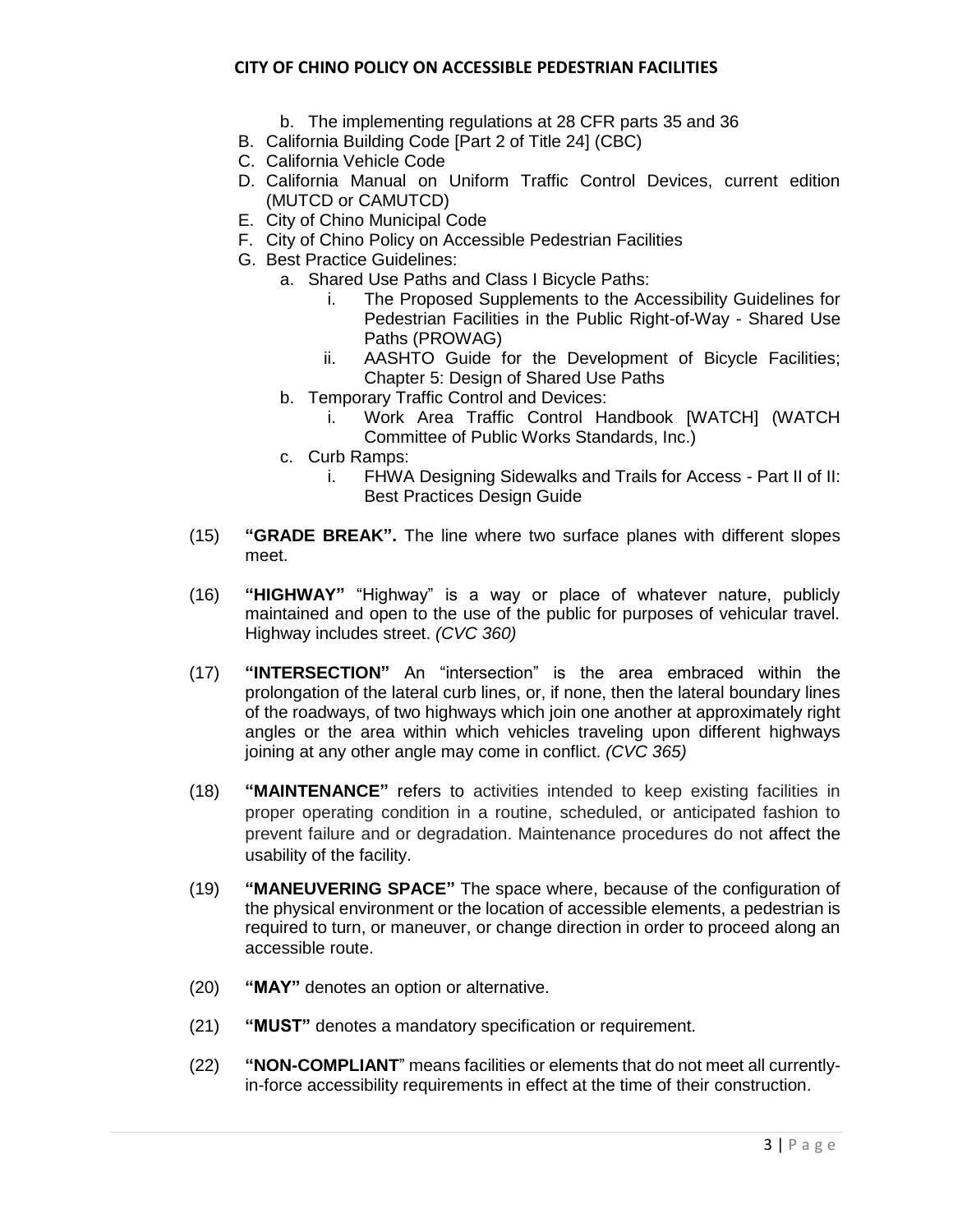- b. The implementing regulations at 28 CFR parts 35 and 36
- B. California Building Code [Part 2 of Title 24] (CBC)
- C. California Vehicle Code
- D. California Manual on Uniform Traffic Control Devices, current edition (MUTCD or CAMUTCD)
- E. City of Chino Municipal Code
- F. City of Chino Policy on Accessible Pedestrian Facilities
- G. Best Practice Guidelines:
   - a. Shared Use Paths and Class I Bicycle Paths:
      - i. The Proposed Supplements to the Accessibility Guidelines for Pedestrian Facilities in the Public Right-of-Way - Shared Use Paths (PROWAG)
      - ii. AASHTO Guide for the Development of Bicycle Facilities; Chapter 5: Design of Shared Use Paths
   - b. Temporary Traffic Control and Devices:
      - i. Work Area Traffic Control Handbook [WATCH] (WATCH Committee of Public Works Standards, Inc.)
   - c. Curb Ramps:
      - i. FHWA Designing Sidewalks and Trails for Access - Part II of II: Best Practices Design Guide

(15) **"GRADE BREAK".** The line where two surface planes with different slopes meet.

(16) **"HIGHWAY"** "Highway" is a way or place of whatever nature, publicly maintained and open to the use of the public for purposes of vehicular travel. Highway includes street. *(CVC 360)*

(17) **"INTERSECTION"** An "intersection" is the area embraced within the prolongation of the lateral curb lines, or, if none, then the lateral boundary lines of the roadways, of two highways which join one another at approximately right angles or the area within which vehicles traveling upon different highways joining at any other angle may come in conflict. *(CVC 365)*

(18) **"MAINTENANCE"** refers to activities intended to keep existing facilities in proper operating condition in a routine, scheduled, or anticipated fashion to prevent failure and or degradation. Maintenance procedures do not affect the usability of the facility.

(19) **"MANEUVERING SPACE"** The space where, because of the configuration of the physical environment or the location of accessible elements, a pedestrian is required to turn, or maneuver, or change direction in order to proceed along an accessible route.

(20) **"MAY"** denotes an option or alternative.

(21) **"MUST"** denotes a mandatory specification or requirement.

(22) **"NON-COMPLIANT"** means facilities or elements that do not meet all currently-in-force accessibility requirements in effect at the time of their construction.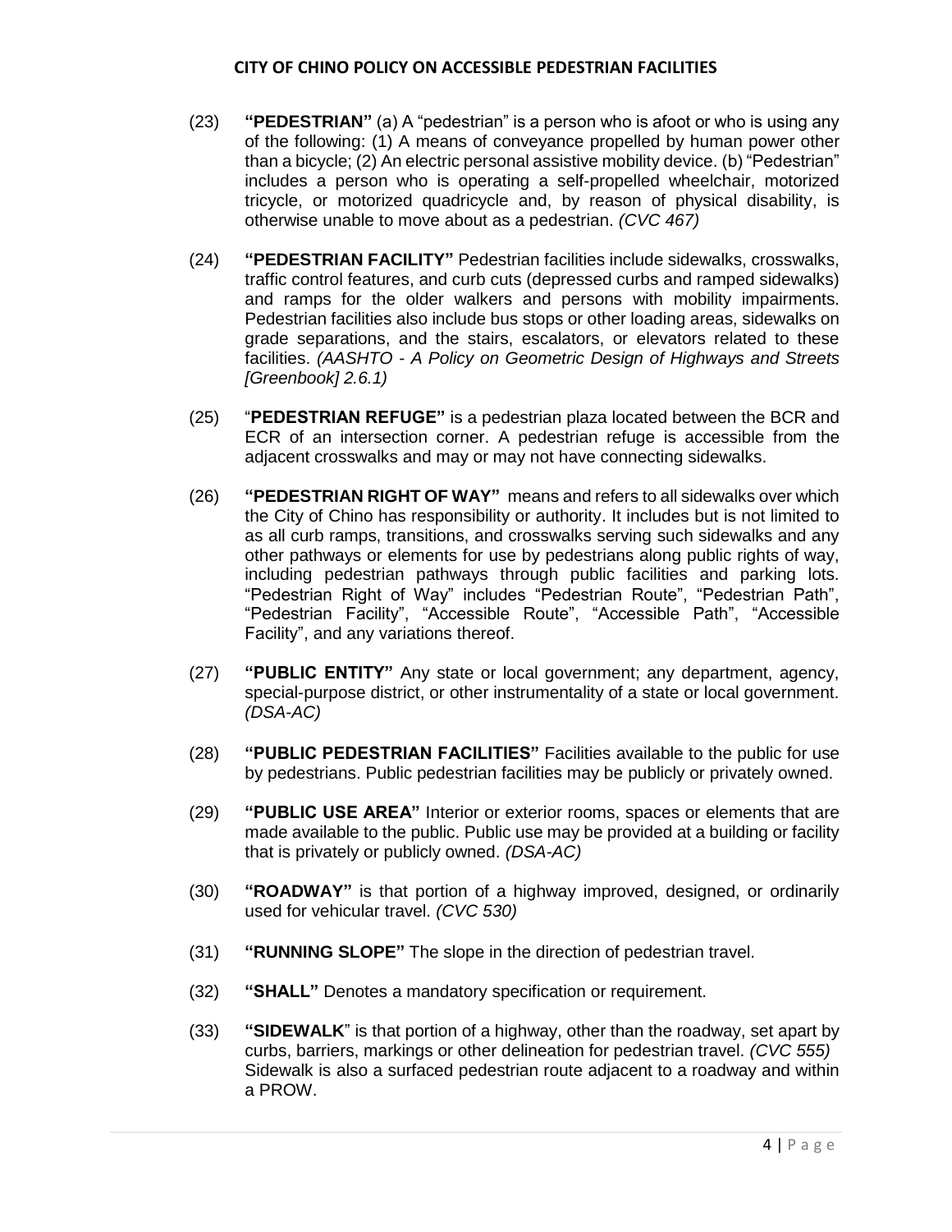(23) **"PEDESTRIAN"** (a) A "pedestrian" is a person who is afoot or who is using any of the following: (1) A means of conveyance propelled by human power other than a bicycle; (2) An electric personal assistive mobility device. (b) "Pedestrian" includes a person who is operating a self-propelled wheelchair, motorized tricycle, or motorized quadricycle and, by reason of physical disability, is otherwise unable to move about as a pedestrian. *(CVC 467)*

(24) **"PEDESTRIAN FACILITY"** Pedestrian facilities include sidewalks, crosswalks, traffic control features, and curb cuts (depressed curbs and ramped sidewalks) and ramps for the older walkers and persons with mobility impairments. Pedestrian facilities also include bus stops or other loading areas, sidewalks on grade separations, and the stairs, escalators, or elevators related to these facilities. *(AASHTO - A Policy on Geometric Design of Highways and Streets [Greenbook] 2.6.1)*

(25) "**PEDESTRIAN REFUGE"** is a pedestrian plaza located between the BCR and ECR of an intersection corner. A pedestrian refuge is accessible from the adjacent crosswalks and may or may not have connecting sidewalks.

(26) **"PEDESTRIAN RIGHT OF WAY"** means and refers to all sidewalks over which the City of Chino has responsibility or authority. It includes but is not limited to as all curb ramps, transitions, and crosswalks serving such sidewalks and any other pathways or elements for use by pedestrians along public rights of way, including pedestrian pathways through public facilities and parking lots. "Pedestrian Right of Way" includes "Pedestrian Route", "Pedestrian Path", "Pedestrian Facility", "Accessible Route", "Accessible Path", "Accessible Facility", and any variations thereof.

(27) **"PUBLIC ENTITY"** Any state or local government; any department, agency, special-purpose district, or other instrumentality of a state or local government. *(DSA-AC)*

(28) **"PUBLIC PEDESTRIAN FACILITIES"** Facilities available to the public for use by pedestrians. Public pedestrian facilities may be publicly or privately owned.

(29) **"PUBLIC USE AREA"** Interior or exterior rooms, spaces or elements that are made available to the public. Public use may be provided at a building or facility that is privately or publicly owned. *(DSA-AC)*

(30) **"ROADWAY"** is that portion of a highway improved, designed, or ordinarily used for vehicular travel. *(CVC 530)*

(31) **"RUNNING SLOPE"** The slope in the direction of pedestrian travel.

(32) **"SHALL"** Denotes a mandatory specification or requirement.

(33) **"SIDEWALK**" is that portion of a highway, other than the roadway, set apart by curbs, barriers, markings or other delineation for pedestrian travel. *(CVC 555)* Sidewalk is also a surfaced pedestrian route adjacent to a roadway and within a PROW.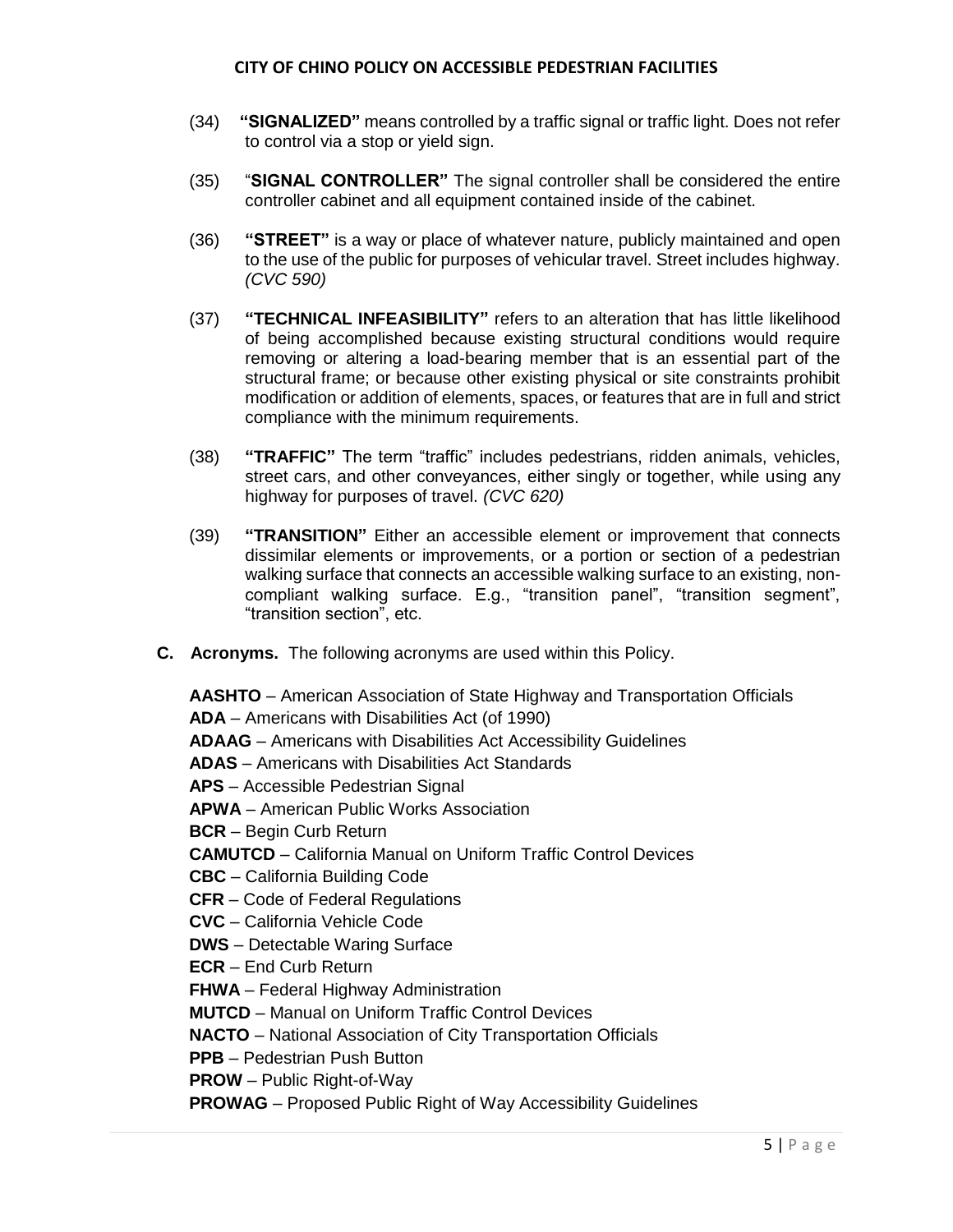(34) **"SIGNALIZED"** means controlled by a traffic signal or traffic light. Does not refer to control via a stop or yield sign.

(35) "**SIGNAL CONTROLLER"** The signal controller shall be considered the entire controller cabinet and all equipment contained inside of the cabinet.

(36) **"STREET"** is a way or place of whatever nature, publicly maintained and open to the use of the public for purposes of vehicular travel. Street includes highway. *(CVC 590)*

(37) **"TECHNICAL INFEASIBILITY"** refers to an alteration that has little likelihood of being accomplished because existing structural conditions would require removing or altering a load-bearing member that is an essential part of the structural frame; or because other existing physical or site constraints prohibit modification or addition of elements, spaces, or features that are in full and strict compliance with the minimum requirements.

(38) **"TRAFFIC"** The term "traffic" includes pedestrians, ridden animals, vehicles, street cars, and other conveyances, either singly or together, while using any highway for purposes of travel. *(CVC 620)*

(39) **"TRANSITION"** Either an accessible element or improvement that connects dissimilar elements or improvements, or a portion or section of a pedestrian walking surface that connects an accessible walking surface to an existing, non-compliant walking surface. E.g., "transition panel", "transition segment", "transition section", etc.

**C. Acronyms.** The following acronyms are used within this Policy.

**AASHTO** – American Association of State Highway and Transportation Officials
**ADA** – Americans with Disabilities Act (of 1990)
**ADAAG** – Americans with Disabilities Act Accessibility Guidelines
**ADAS** – Americans with Disabilities Act Standards
**APS** – Accessible Pedestrian Signal
**APWA** – American Public Works Association
**BCR** – Begin Curb Return
**CAMUTCD** – California Manual on Uniform Traffic Control Devices
**CBC** – California Building Code
**CFR** – Code of Federal Regulations
**CVC** – California Vehicle Code
**DWS** – Detectable Waring Surface
**ECR** – End Curb Return
**FHWA** – Federal Highway Administration
**MUTCD** – Manual on Uniform Traffic Control Devices
**NACTO** – National Association of City Transportation Officials
**PPB** – Pedestrian Push Button
**PROW** – Public Right-of-Way
**PROWAG** – Proposed Public Right of Way Accessibility Guidelines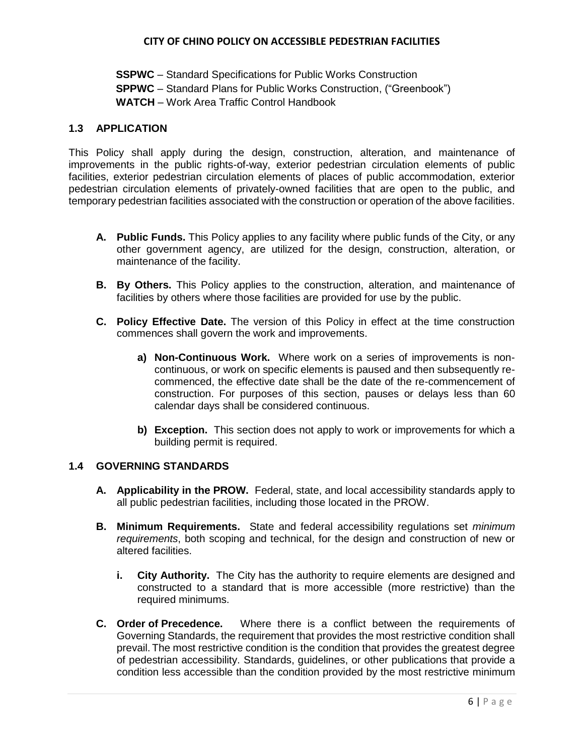**SSPWC** – Standard Specifications for Public Works Construction
**SPPWC** – Standard Plans for Public Works Construction, ("Greenbook")
**WATCH** – Work Area Traffic Control Handbook

### 1.3 APPLICATION

This Policy shall apply during the design, construction, alteration, and maintenance of improvements in the public rights-of-way, exterior pedestrian circulation elements of public facilities, exterior pedestrian circulation elements of places of public accommodation, exterior pedestrian circulation elements of privately-owned facilities that are open to the public, and temporary pedestrian facilities associated with the construction or operation of the above facilities.

- **A. Public Funds.** This Policy applies to any facility where public funds of the City, or any other government agency, are utilized for the design, construction, alteration, or maintenance of the facility.
- **B. By Others.** This Policy applies to the construction, alteration, and maintenance of facilities by others where those facilities are provided for use by the public.
- **C. Policy Effective Date.** The version of this Policy in effect at the time construction commences shall govern the work and improvements.
  - **a) Non-Continuous Work.** Where work on a series of improvements is non-continuous, or work on specific elements is paused and then subsequently re-commenced, the effective date shall be the date of the re-commencement of construction. For purposes of this section, pauses or delays less than 60 calendar days shall be considered continuous.
  - **b) Exception.** This section does not apply to work or improvements for which a building permit is required.

### 1.4 GOVERNING STANDARDS

- **A. Applicability in the PROW.** Federal, state, and local accessibility standards apply to all public pedestrian facilities, including those located in the PROW.
- **B. Minimum Requirements.** State and federal accessibility regulations set *minimum requirements*, both scoping and technical, for the design and construction of new or altered facilities.
  - **i. City Authority.** The City has the authority to require elements are designed and constructed to a standard that is more accessible (more restrictive) than the required minimums.
- **C. Order of Precedence.** Where there is a conflict between the requirements of Governing Standards, the requirement that provides the most restrictive condition shall prevail. The most restrictive condition is the condition that provides the greatest degree of pedestrian accessibility. Standards, guidelines, or other publications that provide a condition less accessible than the condition provided by the most restrictive minimum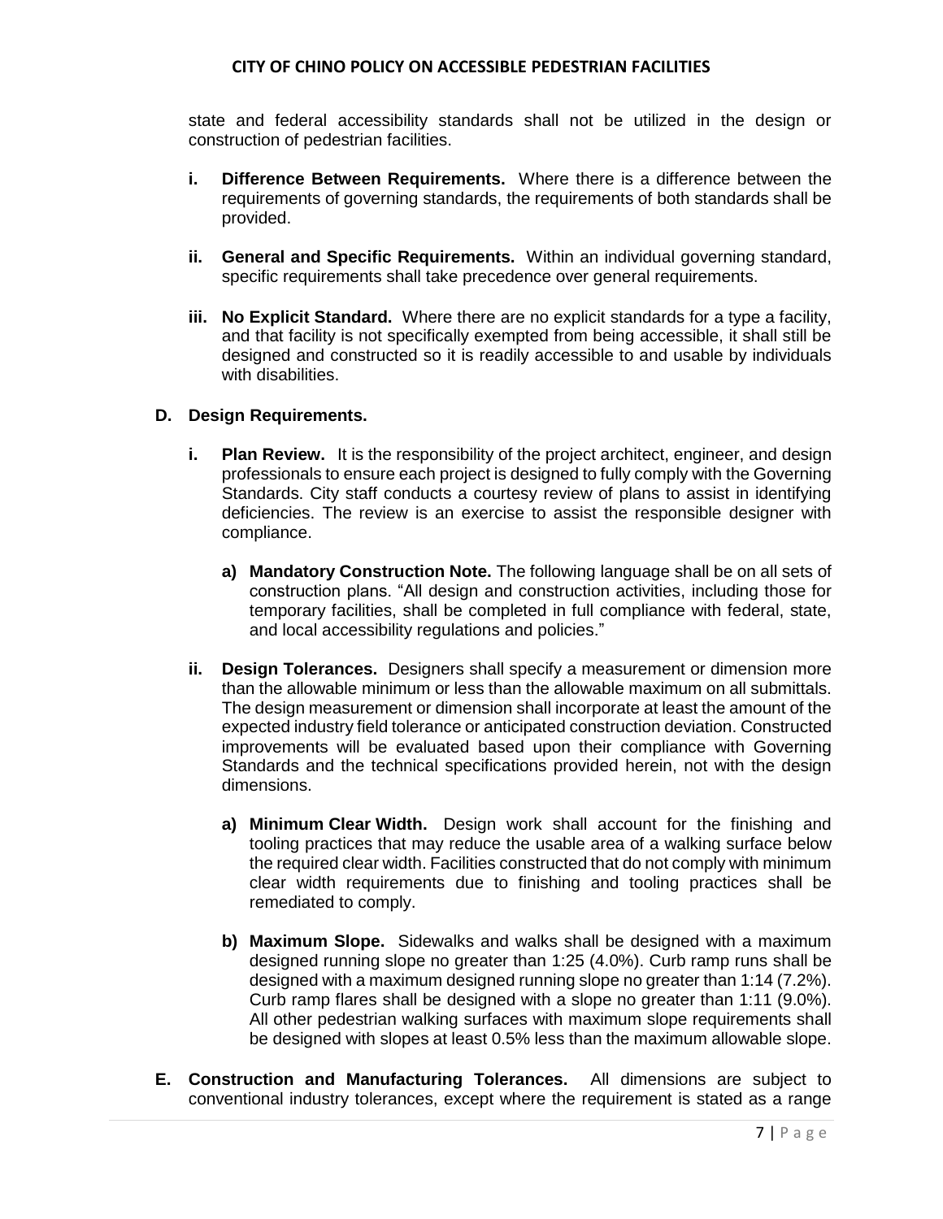state and federal accessibility standards shall not be utilized in the design or construction of pedestrian facilities.

- **i. Difference Between Requirements.** Where there is a difference between the requirements of governing standards, the requirements of both standards shall be provided.

- **ii. General and Specific Requirements.** Within an individual governing standard, specific requirements shall take precedence over general requirements.

- **iii. No Explicit Standard.** Where there are no explicit standards for a type a facility, and that facility is not specifically exempted from being accessible, it shall still be designed and constructed so it is readily accessible to and usable by individuals with disabilities.

**D. Design Requirements.**

- **i. Plan Review.** It is the responsibility of the project architect, engineer, and design professionals to ensure each project is designed to fully comply with the Governing Standards. City staff conducts a courtesy review of plans to assist in identifying deficiencies. The review is an exercise to assist the responsible designer with compliance.

  - **a) Mandatory Construction Note.** The following language shall be on all sets of construction plans. "All design and construction activities, including those for temporary facilities, shall be completed in full compliance with federal, state, and local accessibility regulations and policies."

- **ii. Design Tolerances.** Designers shall specify a measurement or dimension more than the allowable minimum or less than the allowable maximum on all submittals. The design measurement or dimension shall incorporate at least the amount of the expected industry field tolerance or anticipated construction deviation. Constructed improvements will be evaluated based upon their compliance with Governing Standards and the technical specifications provided herein, not with the design dimensions.

  - **a) Minimum Clear Width.** Design work shall account for the finishing and tooling practices that may reduce the usable area of a walking surface below the required clear width. Facilities constructed that do not comply with minimum clear width requirements due to finishing and tooling practices shall be remediated to comply.

  - **b) Maximum Slope.** Sidewalks and walks shall be designed with a maximum designed running slope no greater than 1:25 (4.0%). Curb ramp runs shall be designed with a maximum designed running slope no greater than 1:14 (7.2%). Curb ramp flares shall be designed with a slope no greater than 1:11 (9.0%). All other pedestrian walking surfaces with maximum slope requirements shall be designed with slopes at least 0.5% less than the maximum allowable slope.

**E. Construction and Manufacturing Tolerances.** All dimensions are subject to conventional industry tolerances, except where the requirement is stated as a range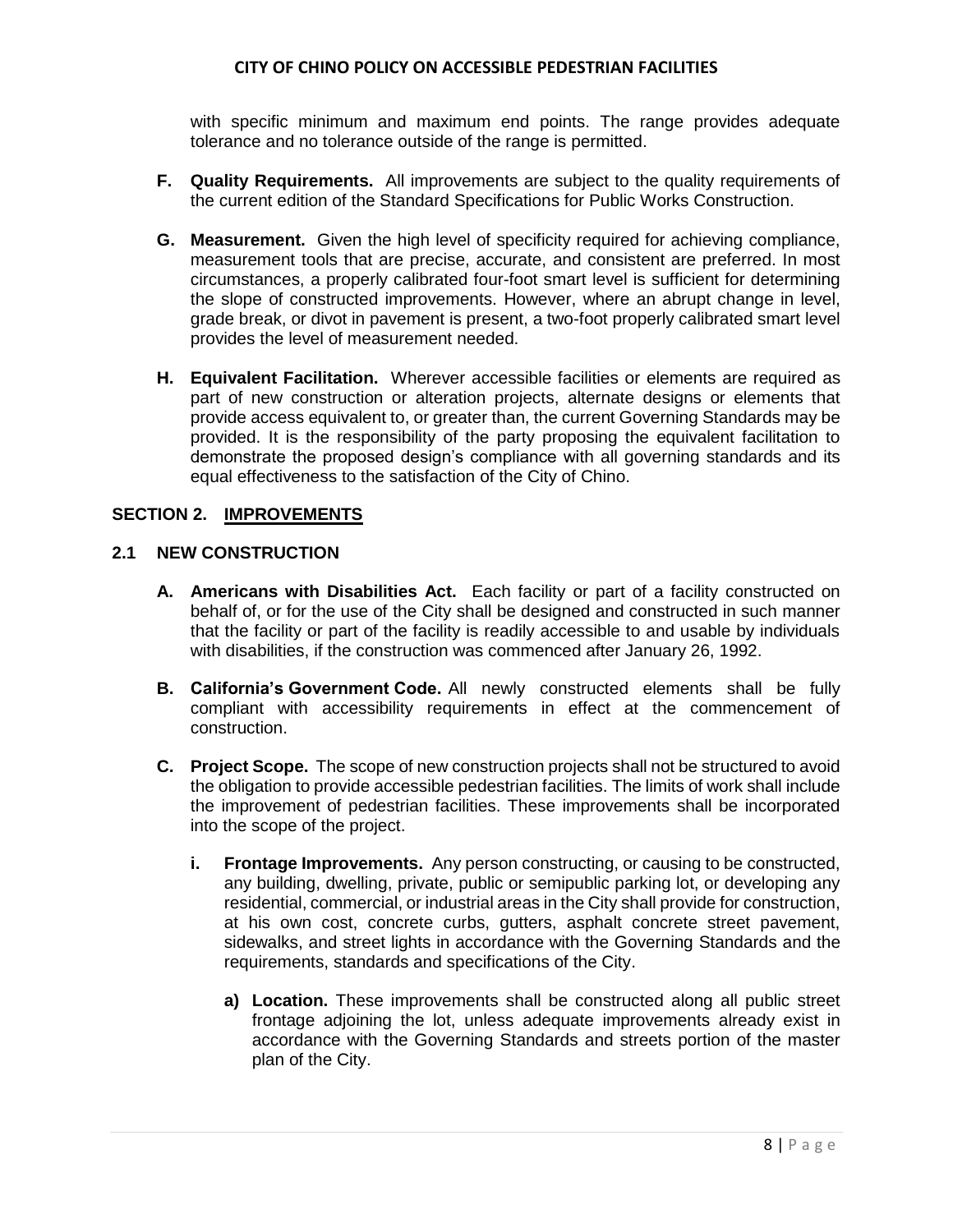with specific minimum and maximum end points. The range provides adequate tolerance and no tolerance outside of the range is permitted.

**F. Quality Requirements.** All improvements are subject to the quality requirements of the current edition of the Standard Specifications for Public Works Construction.

**G. Measurement.** Given the high level of specificity required for achieving compliance, measurement tools that are precise, accurate, and consistent are preferred. In most circumstances, a properly calibrated four-foot smart level is sufficient for determining the slope of constructed improvements. However, where an abrupt change in level, grade break, or divot in pavement is present, a two-foot properly calibrated smart level provides the level of measurement needed.

**H. Equivalent Facilitation.** Wherever accessible facilities or elements are required as part of new construction or alteration projects, alternate designs or elements that provide access equivalent to, or greater than, the current Governing Standards may be provided. It is the responsibility of the party proposing the equivalent facilitation to demonstrate the proposed design's compliance with all governing standards and its equal effectiveness to the satisfaction of the City of Chino.

## SECTION 2. IMPROVEMENTS

### 2.1 NEW CONSTRUCTION

**A. Americans with Disabilities Act.** Each facility or part of a facility constructed on behalf of, or for the use of the City shall be designed and constructed in such manner that the facility or part of the facility is readily accessible to and usable by individuals with disabilities, if the construction was commenced after January 26, 1992.

**B. California's Government Code.** All newly constructed elements shall be fully compliant with accessibility requirements in effect at the commencement of construction.

**C. Project Scope.** The scope of new construction projects shall not be structured to avoid the obligation to provide accessible pedestrian facilities. The limits of work shall include the improvement of pedestrian facilities. These improvements shall be incorporated into the scope of the project.

**i. Frontage Improvements.** Any person constructing, or causing to be constructed, any building, dwelling, private, public or semipublic parking lot, or developing any residential, commercial, or industrial areas in the City shall provide for construction, at his own cost, concrete curbs, gutters, asphalt concrete street pavement, sidewalks, and street lights in accordance with the Governing Standards and the requirements, standards and specifications of the City.

**a) Location.** These improvements shall be constructed along all public street frontage adjoining the lot, unless adequate improvements already exist in accordance with the Governing Standards and streets portion of the master plan of the City.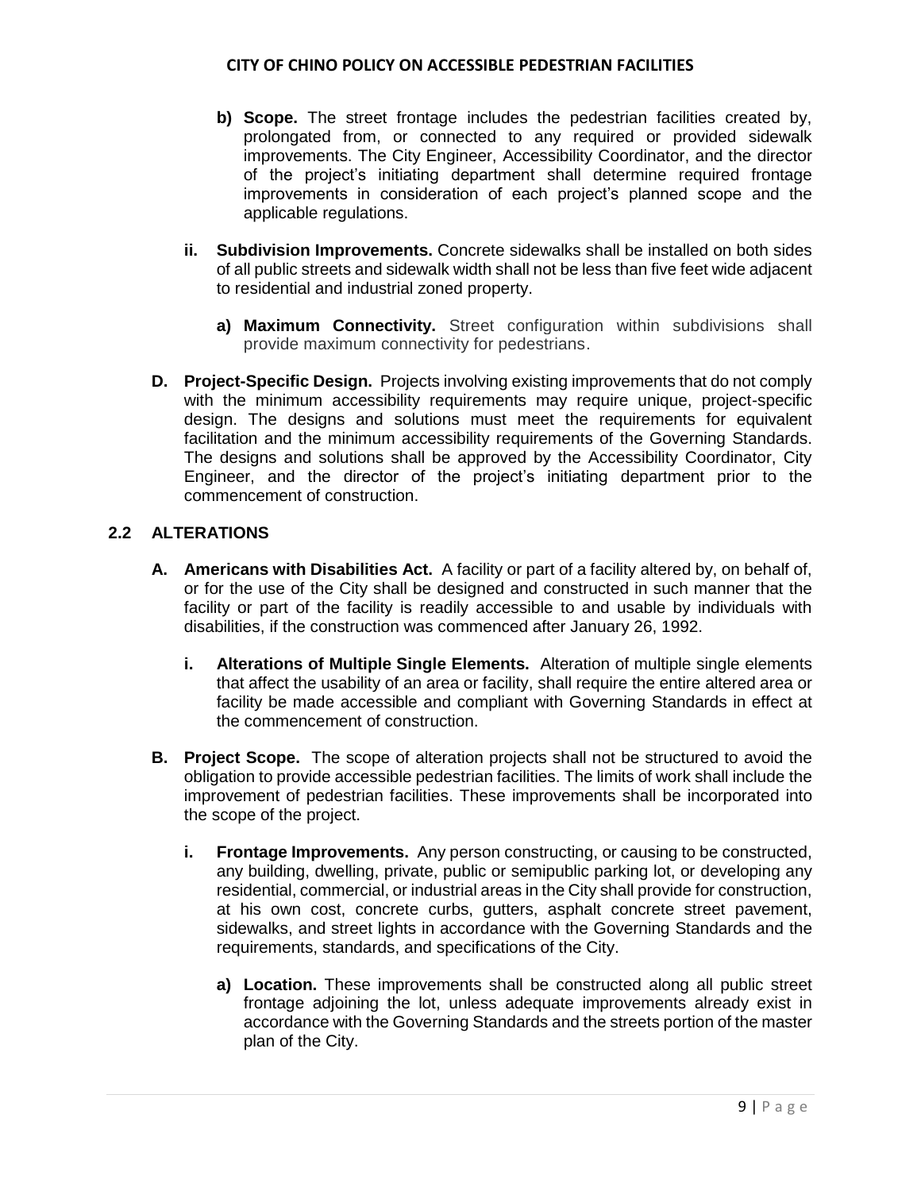**b) Scope.** The street frontage includes the pedestrian facilities created by, prolongated from, or connected to any required or provided sidewalk improvements. The City Engineer, Accessibility Coordinator, and the director of the project's initiating department shall determine required frontage improvements in consideration of each project's planned scope and the applicable regulations.

**ii. Subdivision Improvements.** Concrete sidewalks shall be installed on both sides of all public streets and sidewalk width shall not be less than five feet wide adjacent to residential and industrial zoned property.

**a) Maximum Connectivity.** Street configuration within subdivisions shall provide maximum connectivity for pedestrians.

**D. Project-Specific Design.** Projects involving existing improvements that do not comply with the minimum accessibility requirements may require unique, project-specific design. The designs and solutions must meet the requirements for equivalent facilitation and the minimum accessibility requirements of the Governing Standards. The designs and solutions shall be approved by the Accessibility Coordinator, City Engineer, and the director of the project's initiating department prior to the commencement of construction.

## 2.2 ALTERATIONS

**A. Americans with Disabilities Act.** A facility or part of a facility altered by, on behalf of, or for the use of the City shall be designed and constructed in such manner that the facility or part of the facility is readily accessible to and usable by individuals with disabilities, if the construction was commenced after January 26, 1992.

**i. Alterations of Multiple Single Elements.** Alteration of multiple single elements that affect the usability of an area or facility, shall require the entire altered area or facility be made accessible and compliant with Governing Standards in effect at the commencement of construction.

**B. Project Scope.** The scope of alteration projects shall not be structured to avoid the obligation to provide accessible pedestrian facilities. The limits of work shall include the improvement of pedestrian facilities. These improvements shall be incorporated into the scope of the project.

**i. Frontage Improvements.** Any person constructing, or causing to be constructed, any building, dwelling, private, public or semipublic parking lot, or developing any residential, commercial, or industrial areas in the City shall provide for construction, at his own cost, concrete curbs, gutters, asphalt concrete street pavement, sidewalks, and street lights in accordance with the Governing Standards and the requirements, standards, and specifications of the City.

**a) Location.** These improvements shall be constructed along all public street frontage adjoining the lot, unless adequate improvements already exist in accordance with the Governing Standards and the streets portion of the master plan of the City.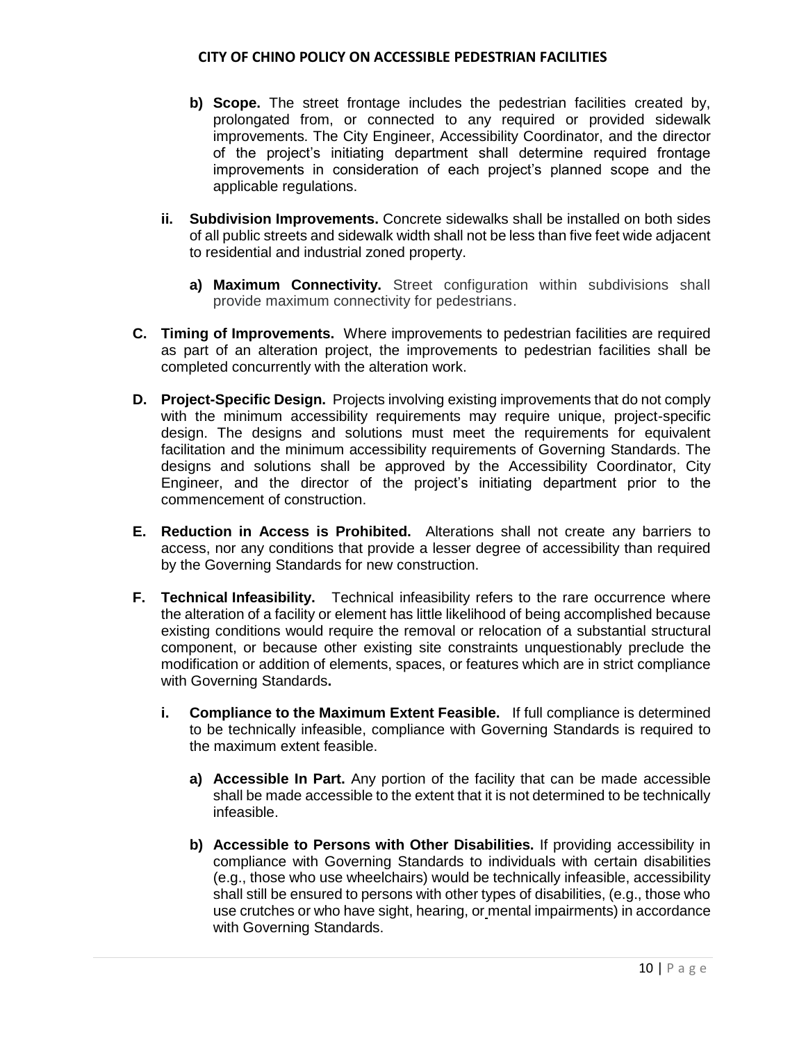- **b) Scope.** The street frontage includes the pedestrian facilities created by, prolongated from, or connected to any required or provided sidewalk improvements. The City Engineer, Accessibility Coordinator, and the director of the project's initiating department shall determine required frontage improvements in consideration of each project's planned scope and the applicable regulations.

- **ii. Subdivision Improvements.** Concrete sidewalks shall be installed on both sides of all public streets and sidewalk width shall not be less than five feet wide adjacent to residential and industrial zoned property.

  - **a) Maximum Connectivity.** Street configuration within subdivisions shall provide maximum connectivity for pedestrians.

**C. Timing of Improvements.** Where improvements to pedestrian facilities are required as part of an alteration project, the improvements to pedestrian facilities shall be completed concurrently with the alteration work.

**D. Project-Specific Design.** Projects involving existing improvements that do not comply with the minimum accessibility requirements may require unique, project-specific design. The designs and solutions must meet the requirements for equivalent facilitation and the minimum accessibility requirements of Governing Standards. The designs and solutions shall be approved by the Accessibility Coordinator, City Engineer, and the director of the project's initiating department prior to the commencement of construction.

**E. Reduction in Access is Prohibited.** Alterations shall not create any barriers to access, nor any conditions that provide a lesser degree of accessibility than required by the Governing Standards for new construction.

**F. Technical Infeasibility.** Technical infeasibility refers to the rare occurrence where the alteration of a facility or element has little likelihood of being accomplished because existing conditions would require the removal or relocation of a substantial structural component, or because other existing site constraints unquestionably preclude the modification or addition of elements, spaces, or features which are in strict compliance with Governing Standards**.**

- **i. Compliance to the Maximum Extent Feasible.** If full compliance is determined to be technically infeasible, compliance with Governing Standards is required to the maximum extent feasible.

  - **a) Accessible In Part.** Any portion of the facility that can be made accessible shall be made accessible to the extent that it is not determined to be technically infeasible.

  - **b) Accessible to Persons with Other Disabilities.** If providing accessibility in compliance with Governing Standards to individuals with certain disabilities (e.g., those who use wheelchairs) would be technically infeasible, accessibility shall still be ensured to persons with other types of disabilities, (e.g., those who use crutches or who have sight, hearing, or mental impairments) in accordance with Governing Standards.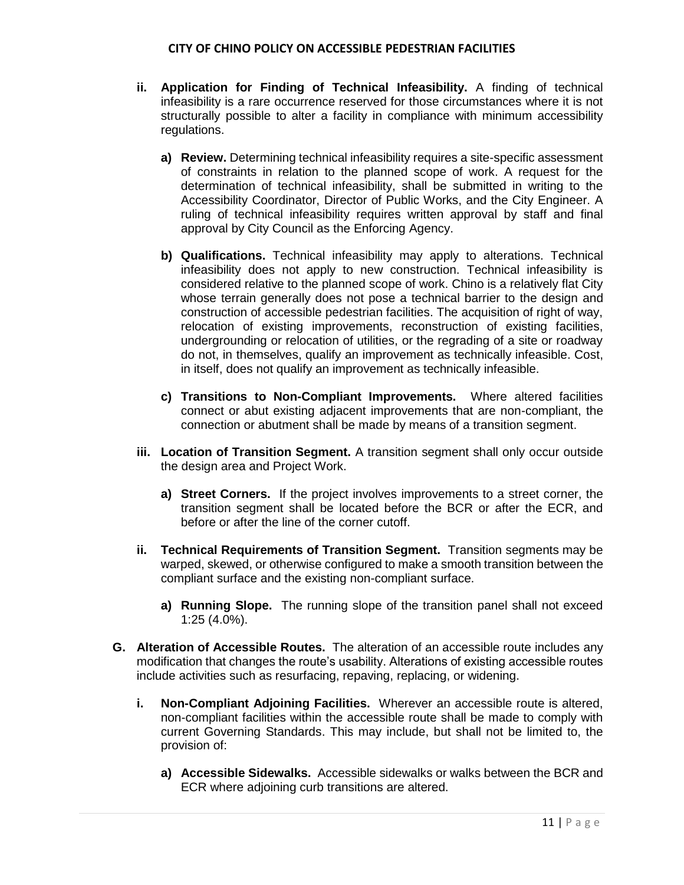- **ii. Application for Finding of Technical Infeasibility.** A finding of technical infeasibility is a rare occurrence reserved for those circumstances where it is not structurally possible to alter a facility in compliance with minimum accessibility regulations.

  - **a) Review.** Determining technical infeasibility requires a site-specific assessment of constraints in relation to the planned scope of work. A request for the determination of technical infeasibility, shall be submitted in writing to the Accessibility Coordinator, Director of Public Works, and the City Engineer. A ruling of technical infeasibility requires written approval by staff and final approval by City Council as the Enforcing Agency.

  - **b) Qualifications.** Technical infeasibility may apply to alterations. Technical infeasibility does not apply to new construction. Technical infeasibility is considered relative to the planned scope of work. Chino is a relatively flat City whose terrain generally does not pose a technical barrier to the design and construction of accessible pedestrian facilities. The acquisition of right of way, relocation of existing improvements, reconstruction of existing facilities, undergrounding or relocation of utilities, or the regrading of a site or roadway do not, in themselves, qualify an improvement as technically infeasible. Cost, in itself, does not qualify an improvement as technically infeasible.

  - **c) Transitions to Non-Compliant Improvements.** Where altered facilities connect or abut existing adjacent improvements that are non-compliant, the connection or abutment shall be made by means of a transition segment.

- **iii. Location of Transition Segment.** A transition segment shall only occur outside the design area and Project Work.

  - **a) Street Corners.** If the project involves improvements to a street corner, the transition segment shall be located before the BCR or after the ECR, and before or after the line of the corner cutoff.

- **ii. Technical Requirements of Transition Segment.** Transition segments may be warped, skewed, or otherwise configured to make a smooth transition between the compliant surface and the existing non-compliant surface.

  - **a) Running Slope.** The running slope of the transition panel shall not exceed 1:25 (4.0%).

**G. Alteration of Accessible Routes.** The alteration of an accessible route includes any modification that changes the route's usability. Alterations of existing accessible routes include activities such as resurfacing, repaving, replacing, or widening.

- **i. Non-Compliant Adjoining Facilities.** Wherever an accessible route is altered, non-compliant facilities within the accessible route shall be made to comply with current Governing Standards. This may include, but shall not be limited to, the provision of:

  - **a) Accessible Sidewalks.** Accessible sidewalks or walks between the BCR and ECR where adjoining curb transitions are altered.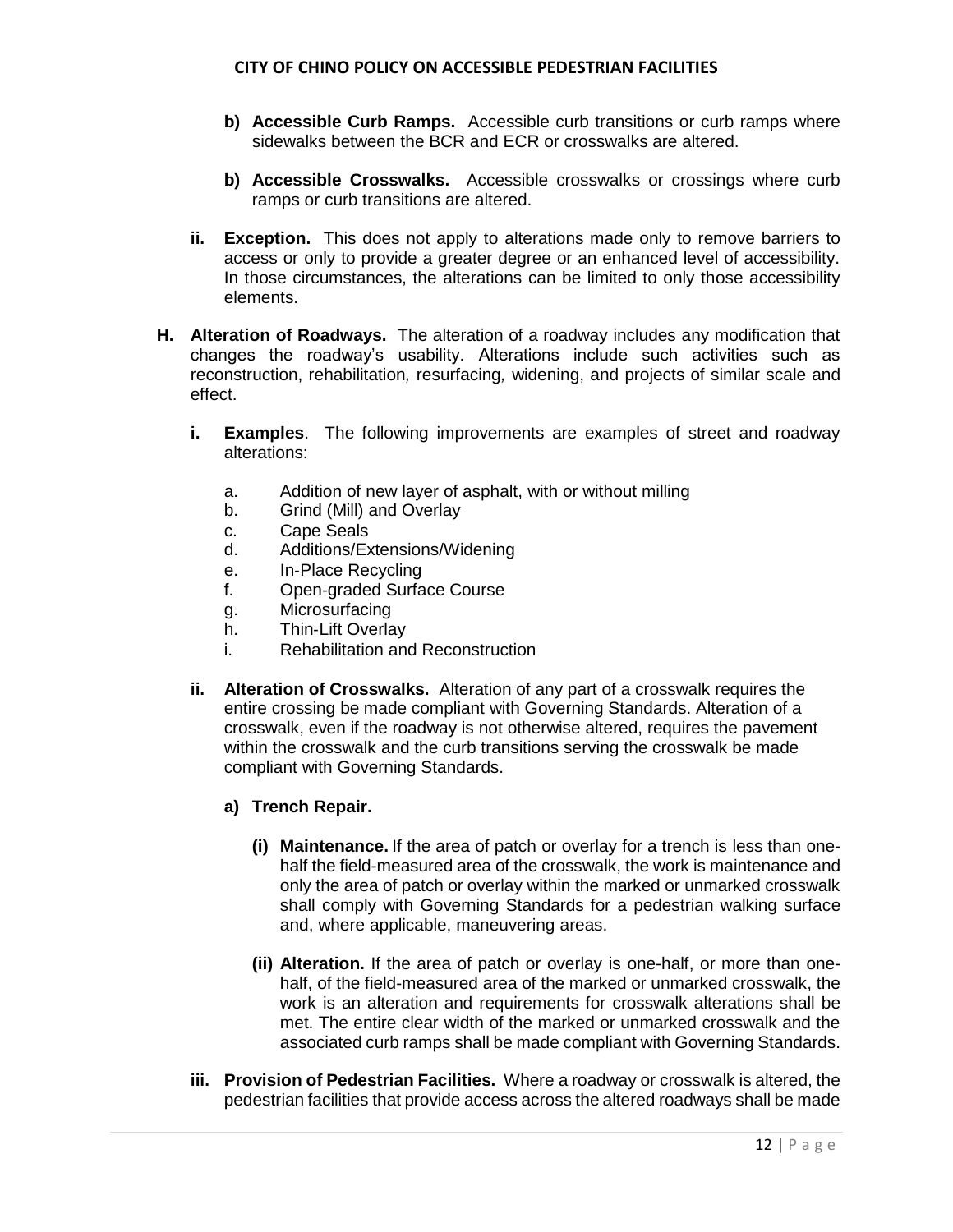**b) Accessible Curb Ramps.** Accessible curb transitions or curb ramps where sidewalks between the BCR and ECR or crosswalks are altered.

**b) Accessible Crosswalks.** Accessible crosswalks or crossings where curb ramps or curb transitions are altered.

**ii. Exception.** This does not apply to alterations made only to remove barriers to access or only to provide a greater degree or an enhanced level of accessibility. In those circumstances, the alterations can be limited to only those accessibility elements.

**H. Alteration of Roadways.** The alteration of a roadway includes any modification that changes the roadway's usability. Alterations include such activities such as reconstruction, rehabilitation, resurfacing, widening, and projects of similar scale and effect.

**i. Examples**. The following improvements are examples of street and roadway alterations:

a. Addition of new layer of asphalt, with or without milling
b. Grind (Mill) and Overlay
c. Cape Seals
d. Additions/Extensions/Widening
e. In-Place Recycling
f. Open-graded Surface Course
g. Microsurfacing
h. Thin-Lift Overlay
i. Rehabilitation and Reconstruction

**ii. Alteration of Crosswalks.** Alteration of any part of a crosswalk requires the entire crossing be made compliant with Governing Standards. Alteration of a crosswalk, even if the roadway is not otherwise altered, requires the pavement within the crosswalk and the curb transitions serving the crosswalk be made compliant with Governing Standards.

**a) Trench Repair.**

**(i) Maintenance.** If the area of patch or overlay for a trench is less than one-half the field-measured area of the crosswalk, the work is maintenance and only the area of patch or overlay within the marked or unmarked crosswalk shall comply with Governing Standards for a pedestrian walking surface and, where applicable, maneuvering areas.

**(ii) Alteration.** If the area of patch or overlay is one-half, or more than one-half, of the field-measured area of the marked or unmarked crosswalk, the work is an alteration and requirements for crosswalk alterations shall be met. The entire clear width of the marked or unmarked crosswalk and the associated curb ramps shall be made compliant with Governing Standards.

**iii. Provision of Pedestrian Facilities.** Where a roadway or crosswalk is altered, the pedestrian facilities that provide access across the altered roadways shall be made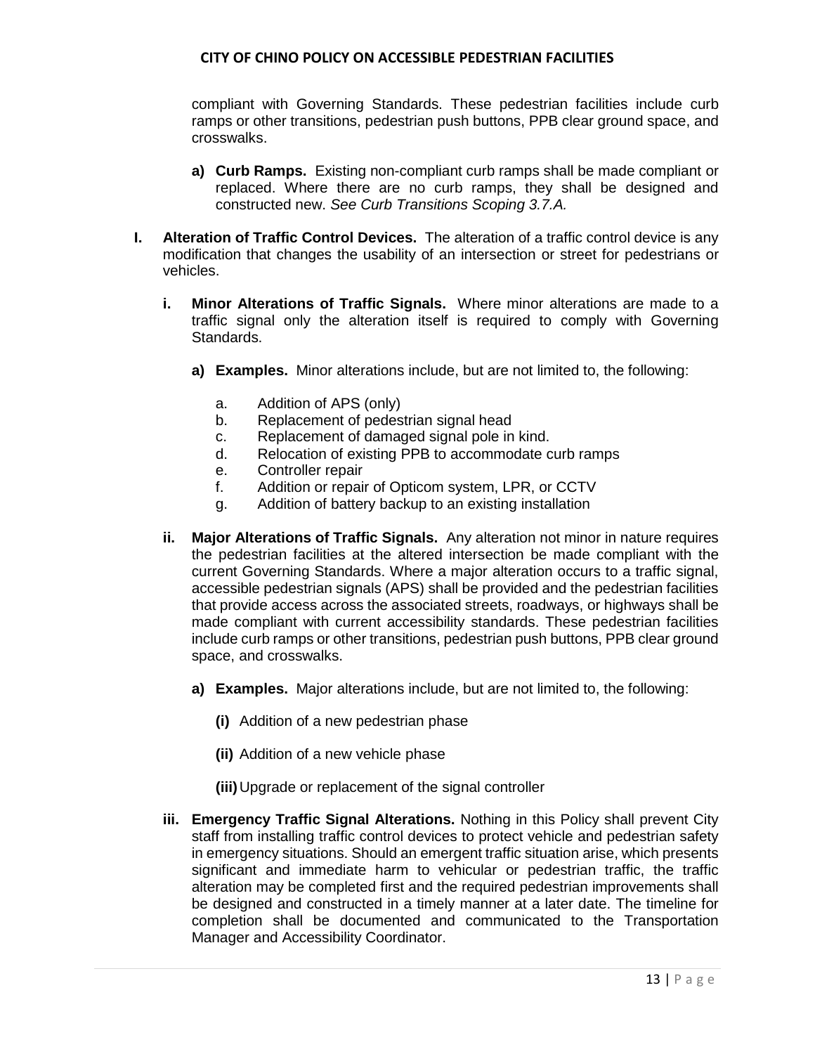compliant with Governing Standards. These pedestrian facilities include curb ramps or other transitions, pedestrian push buttons, PPB clear ground space, and crosswalks.

**a) Curb Ramps.** Existing non-compliant curb ramps shall be made compliant or replaced. Where there are no curb ramps, they shall be designed and constructed new. *See Curb Transitions Scoping 3.7.A.*

**I. Alteration of Traffic Control Devices.** The alteration of a traffic control device is any modification that changes the usability of an intersection or street for pedestrians or vehicles.

**i. Minor Alterations of Traffic Signals.** Where minor alterations are made to a traffic signal only the alteration itself is required to comply with Governing Standards.

**a) Examples.** Minor alterations include, but are not limited to, the following:

a. Addition of APS (only)
b. Replacement of pedestrian signal head
c. Replacement of damaged signal pole in kind.
d. Relocation of existing PPB to accommodate curb ramps
e. Controller repair
f. Addition or repair of Opticom system, LPR, or CCTV
g. Addition of battery backup to an existing installation

**ii. Major Alterations of Traffic Signals.** Any alteration not minor in nature requires the pedestrian facilities at the altered intersection be made compliant with the current Governing Standards. Where a major alteration occurs to a traffic signal, accessible pedestrian signals (APS) shall be provided and the pedestrian facilities that provide access across the associated streets, roadways, or highways shall be made compliant with current accessibility standards. These pedestrian facilities include curb ramps or other transitions, pedestrian push buttons, PPB clear ground space, and crosswalks.

**a) Examples.** Major alterations include, but are not limited to, the following:

**(i)** Addition of a new pedestrian phase

**(ii)** Addition of a new vehicle phase

**(iii)** Upgrade or replacement of the signal controller

**iii. Emergency Traffic Signal Alterations.** Nothing in this Policy shall prevent City staff from installing traffic control devices to protect vehicle and pedestrian safety in emergency situations. Should an emergent traffic situation arise, which presents significant and immediate harm to vehicular or pedestrian traffic, the traffic alteration may be completed first and the required pedestrian improvements shall be designed and constructed in a timely manner at a later date. The timeline for completion shall be documented and communicated to the Transportation Manager and Accessibility Coordinator.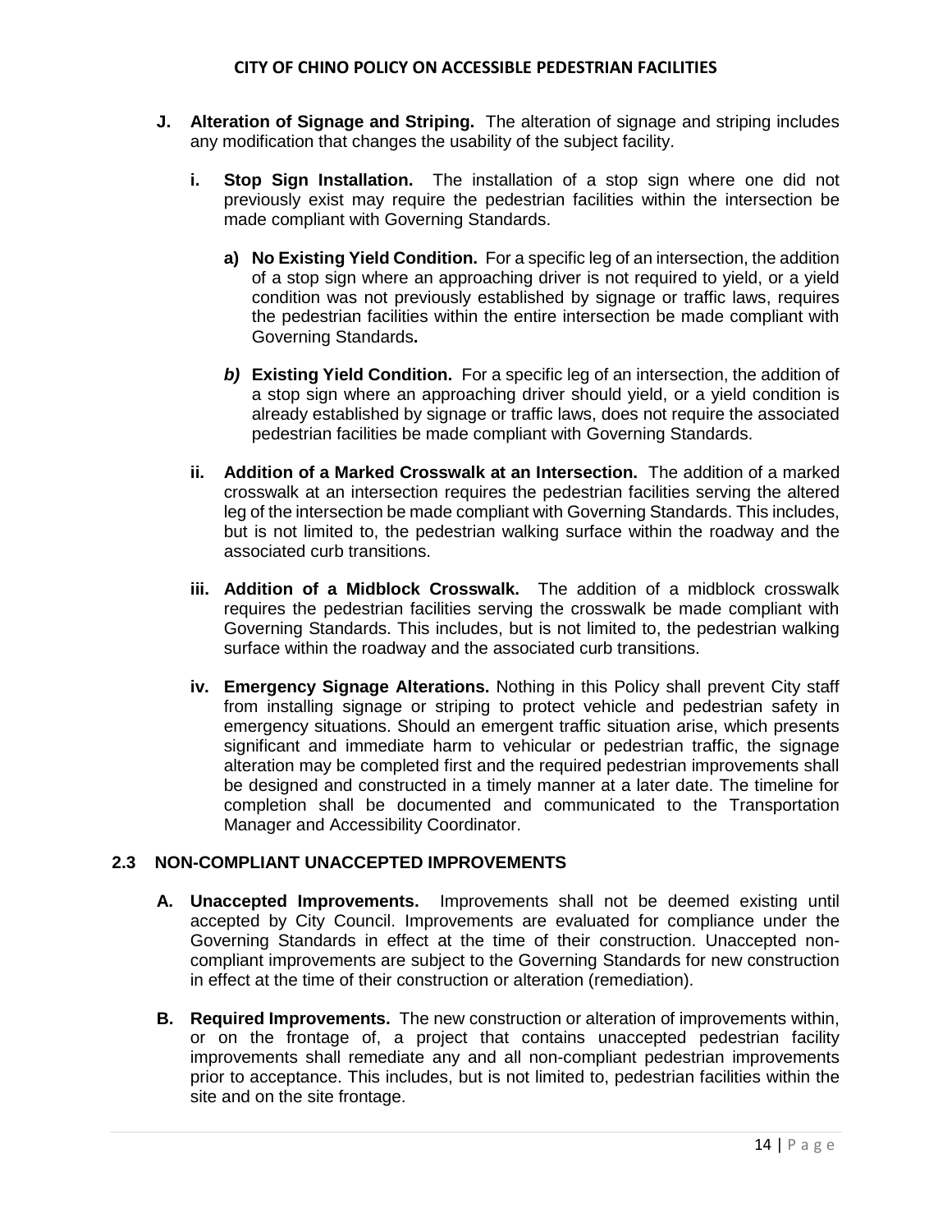**J. Alteration of Signage and Striping.** The alteration of signage and striping includes any modification that changes the usability of the subject facility.

**i. Stop Sign Installation.** The installation of a stop sign where one did not previously exist may require the pedestrian facilities within the intersection be made compliant with Governing Standards.

**a) No Existing Yield Condition.** For a specific leg of an intersection, the addition of a stop sign where an approaching driver is not required to yield, or a yield condition was not previously established by signage or traffic laws, requires the pedestrian facilities within the entire intersection be made compliant with Governing Standards**.**

***b)*** **Existing Yield Condition.** For a specific leg of an intersection, the addition of a stop sign where an approaching driver should yield, or a yield condition is already established by signage or traffic laws, does not require the associated pedestrian facilities be made compliant with Governing Standards.

**ii. Addition of a Marked Crosswalk at an Intersection.** The addition of a marked crosswalk at an intersection requires the pedestrian facilities serving the altered leg of the intersection be made compliant with Governing Standards. This includes, but is not limited to, the pedestrian walking surface within the roadway and the associated curb transitions.

**iii. Addition of a Midblock Crosswalk.** The addition of a midblock crosswalk requires the pedestrian facilities serving the crosswalk be made compliant with Governing Standards. This includes, but is not limited to, the pedestrian walking surface within the roadway and the associated curb transitions.

**iv. Emergency Signage Alterations.** Nothing in this Policy shall prevent City staff from installing signage or striping to protect vehicle and pedestrian safety in emergency situations. Should an emergent traffic situation arise, which presents significant and immediate harm to vehicular or pedestrian traffic, the signage alteration may be completed first and the required pedestrian improvements shall be designed and constructed in a timely manner at a later date. The timeline for completion shall be documented and communicated to the Transportation Manager and Accessibility Coordinator.

### 2.3 NON-COMPLIANT UNACCEPTED IMPROVEMENTS

**A. Unaccepted Improvements.** Improvements shall not be deemed existing until accepted by City Council. Improvements are evaluated for compliance under the Governing Standards in effect at the time of their construction. Unaccepted non-compliant improvements are subject to the Governing Standards for new construction in effect at the time of their construction or alteration (remediation).

**B. Required Improvements.** The new construction or alteration of improvements within, or on the frontage of, a project that contains unaccepted pedestrian facility improvements shall remediate any and all non-compliant pedestrian improvements prior to acceptance. This includes, but is not limited to, pedestrian facilities within the site and on the site frontage.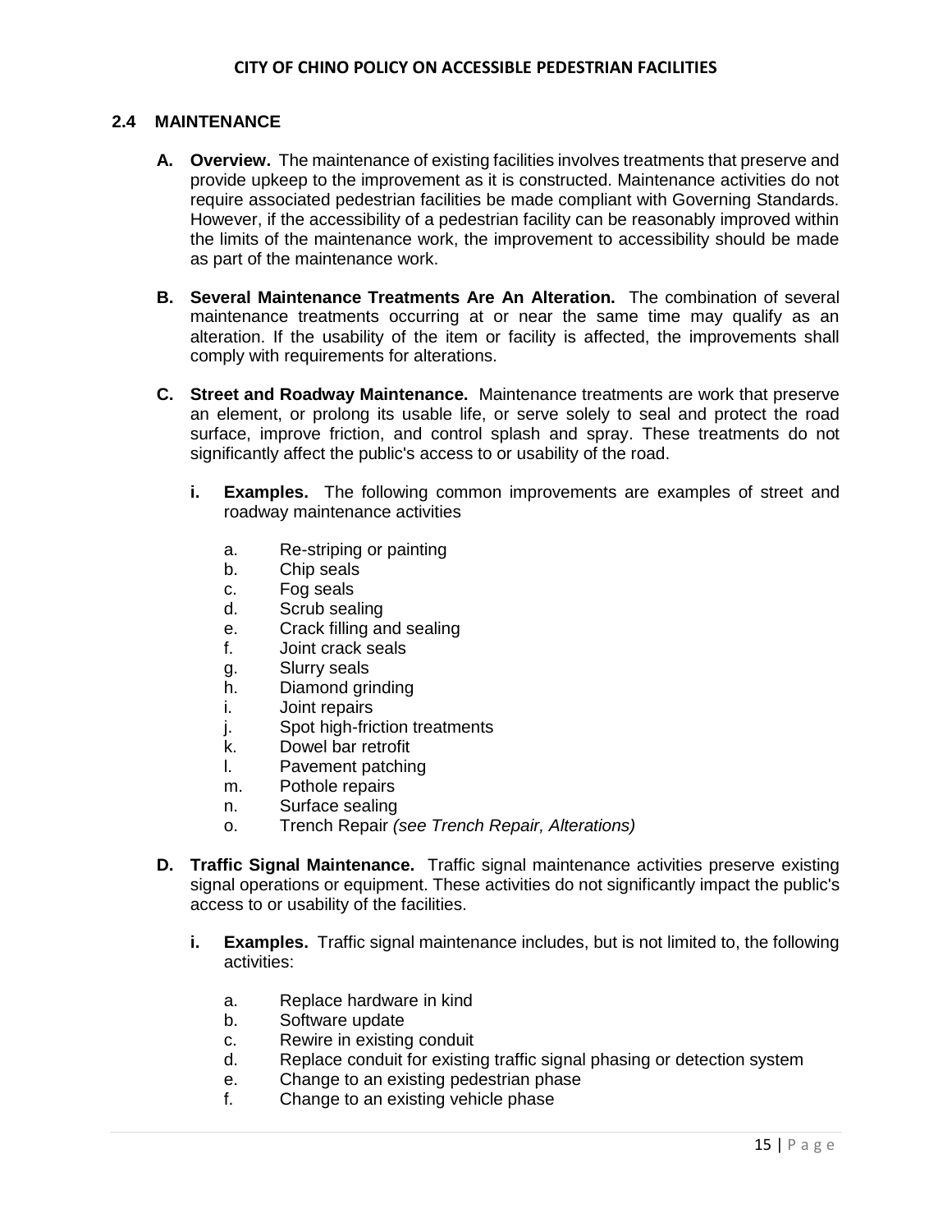## 2.4 MAINTENANCE

**A. Overview.** The maintenance of existing facilities involves treatments that preserve and provide upkeep to the improvement as it is constructed. Maintenance activities do not require associated pedestrian facilities be made compliant with Governing Standards. However, if the accessibility of a pedestrian facility can be reasonably improved within the limits of the maintenance work, the improvement to accessibility should be made as part of the maintenance work.

**B. Several Maintenance Treatments Are An Alteration.** The combination of several maintenance treatments occurring at or near the same time may qualify as an alteration. If the usability of the item or facility is affected, the improvements shall comply with requirements for alterations.

**C. Street and Roadway Maintenance.** Maintenance treatments are work that preserve an element, or prolong its usable life, or serve solely to seal and protect the road surface, improve friction, and control splash and spray. These treatments do not significantly affect the public's access to or usability of the road.

**i. Examples.** The following common improvements are examples of street and roadway maintenance activities

a. Re-striping or painting
b. Chip seals
c. Fog seals
d. Scrub sealing
e. Crack filling and sealing
f. Joint crack seals
g. Slurry seals
h. Diamond grinding
i. Joint repairs
j. Spot high-friction treatments
k. Dowel bar retrofit
l. Pavement patching
m. Pothole repairs
n. Surface sealing
o. Trench Repair *(see Trench Repair, Alterations)*

**D. Traffic Signal Maintenance.** Traffic signal maintenance activities preserve existing signal operations or equipment. These activities do not significantly impact the public's access to or usability of the facilities.

**i. Examples.** Traffic signal maintenance includes, but is not limited to, the following activities:

a. Replace hardware in kind
b. Software update
c. Rewire in existing conduit
d. Replace conduit for existing traffic signal phasing or detection system
e. Change to an existing pedestrian phase
f. Change to an existing vehicle phase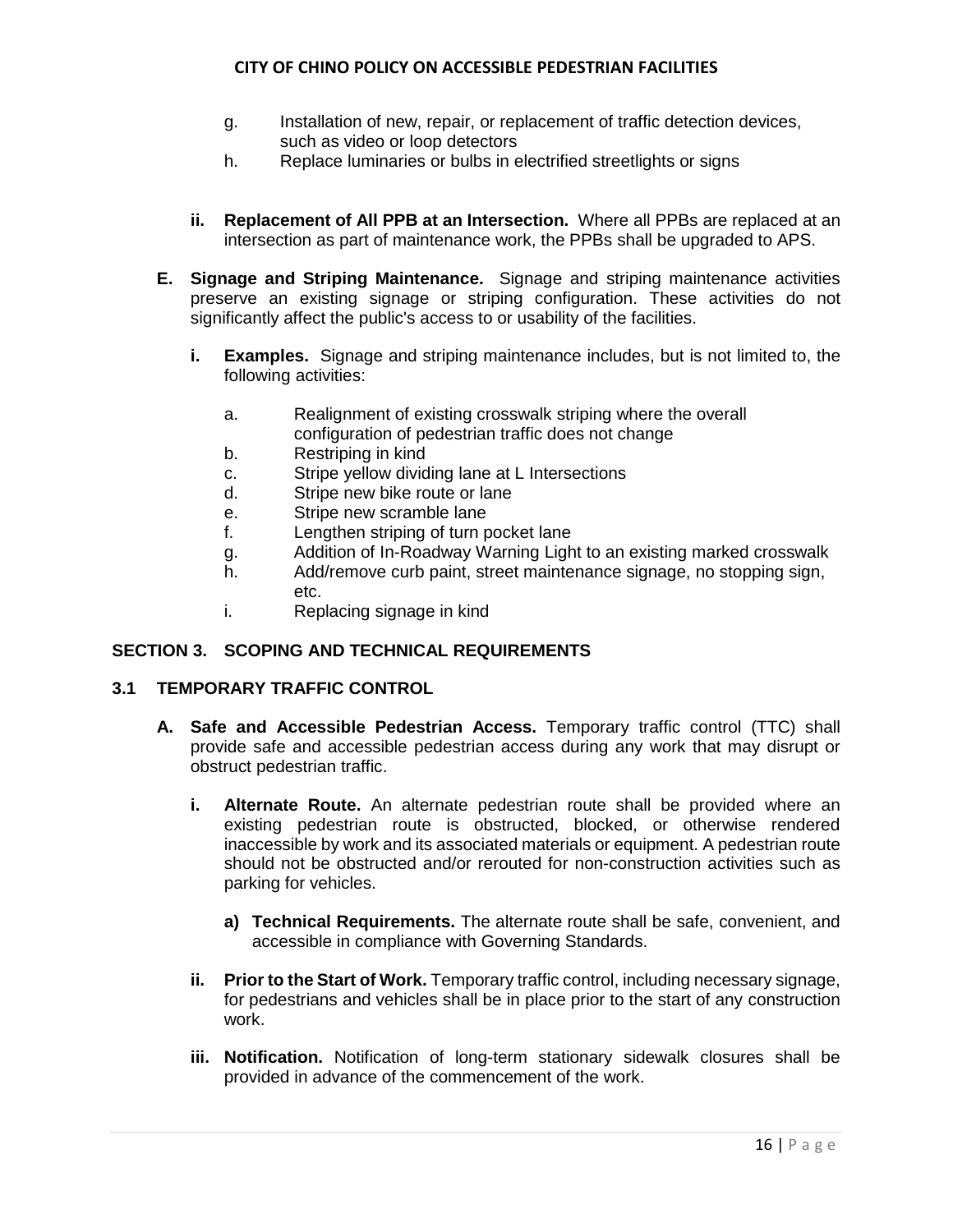g. Installation of new, repair, or replacement of traffic detection devices, such as video or loop detectors
h. Replace luminaries or bulbs in electrified streetlights or signs

**ii. Replacement of All PPB at an Intersection.** Where all PPBs are replaced at an intersection as part of maintenance work, the PPBs shall be upgraded to APS.

**E. Signage and Striping Maintenance.** Signage and striping maintenance activities preserve an existing signage or striping configuration. These activities do not significantly affect the public's access to or usability of the facilities.

**i. Examples.** Signage and striping maintenance includes, but is not limited to, the following activities:

a. Realignment of existing crosswalk striping where the overall configuration of pedestrian traffic does not change
b. Restriping in kind
c. Stripe yellow dividing lane at L Intersections
d. Stripe new bike route or lane
e. Stripe new scramble lane
f. Lengthen striping of turn pocket lane
g. Addition of In-Roadway Warning Light to an existing marked crosswalk
h. Add/remove curb paint, street maintenance signage, no stopping sign, etc.
i. Replacing signage in kind

## SECTION 3. SCOPING AND TECHNICAL REQUIREMENTS

### 3.1 TEMPORARY TRAFFIC CONTROL

**A. Safe and Accessible Pedestrian Access.** Temporary traffic control (TTC) shall provide safe and accessible pedestrian access during any work that may disrupt or obstruct pedestrian traffic.

**i. Alternate Route.** An alternate pedestrian route shall be provided where an existing pedestrian route is obstructed, blocked, or otherwise rendered inaccessible by work and its associated materials or equipment. A pedestrian route should not be obstructed and/or rerouted for non-construction activities such as parking for vehicles.

**a) Technical Requirements.** The alternate route shall be safe, convenient, and accessible in compliance with Governing Standards.

**ii. Prior to the Start of Work.** Temporary traffic control, including necessary signage, for pedestrians and vehicles shall be in place prior to the start of any construction work.

**iii. Notification.** Notification of long-term stationary sidewalk closures shall be provided in advance of the commencement of the work.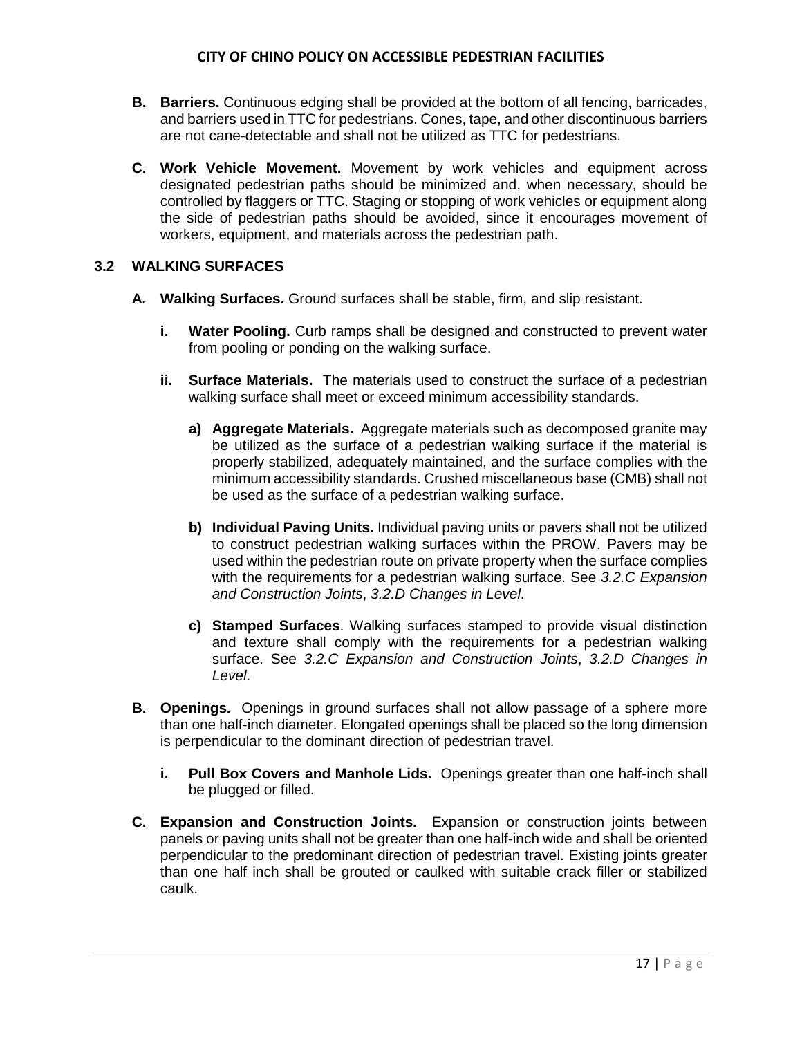**B. Barriers.** Continuous edging shall be provided at the bottom of all fencing, barricades, and barriers used in TTC for pedestrians. Cones, tape, and other discontinuous barriers are not cane-detectable and shall not be utilized as TTC for pedestrians.

**C. Work Vehicle Movement.** Movement by work vehicles and equipment across designated pedestrian paths should be minimized and, when necessary, should be controlled by flaggers or TTC. Staging or stopping of work vehicles or equipment along the side of pedestrian paths should be avoided, since it encourages movement of workers, equipment, and materials across the pedestrian path.

## 3.2 WALKING SURFACES

**A. Walking Surfaces.** Ground surfaces shall be stable, firm, and slip resistant.

- **i. Water Pooling.** Curb ramps shall be designed and constructed to prevent water from pooling or ponding on the walking surface.

- **ii. Surface Materials.** The materials used to construct the surface of a pedestrian walking surface shall meet or exceed minimum accessibility standards.

  - **a) Aggregate Materials.** Aggregate materials such as decomposed granite may be utilized as the surface of a pedestrian walking surface if the material is properly stabilized, adequately maintained, and the surface complies with the minimum accessibility standards. Crushed miscellaneous base (CMB) shall not be used as the surface of a pedestrian walking surface.

  - **b) Individual Paving Units.** Individual paving units or pavers shall not be utilized to construct pedestrian walking surfaces within the PROW. Pavers may be used within the pedestrian route on private property when the surface complies with the requirements for a pedestrian walking surface. See *3.2.C Expansion and Construction Joints*, *3.2.D Changes in Level*.

  - **c) Stamped Surfaces**. Walking surfaces stamped to provide visual distinction and texture shall comply with the requirements for a pedestrian walking surface. See *3.2.C Expansion and Construction Joints*, *3.2.D Changes in Level*.

**B. Openings.** Openings in ground surfaces shall not allow passage of a sphere more than one half-inch diameter. Elongated openings shall be placed so the long dimension is perpendicular to the dominant direction of pedestrian travel.

- **i. Pull Box Covers and Manhole Lids.** Openings greater than one half-inch shall be plugged or filled.

**C. Expansion and Construction Joints.** Expansion or construction joints between panels or paving units shall not be greater than one half-inch wide and shall be oriented perpendicular to the predominant direction of pedestrian travel. Existing joints greater than one half inch shall be grouted or caulked with suitable crack filler or stabilized caulk.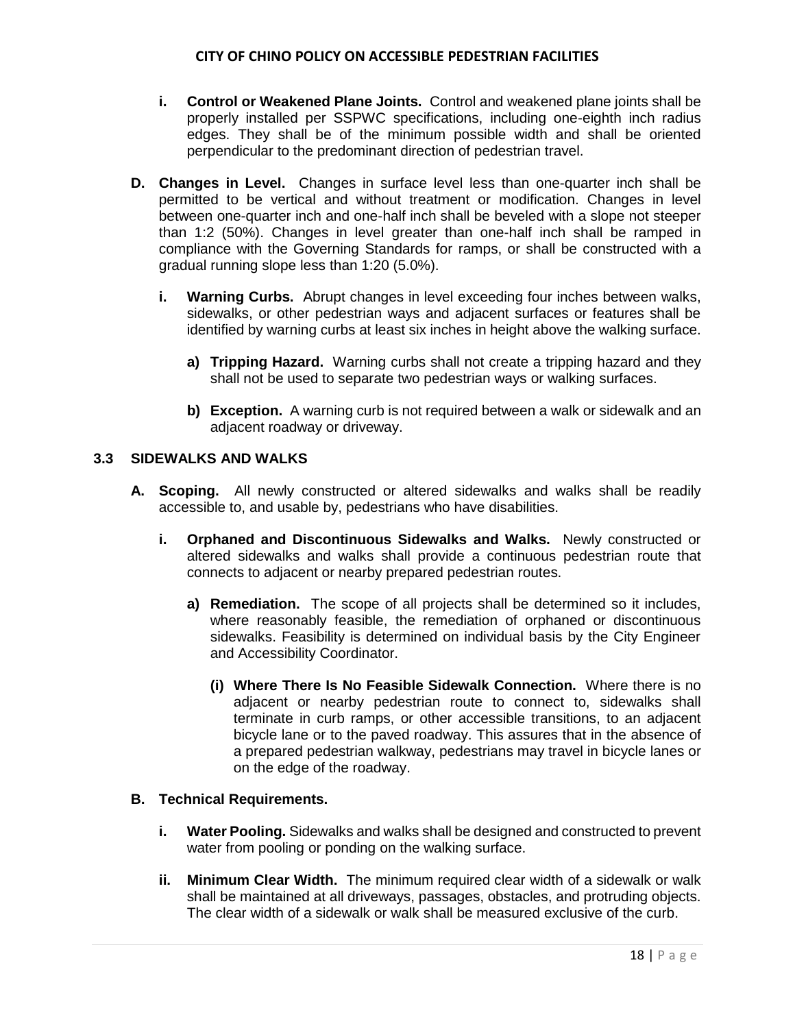**i. Control or Weakened Plane Joints.** Control and weakened plane joints shall be properly installed per SSPWC specifications, including one-eighth inch radius edges. They shall be of the minimum possible width and shall be oriented perpendicular to the predominant direction of pedestrian travel.

**D. Changes in Level.** Changes in surface level less than one-quarter inch shall be permitted to be vertical and without treatment or modification. Changes in level between one-quarter inch and one-half inch shall be beveled with a slope not steeper than 1:2 (50%). Changes in level greater than one-half inch shall be ramped in compliance with the Governing Standards for ramps, or shall be constructed with a gradual running slope less than 1:20 (5.0%).

**i. Warning Curbs.** Abrupt changes in level exceeding four inches between walks, sidewalks, or other pedestrian ways and adjacent surfaces or features shall be identified by warning curbs at least six inches in height above the walking surface.

**a) Tripping Hazard.** Warning curbs shall not create a tripping hazard and they shall not be used to separate two pedestrian ways or walking surfaces.

**b) Exception.** A warning curb is not required between a walk or sidewalk and an adjacent roadway or driveway.

## 3.3 SIDEWALKS AND WALKS

**A. Scoping.** All newly constructed or altered sidewalks and walks shall be readily accessible to, and usable by, pedestrians who have disabilities.

**i. Orphaned and Discontinuous Sidewalks and Walks.** Newly constructed or altered sidewalks and walks shall provide a continuous pedestrian route that connects to adjacent or nearby prepared pedestrian routes.

**a) Remediation.** The scope of all projects shall be determined so it includes, where reasonably feasible, the remediation of orphaned or discontinuous sidewalks. Feasibility is determined on individual basis by the City Engineer and Accessibility Coordinator.

**(i) Where There Is No Feasible Sidewalk Connection.** Where there is no adjacent or nearby pedestrian route to connect to, sidewalks shall terminate in curb ramps, or other accessible transitions, to an adjacent bicycle lane or to the paved roadway. This assures that in the absence of a prepared pedestrian walkway, pedestrians may travel in bicycle lanes or on the edge of the roadway.

**B. Technical Requirements.**

**i. Water Pooling.** Sidewalks and walks shall be designed and constructed to prevent water from pooling or ponding on the walking surface.

**ii. Minimum Clear Width.** The minimum required clear width of a sidewalk or walk shall be maintained at all driveways, passages, obstacles, and protruding objects. The clear width of a sidewalk or walk shall be measured exclusive of the curb.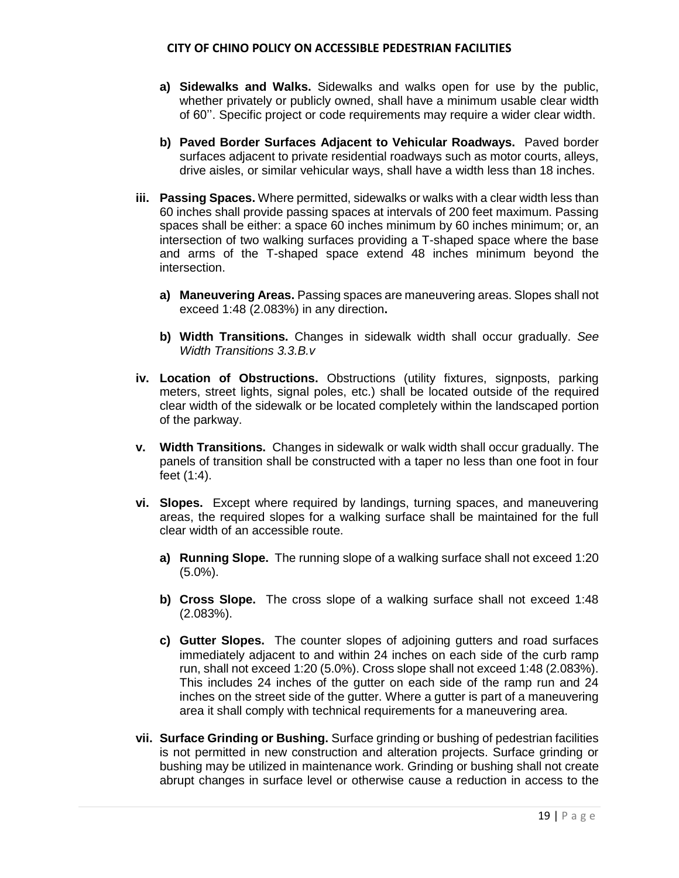- **a) Sidewalks and Walks.** Sidewalks and walks open for use by the public, whether privately or publicly owned, shall have a minimum usable clear width of 60''. Specific project or code requirements may require a wider clear width.

- **b) Paved Border Surfaces Adjacent to Vehicular Roadways.** Paved border surfaces adjacent to private residential roadways such as motor courts, alleys, drive aisles, or similar vehicular ways, shall have a width less than 18 inches.

**iii. Passing Spaces.** Where permitted, sidewalks or walks with a clear width less than 60 inches shall provide passing spaces at intervals of 200 feet maximum. Passing spaces shall be either: a space 60 inches minimum by 60 inches minimum; or, an intersection of two walking surfaces providing a T-shaped space where the base and arms of the T-shaped space extend 48 inches minimum beyond the intersection.

- **a) Maneuvering Areas.** Passing spaces are maneuvering areas. Slopes shall not exceed 1:48 (2.083%) in any direction**.**

- **b) Width Transitions.** Changes in sidewalk width shall occur gradually. *See Width Transitions 3.3.B.v*

**iv. Location of Obstructions.** Obstructions (utility fixtures, signposts, parking meters, street lights, signal poles, etc.) shall be located outside of the required clear width of the sidewalk or be located completely within the landscaped portion of the parkway.

**v. Width Transitions.** Changes in sidewalk or walk width shall occur gradually. The panels of transition shall be constructed with a taper no less than one foot in four feet (1:4).

**vi. Slopes.** Except where required by landings, turning spaces, and maneuvering areas, the required slopes for a walking surface shall be maintained for the full clear width of an accessible route.

- **a) Running Slope.** The running slope of a walking surface shall not exceed 1:20 (5.0%).

- **b) Cross Slope.** The cross slope of a walking surface shall not exceed 1:48 (2.083%).

- **c) Gutter Slopes.** The counter slopes of adjoining gutters and road surfaces immediately adjacent to and within 24 inches on each side of the curb ramp run, shall not exceed 1:20 (5.0%). Cross slope shall not exceed 1:48 (2.083%). This includes 24 inches of the gutter on each side of the ramp run and 24 inches on the street side of the gutter. Where a gutter is part of a maneuvering area it shall comply with technical requirements for a maneuvering area.

**vii. Surface Grinding or Bushing.** Surface grinding or bushing of pedestrian facilities is not permitted in new construction and alteration projects. Surface grinding or bushing may be utilized in maintenance work. Grinding or bushing shall not create abrupt changes in surface level or otherwise cause a reduction in access to the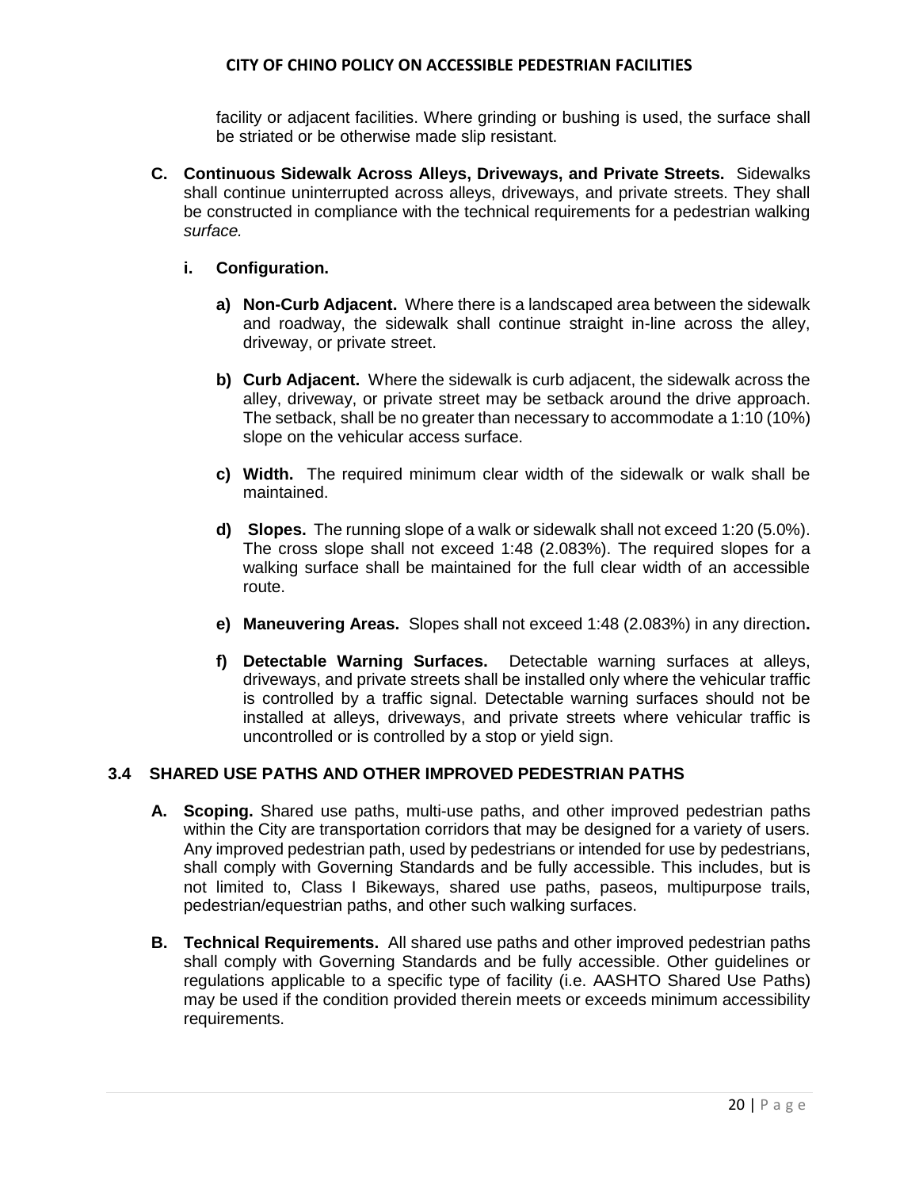facility or adjacent facilities. Where grinding or bushing is used, the surface shall be striated or be otherwise made slip resistant.

**C. Continuous Sidewalk Across Alleys, Driveways, and Private Streets.** Sidewalks shall continue uninterrupted across alleys, driveways, and private streets. They shall be constructed in compliance with the technical requirements for a pedestrian walking *surface.*

**i. Configuration.**

**a) Non-Curb Adjacent.** Where there is a landscaped area between the sidewalk and roadway, the sidewalk shall continue straight in-line across the alley, driveway, or private street.

**b) Curb Adjacent.** Where the sidewalk is curb adjacent, the sidewalk across the alley, driveway, or private street may be setback around the drive approach. The setback, shall be no greater than necessary to accommodate a 1:10 (10%) slope on the vehicular access surface.

**c) Width.** The required minimum clear width of the sidewalk or walk shall be maintained.

**d) Slopes.** The running slope of a walk or sidewalk shall not exceed 1:20 (5.0%). The cross slope shall not exceed 1:48 (2.083%). The required slopes for a walking surface shall be maintained for the full clear width of an accessible route.

**e) Maneuvering Areas.** Slopes shall not exceed 1:48 (2.083%) in any direction**.**

**f) Detectable Warning Surfaces.** Detectable warning surfaces at alleys, driveways, and private streets shall be installed only where the vehicular traffic is controlled by a traffic signal. Detectable warning surfaces should not be installed at alleys, driveways, and private streets where vehicular traffic is uncontrolled or is controlled by a stop or yield sign.

## 3.4 SHARED USE PATHS AND OTHER IMPROVED PEDESTRIAN PATHS

**A. Scoping.** Shared use paths, multi-use paths, and other improved pedestrian paths within the City are transportation corridors that may be designed for a variety of users. Any improved pedestrian path, used by pedestrians or intended for use by pedestrians, shall comply with Governing Standards and be fully accessible. This includes, but is not limited to, Class I Bikeways, shared use paths, paseos, multipurpose trails, pedestrian/equestrian paths, and other such walking surfaces.

**B. Technical Requirements.** All shared use paths and other improved pedestrian paths shall comply with Governing Standards and be fully accessible. Other guidelines or regulations applicable to a specific type of facility (i.e. AASHTO Shared Use Paths) may be used if the condition provided therein meets or exceeds minimum accessibility requirements.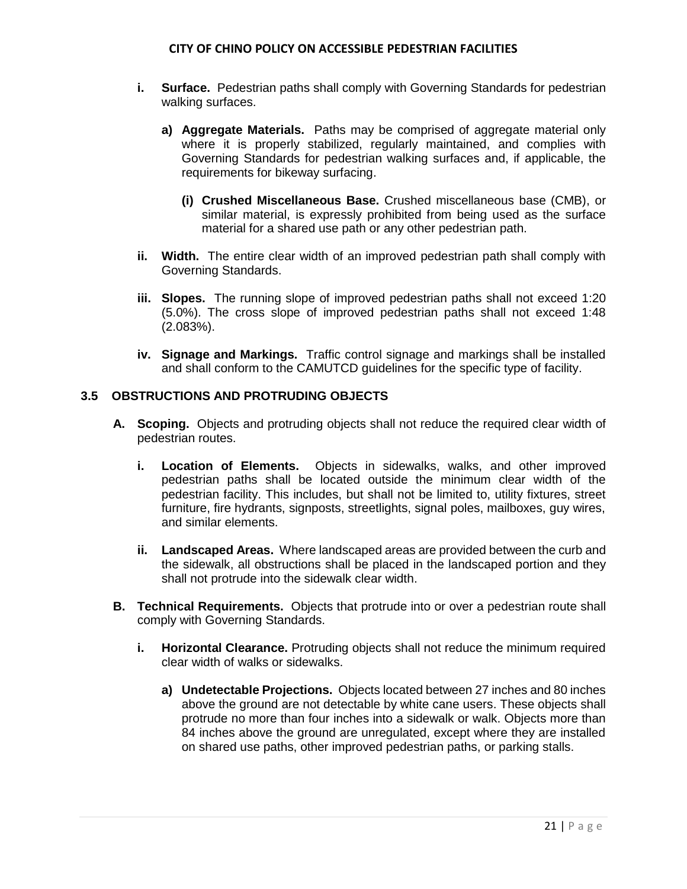- **i. Surface.** Pedestrian paths shall comply with Governing Standards for pedestrian walking surfaces.

  - **a) Aggregate Materials.** Paths may be comprised of aggregate material only where it is properly stabilized, regularly maintained, and complies with Governing Standards for pedestrian walking surfaces and, if applicable, the requirements for bikeway surfacing.

    - **(i) Crushed Miscellaneous Base.** Crushed miscellaneous base (CMB), or similar material, is expressly prohibited from being used as the surface material for a shared use path or any other pedestrian path.

- **ii. Width.** The entire clear width of an improved pedestrian path shall comply with Governing Standards.

- **iii. Slopes.** The running slope of improved pedestrian paths shall not exceed 1:20 (5.0%). The cross slope of improved pedestrian paths shall not exceed 1:48 (2.083%).

- **iv. Signage and Markings.** Traffic control signage and markings shall be installed and shall conform to the CAMUTCD guidelines for the specific type of facility.

## 3.5 OBSTRUCTIONS AND PROTRUDING OBJECTS

**A. Scoping.** Objects and protruding objects shall not reduce the required clear width of pedestrian routes.

- **i. Location of Elements.** Objects in sidewalks, walks, and other improved pedestrian paths shall be located outside the minimum clear width of the pedestrian facility. This includes, but shall not be limited to, utility fixtures, street furniture, fire hydrants, signposts, streetlights, signal poles, mailboxes, guy wires, and similar elements.

- **ii. Landscaped Areas.** Where landscaped areas are provided between the curb and the sidewalk, all obstructions shall be placed in the landscaped portion and they shall not protrude into the sidewalk clear width.

**B. Technical Requirements.** Objects that protrude into or over a pedestrian route shall comply with Governing Standards.

- **i. Horizontal Clearance.** Protruding objects shall not reduce the minimum required clear width of walks or sidewalks.

  - **a) Undetectable Projections.** Objects located between 27 inches and 80 inches above the ground are not detectable by white cane users. These objects shall protrude no more than four inches into a sidewalk or walk. Objects more than 84 inches above the ground are unregulated, except where they are installed on shared use paths, other improved pedestrian paths, or parking stalls.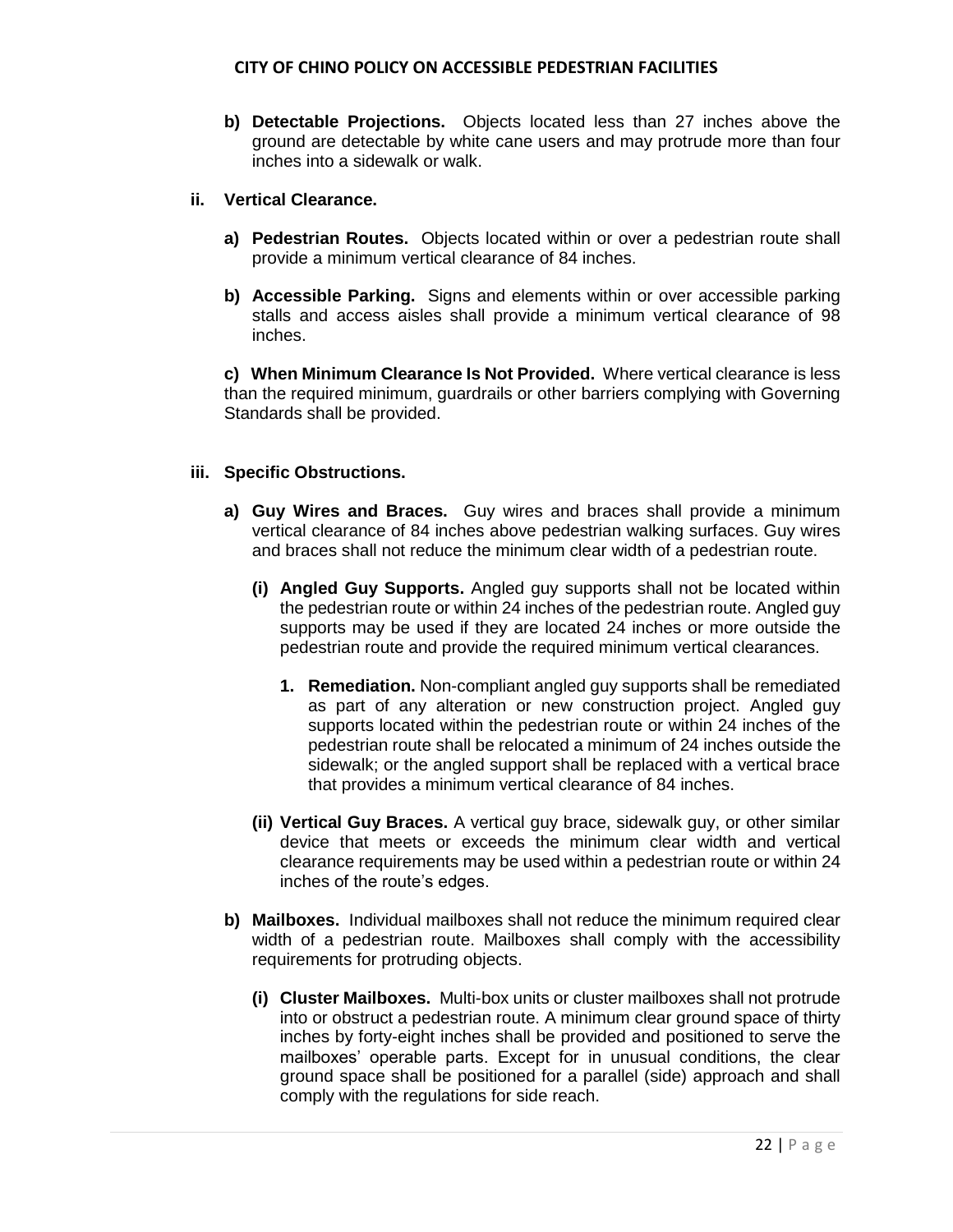**b) Detectable Projections.** Objects located less than 27 inches above the ground are detectable by white cane users and may protrude more than four inches into a sidewalk or walk.

**ii. Vertical Clearance.**

**a) Pedestrian Routes.** Objects located within or over a pedestrian route shall provide a minimum vertical clearance of 84 inches.

**b) Accessible Parking.** Signs and elements within or over accessible parking stalls and access aisles shall provide a minimum vertical clearance of 98 inches.

**c) When Minimum Clearance Is Not Provided.** Where vertical clearance is less than the required minimum, guardrails or other barriers complying with Governing Standards shall be provided.

**iii. Specific Obstructions.**

**a) Guy Wires and Braces.** Guy wires and braces shall provide a minimum vertical clearance of 84 inches above pedestrian walking surfaces. Guy wires and braces shall not reduce the minimum clear width of a pedestrian route.

**(i) Angled Guy Supports.** Angled guy supports shall not be located within the pedestrian route or within 24 inches of the pedestrian route. Angled guy supports may be used if they are located 24 inches or more outside the pedestrian route and provide the required minimum vertical clearances.

**1. Remediation.** Non-compliant angled guy supports shall be remediated as part of any alteration or new construction project. Angled guy supports located within the pedestrian route or within 24 inches of the pedestrian route shall be relocated a minimum of 24 inches outside the sidewalk; or the angled support shall be replaced with a vertical brace that provides a minimum vertical clearance of 84 inches.

**(ii) Vertical Guy Braces.** A vertical guy brace, sidewalk guy, or other similar device that meets or exceeds the minimum clear width and vertical clearance requirements may be used within a pedestrian route or within 24 inches of the route's edges.

**b) Mailboxes.** Individual mailboxes shall not reduce the minimum required clear width of a pedestrian route. Mailboxes shall comply with the accessibility requirements for protruding objects.

**(i) Cluster Mailboxes.** Multi-box units or cluster mailboxes shall not protrude into or obstruct a pedestrian route. A minimum clear ground space of thirty inches by forty-eight inches shall be provided and positioned to serve the mailboxes' operable parts. Except for in unusual conditions, the clear ground space shall be positioned for a parallel (side) approach and shall comply with the regulations for side reach.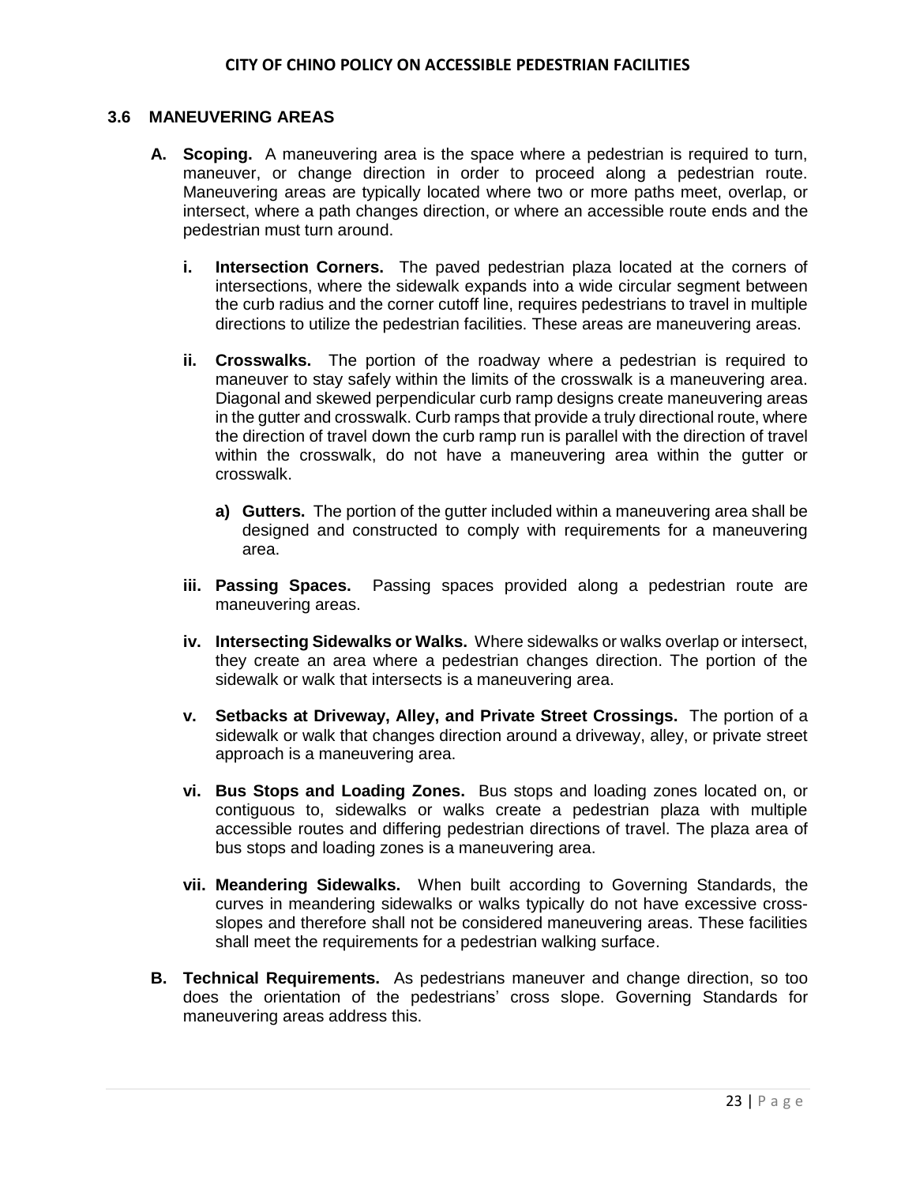### 3.6 MANEUVERING AREAS

**A. Scoping.** A maneuvering area is the space where a pedestrian is required to turn, maneuver, or change direction in order to proceed along a pedestrian route. Maneuvering areas are typically located where two or more paths meet, overlap, or intersect, where a path changes direction, or where an accessible route ends and the pedestrian must turn around.

**i. Intersection Corners.** The paved pedestrian plaza located at the corners of intersections, where the sidewalk expands into a wide circular segment between the curb radius and the corner cutoff line, requires pedestrians to travel in multiple directions to utilize the pedestrian facilities. These areas are maneuvering areas.

**ii. Crosswalks.** The portion of the roadway where a pedestrian is required to maneuver to stay safely within the limits of the crosswalk is a maneuvering area. Diagonal and skewed perpendicular curb ramp designs create maneuvering areas in the gutter and crosswalk. Curb ramps that provide a truly directional route, where the direction of travel down the curb ramp run is parallel with the direction of travel within the crosswalk, do not have a maneuvering area within the gutter or crosswalk.

**a) Gutters.** The portion of the gutter included within a maneuvering area shall be designed and constructed to comply with requirements for a maneuvering area.

**iii. Passing Spaces.** Passing spaces provided along a pedestrian route are maneuvering areas.

**iv. Intersecting Sidewalks or Walks.** Where sidewalks or walks overlap or intersect, they create an area where a pedestrian changes direction. The portion of the sidewalk or walk that intersects is a maneuvering area.

**v. Setbacks at Driveway, Alley, and Private Street Crossings.** The portion of a sidewalk or walk that changes direction around a driveway, alley, or private street approach is a maneuvering area.

**vi. Bus Stops and Loading Zones.** Bus stops and loading zones located on, or contiguous to, sidewalks or walks create a pedestrian plaza with multiple accessible routes and differing pedestrian directions of travel. The plaza area of bus stops and loading zones is a maneuvering area.

**vii. Meandering Sidewalks.** When built according to Governing Standards, the curves in meandering sidewalks or walks typically do not have excessive cross-slopes and therefore shall not be considered maneuvering areas. These facilities shall meet the requirements for a pedestrian walking surface.

**B. Technical Requirements.** As pedestrians maneuver and change direction, so too does the orientation of the pedestrians' cross slope. Governing Standards for maneuvering areas address this.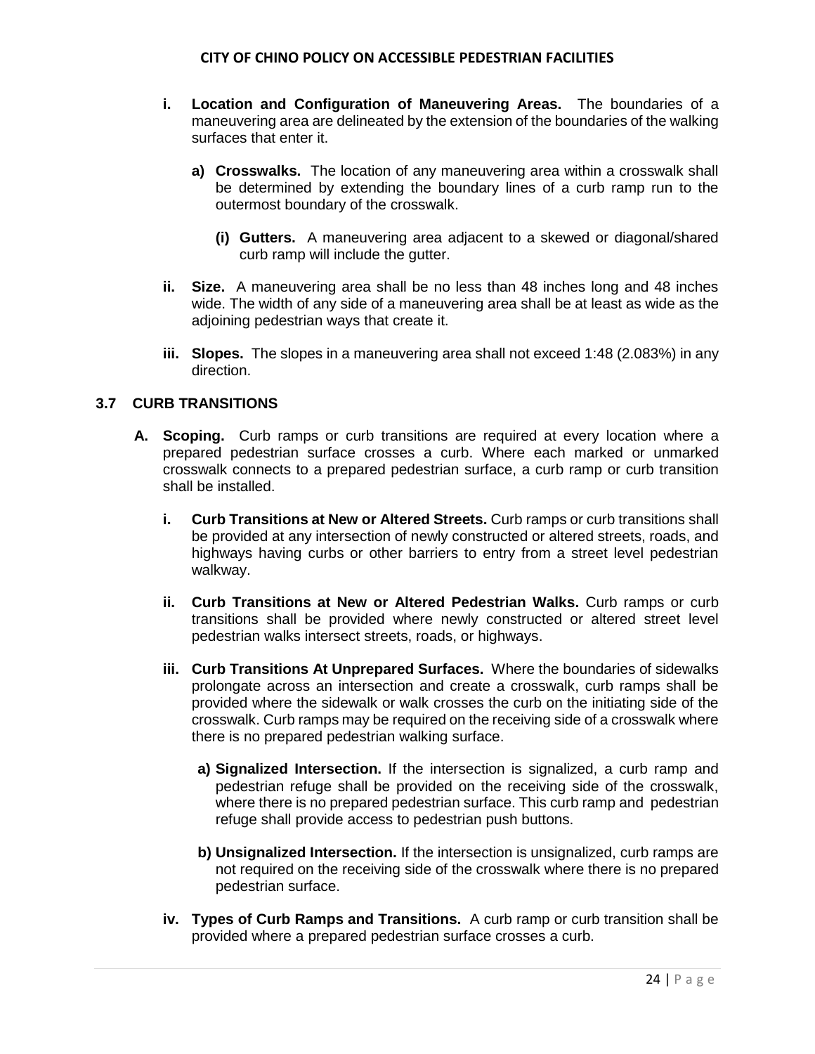i. **Location and Configuration of Maneuvering Areas.** The boundaries of a maneuvering area are delineated by the extension of the boundaries of the walking surfaces that enter it.

   a) **Crosswalks.** The location of any maneuvering area within a crosswalk shall be determined by extending the boundary lines of a curb ramp run to the outermost boundary of the crosswalk.

      (i) **Gutters.** A maneuvering area adjacent to a skewed or diagonal/shared curb ramp will include the gutter.

ii. **Size.** A maneuvering area shall be no less than 48 inches long and 48 inches wide. The width of any side of a maneuvering area shall be at least as wide as the adjoining pedestrian ways that create it.

iii. **Slopes.** The slopes in a maneuvering area shall not exceed 1:48 (2.083%) in any direction.

## 3.7 CURB TRANSITIONS

**A. Scoping.** Curb ramps or curb transitions are required at every location where a prepared pedestrian surface crosses a curb. Where each marked or unmarked crosswalk connects to a prepared pedestrian surface, a curb ramp or curb transition shall be installed.

i. **Curb Transitions at New or Altered Streets.** Curb ramps or curb transitions shall be provided at any intersection of newly constructed or altered streets, roads, and highways having curbs or other barriers to entry from a street level pedestrian walkway.

ii. **Curb Transitions at New or Altered Pedestrian Walks.** Curb ramps or curb transitions shall be provided where newly constructed or altered street level pedestrian walks intersect streets, roads, or highways.

iii. **Curb Transitions At Unprepared Surfaces.** Where the boundaries of sidewalks prolongate across an intersection and create a crosswalk, curb ramps shall be provided where the sidewalk or walk crosses the curb on the initiating side of the crosswalk. Curb ramps may be required on the receiving side of a crosswalk where there is no prepared pedestrian walking surface.

   a) **Signalized Intersection.** If the intersection is signalized, a curb ramp and pedestrian refuge shall be provided on the receiving side of the crosswalk, where there is no prepared pedestrian surface. This curb ramp and pedestrian refuge shall provide access to pedestrian push buttons.

   b) **Unsignalized Intersection.** If the intersection is unsignalized, curb ramps are not required on the receiving side of the crosswalk where there is no prepared pedestrian surface.

iv. **Types of Curb Ramps and Transitions.** A curb ramp or curb transition shall be provided where a prepared pedestrian surface crosses a curb.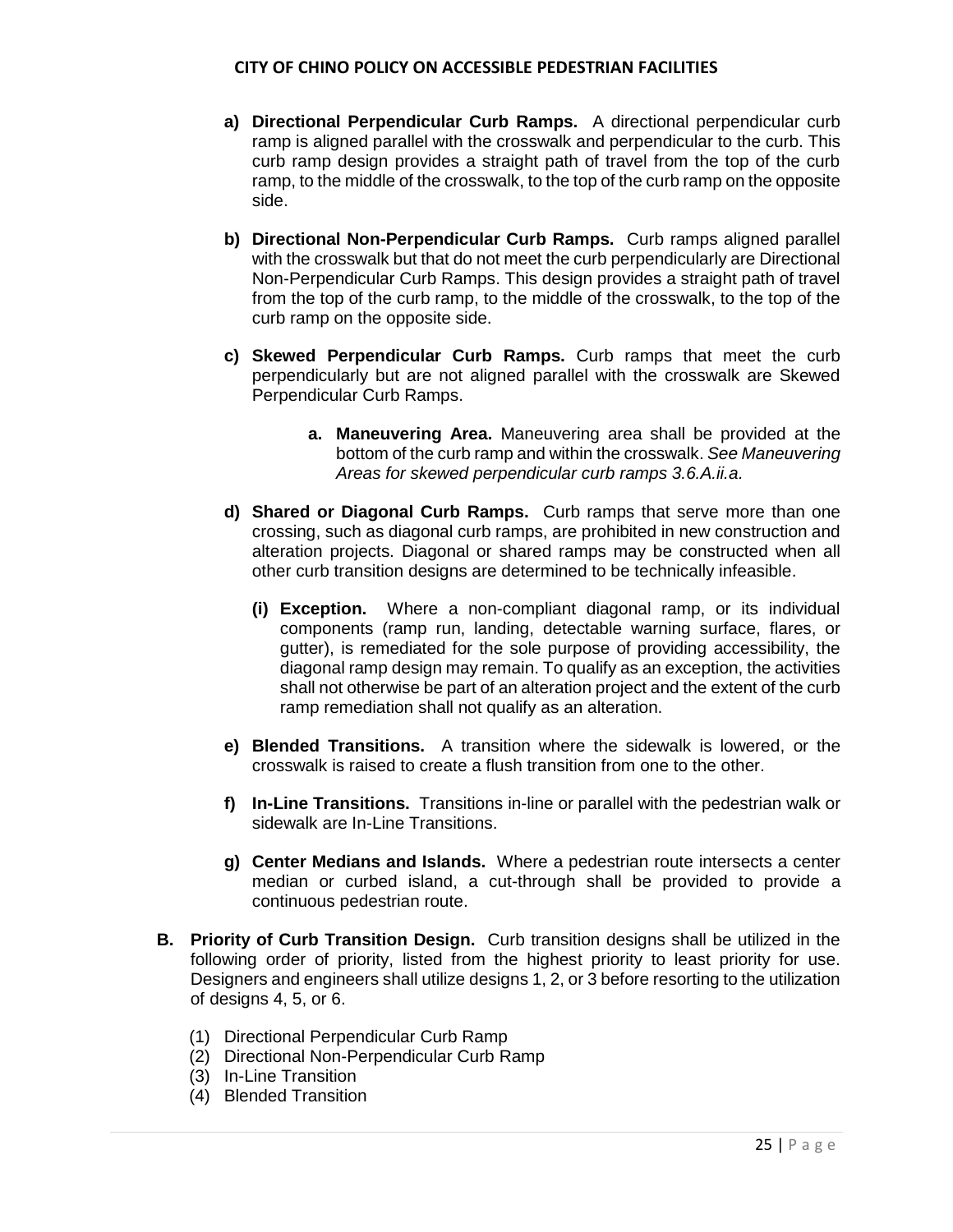- **a) Directional Perpendicular Curb Ramps.** A directional perpendicular curb ramp is aligned parallel with the crosswalk and perpendicular to the curb. This curb ramp design provides a straight path of travel from the top of the curb ramp, to the middle of the crosswalk, to the top of the curb ramp on the opposite side.

- **b) Directional Non-Perpendicular Curb Ramps.** Curb ramps aligned parallel with the crosswalk but that do not meet the curb perpendicularly are Directional Non-Perpendicular Curb Ramps. This design provides a straight path of travel from the top of the curb ramp, to the middle of the crosswalk, to the top of the curb ramp on the opposite side.

- **c) Skewed Perpendicular Curb Ramps.** Curb ramps that meet the curb perpendicularly but are not aligned parallel with the crosswalk are Skewed Perpendicular Curb Ramps.

  - **a. Maneuvering Area.** Maneuvering area shall be provided at the bottom of the curb ramp and within the crosswalk. *See Maneuvering Areas for skewed perpendicular curb ramps 3.6.A.ii.a.*

- **d) Shared or Diagonal Curb Ramps.** Curb ramps that serve more than one crossing, such as diagonal curb ramps, are prohibited in new construction and alteration projects. Diagonal or shared ramps may be constructed when all other curb transition designs are determined to be technically infeasible.

  - **(i) Exception.** Where a non-compliant diagonal ramp, or its individual components (ramp run, landing, detectable warning surface, flares, or gutter), is remediated for the sole purpose of providing accessibility, the diagonal ramp design may remain. To qualify as an exception, the activities shall not otherwise be part of an alteration project and the extent of the curb ramp remediation shall not qualify as an alteration.

- **e) Blended Transitions.** A transition where the sidewalk is lowered, or the crosswalk is raised to create a flush transition from one to the other.

- **f) In-Line Transitions.** Transitions in-line or parallel with the pedestrian walk or sidewalk are In-Line Transitions.

- **g) Center Medians and Islands.** Where a pedestrian route intersects a center median or curbed island, a cut-through shall be provided to provide a continuous pedestrian route.

**B. Priority of Curb Transition Design.** Curb transition designs shall be utilized in the following order of priority, listed from the highest priority to least priority for use. Designers and engineers shall utilize designs 1, 2, or 3 before resorting to the utilization of designs 4, 5, or 6.

- (1) Directional Perpendicular Curb Ramp
- (2) Directional Non-Perpendicular Curb Ramp
- (3) In-Line Transition
- (4) Blended Transition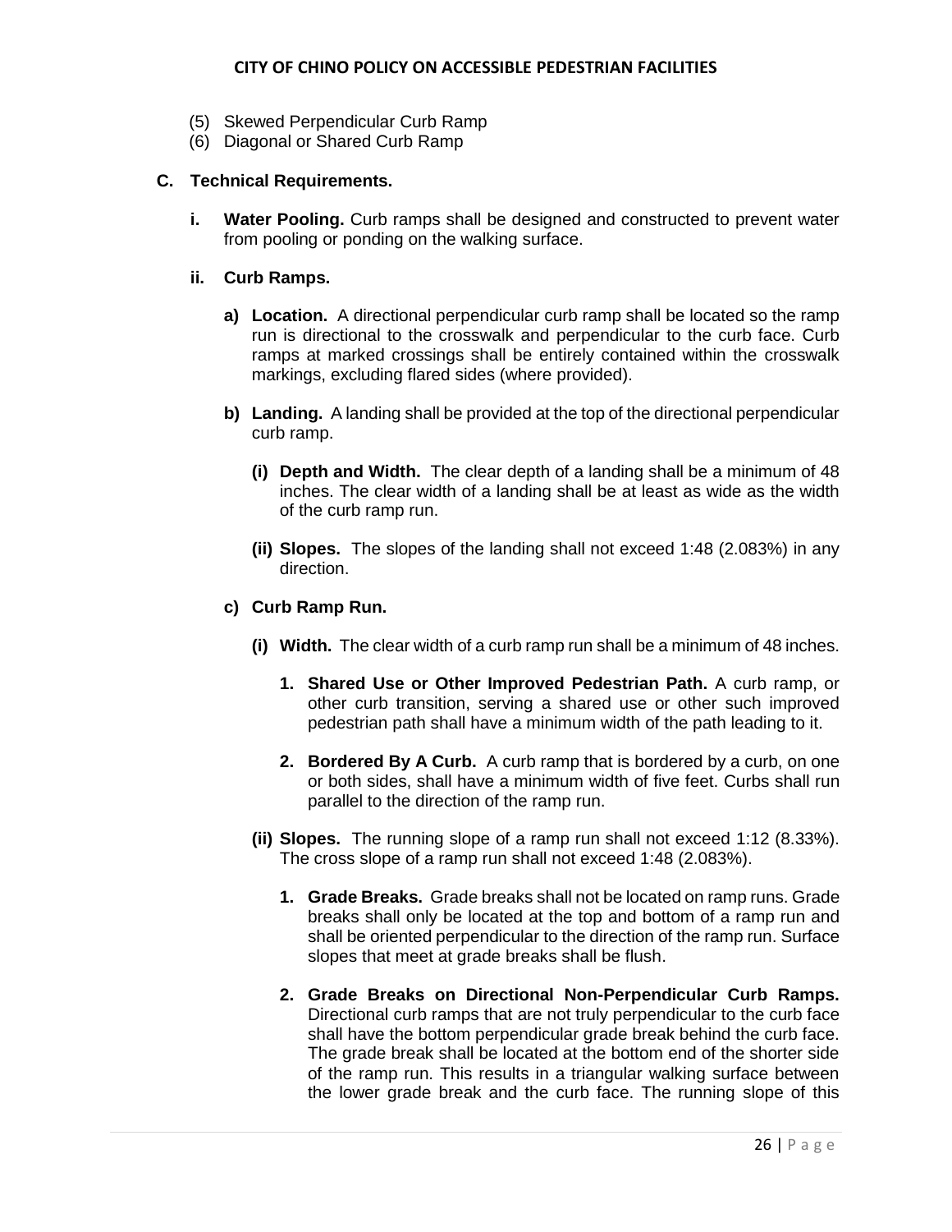(5) Skewed Perpendicular Curb Ramp
(6) Diagonal or Shared Curb Ramp

**C. Technical Requirements.**

**i. Water Pooling.** Curb ramps shall be designed and constructed to prevent water from pooling or ponding on the walking surface.

**ii. Curb Ramps.**

**a) Location.** A directional perpendicular curb ramp shall be located so the ramp run is directional to the crosswalk and perpendicular to the curb face. Curb ramps at marked crossings shall be entirely contained within the crosswalk markings, excluding flared sides (where provided).

**b) Landing.** A landing shall be provided at the top of the directional perpendicular curb ramp.

**(i) Depth and Width.** The clear depth of a landing shall be a minimum of 48 inches. The clear width of a landing shall be at least as wide as the width of the curb ramp run.

**(ii) Slopes.** The slopes of the landing shall not exceed 1:48 (2.083%) in any direction.

**c) Curb Ramp Run.**

**(i) Width.** The clear width of a curb ramp run shall be a minimum of 48 inches.

1. **Shared Use or Other Improved Pedestrian Path.** A curb ramp, or other curb transition, serving a shared use or other such improved pedestrian path shall have a minimum width of the path leading to it.

2. **Bordered By A Curb.** A curb ramp that is bordered by a curb, on one or both sides, shall have a minimum width of five feet. Curbs shall run parallel to the direction of the ramp run.

**(ii) Slopes.** The running slope of a ramp run shall not exceed 1:12 (8.33%). The cross slope of a ramp run shall not exceed 1:48 (2.083%).

1. **Grade Breaks.** Grade breaks shall not be located on ramp runs. Grade breaks shall only be located at the top and bottom of a ramp run and shall be oriented perpendicular to the direction of the ramp run. Surface slopes that meet at grade breaks shall be flush.

2. **Grade Breaks on Directional Non-Perpendicular Curb Ramps.** Directional curb ramps that are not truly perpendicular to the curb face shall have the bottom perpendicular grade break behind the curb face. The grade break shall be located at the bottom end of the shorter side of the ramp run. This results in a triangular walking surface between the lower grade break and the curb face. The running slope of this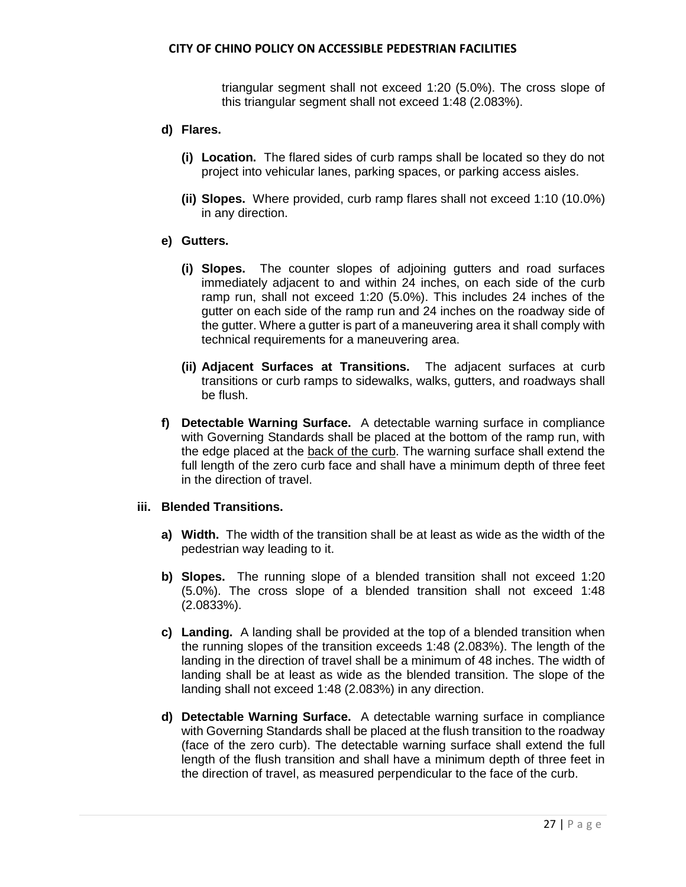triangular segment shall not exceed 1:20 (5.0%). The cross slope of this triangular segment shall not exceed 1:48 (2.083%).

**d) Flares.**

**(i) Location.** The flared sides of curb ramps shall be located so they do not project into vehicular lanes, parking spaces, or parking access aisles.

**(ii) Slopes.** Where provided, curb ramp flares shall not exceed 1:10 (10.0%) in any direction.

**e) Gutters.**

**(i) Slopes.** The counter slopes of adjoining gutters and road surfaces immediately adjacent to and within 24 inches, on each side of the curb ramp run, shall not exceed 1:20 (5.0%). This includes 24 inches of the gutter on each side of the ramp run and 24 inches on the roadway side of the gutter. Where a gutter is part of a maneuvering area it shall comply with technical requirements for a maneuvering area.

**(ii) Adjacent Surfaces at Transitions.** The adjacent surfaces at curb transitions or curb ramps to sidewalks, walks, gutters, and roadways shall be flush.

**f) Detectable Warning Surface.** A detectable warning surface in compliance with Governing Standards shall be placed at the bottom of the ramp run, with the edge placed at the back of the curb. The warning surface shall extend the full length of the zero curb face and shall have a minimum depth of three feet in the direction of travel.

**iii. Blended Transitions.**

**a) Width.** The width of the transition shall be at least as wide as the width of the pedestrian way leading to it.

**b) Slopes.** The running slope of a blended transition shall not exceed 1:20 (5.0%). The cross slope of a blended transition shall not exceed 1:48 (2.0833%).

**c) Landing.** A landing shall be provided at the top of a blended transition when the running slopes of the transition exceeds 1:48 (2.083%). The length of the landing in the direction of travel shall be a minimum of 48 inches. The width of landing shall be at least as wide as the blended transition. The slope of the landing shall not exceed 1:48 (2.083%) in any direction.

**d) Detectable Warning Surface.** A detectable warning surface in compliance with Governing Standards shall be placed at the flush transition to the roadway (face of the zero curb). The detectable warning surface shall extend the full length of the flush transition and shall have a minimum depth of three feet in the direction of travel, as measured perpendicular to the face of the curb.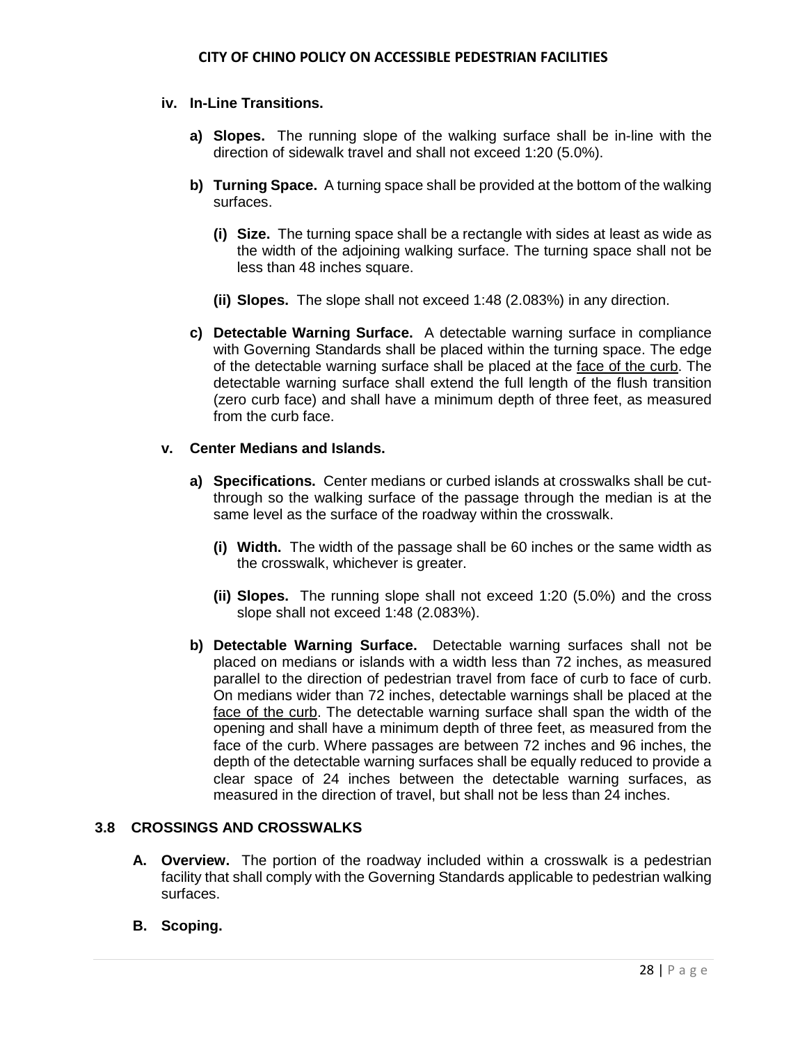**iv. In-Line Transitions.**

**a) Slopes.** The running slope of the walking surface shall be in-line with the direction of sidewalk travel and shall not exceed 1:20 (5.0%).

**b) Turning Space.** A turning space shall be provided at the bottom of the walking surfaces.

**(i) Size.** The turning space shall be a rectangle with sides at least as wide as the width of the adjoining walking surface. The turning space shall not be less than 48 inches square.

**(ii) Slopes.** The slope shall not exceed 1:48 (2.083%) in any direction.

**c) Detectable Warning Surface.** A detectable warning surface in compliance with Governing Standards shall be placed within the turning space. The edge of the detectable warning surface shall be placed at the face of the curb. The detectable warning surface shall extend the full length of the flush transition (zero curb face) and shall have a minimum depth of three feet, as measured from the curb face.

**v. Center Medians and Islands.**

**a) Specifications.** Center medians or curbed islands at crosswalks shall be cut-through so the walking surface of the passage through the median is at the same level as the surface of the roadway within the crosswalk.

**(i) Width.** The width of the passage shall be 60 inches or the same width as the crosswalk, whichever is greater.

**(ii) Slopes.** The running slope shall not exceed 1:20 (5.0%) and the cross slope shall not exceed 1:48 (2.083%).

**b) Detectable Warning Surface.** Detectable warning surfaces shall not be placed on medians or islands with a width less than 72 inches, as measured parallel to the direction of pedestrian travel from face of curb to face of curb. On medians wider than 72 inches, detectable warnings shall be placed at the face of the curb. The detectable warning surface shall span the width of the opening and shall have a minimum depth of three feet, as measured from the face of the curb. Where passages are between 72 inches and 96 inches, the depth of the detectable warning surfaces shall be equally reduced to provide a clear space of 24 inches between the detectable warning surfaces, as measured in the direction of travel, but shall not be less than 24 inches.

### 3.8 CROSSINGS AND CROSSWALKS

**A. Overview.** The portion of the roadway included within a crosswalk is a pedestrian facility that shall comply with the Governing Standards applicable to pedestrian walking surfaces.

**B. Scoping.**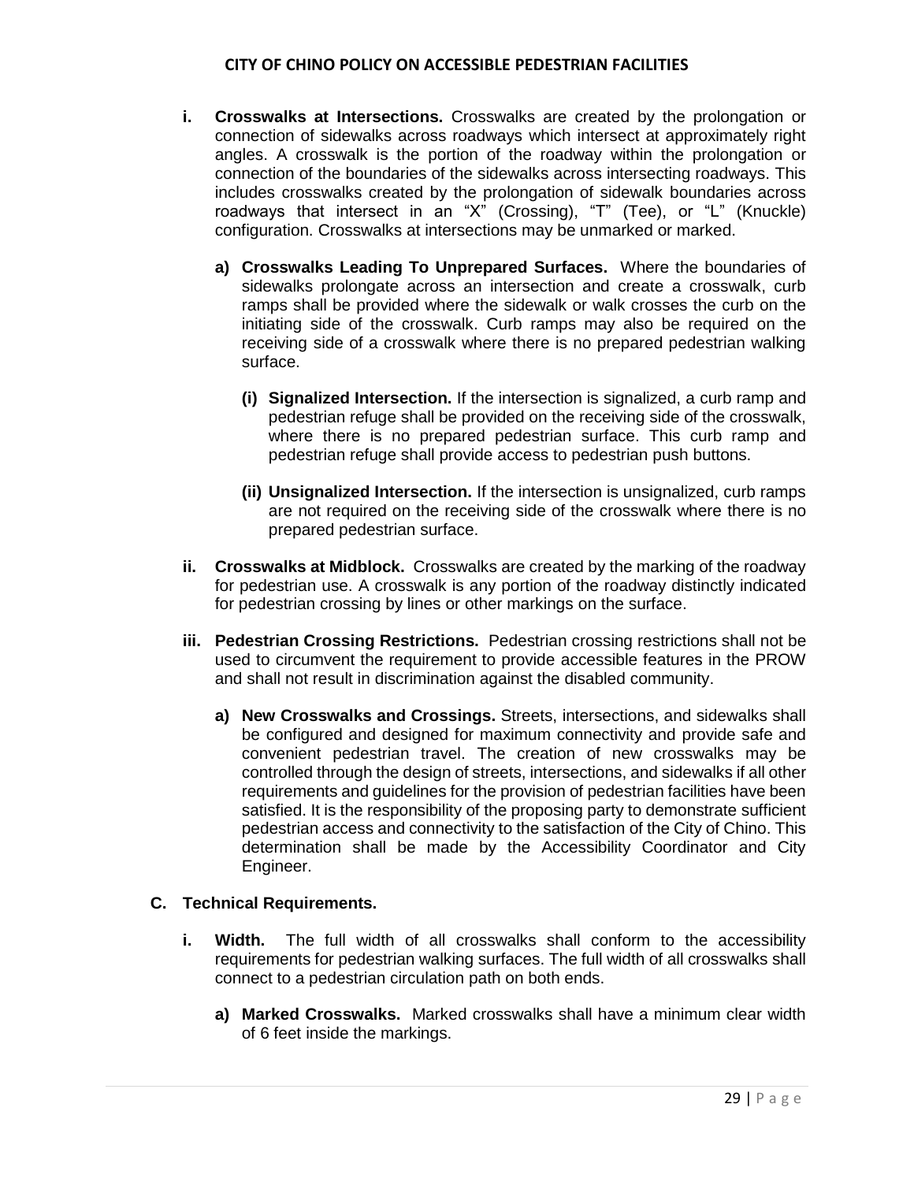**i. Crosswalks at Intersections.** Crosswalks are created by the prolongation or connection of sidewalks across roadways which intersect at approximately right angles. A crosswalk is the portion of the roadway within the prolongation or connection of the boundaries of the sidewalks across intersecting roadways. This includes crosswalks created by the prolongation of sidewalk boundaries across roadways that intersect in an "X" (Crossing), "T" (Tee), or "L" (Knuckle) configuration. Crosswalks at intersections may be unmarked or marked.

**a) Crosswalks Leading To Unprepared Surfaces.** Where the boundaries of sidewalks prolongate across an intersection and create a crosswalk, curb ramps shall be provided where the sidewalk or walk crosses the curb on the initiating side of the crosswalk. Curb ramps may also be required on the receiving side of a crosswalk where there is no prepared pedestrian walking surface.

**(i) Signalized Intersection.** If the intersection is signalized, a curb ramp and pedestrian refuge shall be provided on the receiving side of the crosswalk, where there is no prepared pedestrian surface. This curb ramp and pedestrian refuge shall provide access to pedestrian push buttons.

**(ii) Unsignalized Intersection.** If the intersection is unsignalized, curb ramps are not required on the receiving side of the crosswalk where there is no prepared pedestrian surface.

**ii. Crosswalks at Midblock.** Crosswalks are created by the marking of the roadway for pedestrian use. A crosswalk is any portion of the roadway distinctly indicated for pedestrian crossing by lines or other markings on the surface.

**iii. Pedestrian Crossing Restrictions.** Pedestrian crossing restrictions shall not be used to circumvent the requirement to provide accessible features in the PROW and shall not result in discrimination against the disabled community.

**a) New Crosswalks and Crossings.** Streets, intersections, and sidewalks shall be configured and designed for maximum connectivity and provide safe and convenient pedestrian travel. The creation of new crosswalks may be controlled through the design of streets, intersections, and sidewalks if all other requirements and guidelines for the provision of pedestrian facilities have been satisfied. It is the responsibility of the proposing party to demonstrate sufficient pedestrian access and connectivity to the satisfaction of the City of Chino. This determination shall be made by the Accessibility Coordinator and City Engineer.

### C. Technical Requirements.

**i. Width.** The full width of all crosswalks shall conform to the accessibility requirements for pedestrian walking surfaces. The full width of all crosswalks shall connect to a pedestrian circulation path on both ends.

**a) Marked Crosswalks.** Marked crosswalks shall have a minimum clear width of 6 feet inside the markings.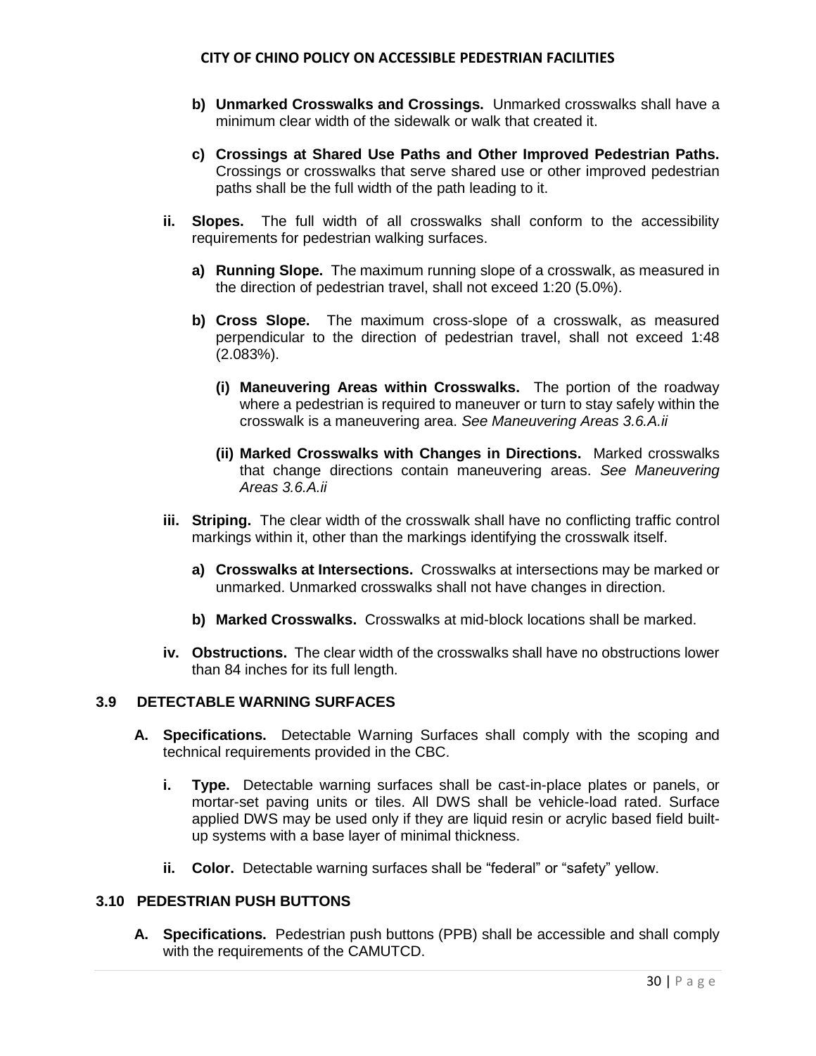- **b) Unmarked Crosswalks and Crossings.** Unmarked crosswalks shall have a minimum clear width of the sidewalk or walk that created it.

- **c) Crossings at Shared Use Paths and Other Improved Pedestrian Paths.** Crossings or crosswalks that serve shared use or other improved pedestrian paths shall be the full width of the path leading to it.

**ii. Slopes.** The full width of all crosswalks shall conform to the accessibility requirements for pedestrian walking surfaces.

- **a) Running Slope.** The maximum running slope of a crosswalk, as measured in the direction of pedestrian travel, shall not exceed 1:20 (5.0%).

- **b) Cross Slope.** The maximum cross-slope of a crosswalk, as measured perpendicular to the direction of pedestrian travel, shall not exceed 1:48 (2.083%).

  - **(i) Maneuvering Areas within Crosswalks.** The portion of the roadway where a pedestrian is required to maneuver or turn to stay safely within the crosswalk is a maneuvering area. *See Maneuvering Areas 3.6.A.ii*

  - **(ii) Marked Crosswalks with Changes in Directions.** Marked crosswalks that change directions contain maneuvering areas. *See Maneuvering Areas 3.6.A.ii*

**iii. Striping.** The clear width of the crosswalk shall have no conflicting traffic control markings within it, other than the markings identifying the crosswalk itself.

- **a) Crosswalks at Intersections.** Crosswalks at intersections may be marked or unmarked. Unmarked crosswalks shall not have changes in direction.

- **b) Marked Crosswalks.** Crosswalks at mid-block locations shall be marked.

**iv. Obstructions.** The clear width of the crosswalks shall have no obstructions lower than 84 inches for its full length.

## 3.9 DETECTABLE WARNING SURFACES

**A. Specifications.** Detectable Warning Surfaces shall comply with the scoping and technical requirements provided in the CBC.

**i. Type.** Detectable warning surfaces shall be cast-in-place plates or panels, or mortar-set paving units or tiles. All DWS shall be vehicle-load rated. Surface applied DWS may be used only if they are liquid resin or acrylic based field built-up systems with a base layer of minimal thickness.

**ii. Color.** Detectable warning surfaces shall be “federal” or “safety” yellow.

## 3.10 PEDESTRIAN PUSH BUTTONS

**A. Specifications.** Pedestrian push buttons (PPB) shall be accessible and shall comply with the requirements of the CAMUTCD.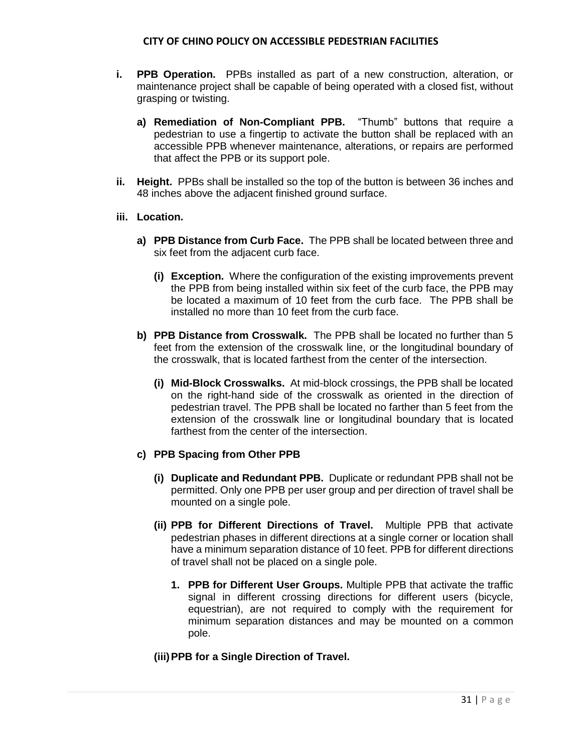- **i. PPB Operation.** PPBs installed as part of a new construction, alteration, or maintenance project shall be capable of being operated with a closed fist, without grasping or twisting.
  - **a) Remediation of Non-Compliant PPB.** "Thumb" buttons that require a pedestrian to use a fingertip to activate the button shall be replaced with an accessible PPB whenever maintenance, alterations, or repairs are performed that affect the PPB or its support pole.
- **ii. Height.** PPBs shall be installed so the top of the button is between 36 inches and 48 inches above the adjacent finished ground surface.
- **iii. Location.**
  - **a) PPB Distance from Curb Face.** The PPB shall be located between three and six feet from the adjacent curb face.
    - **(i) Exception.** Where the configuration of the existing improvements prevent the PPB from being installed within six feet of the curb face, the PPB may be located a maximum of 10 feet from the curb face. The PPB shall be installed no more than 10 feet from the curb face.
  - **b) PPB Distance from Crosswalk.** The PPB shall be located no further than 5 feet from the extension of the crosswalk line, or the longitudinal boundary of the crosswalk, that is located farthest from the center of the intersection.
    - **(i) Mid-Block Crosswalks.** At mid-block crossings, the PPB shall be located on the right-hand side of the crosswalk as oriented in the direction of pedestrian travel. The PPB shall be located no farther than 5 feet from the extension of the crosswalk line or longitudinal boundary that is located farthest from the center of the intersection.
  - **c) PPB Spacing from Other PPB**
    - **(i) Duplicate and Redundant PPB.** Duplicate or redundant PPB shall not be permitted. Only one PPB per user group and per direction of travel shall be mounted on a single pole.
    - **(ii) PPB for Different Directions of Travel.** Multiple PPB that activate pedestrian phases in different directions at a single corner or location shall have a minimum separation distance of 10 feet. PPB for different directions of travel shall not be placed on a single pole.
      1. **PPB for Different User Groups.** Multiple PPB that activate the traffic signal in different crossing directions for different users (bicycle, equestrian), are not required to comply with the requirement for minimum separation distances and may be mounted on a common pole.
    - **(iii) PPB for a Single Direction of Travel.**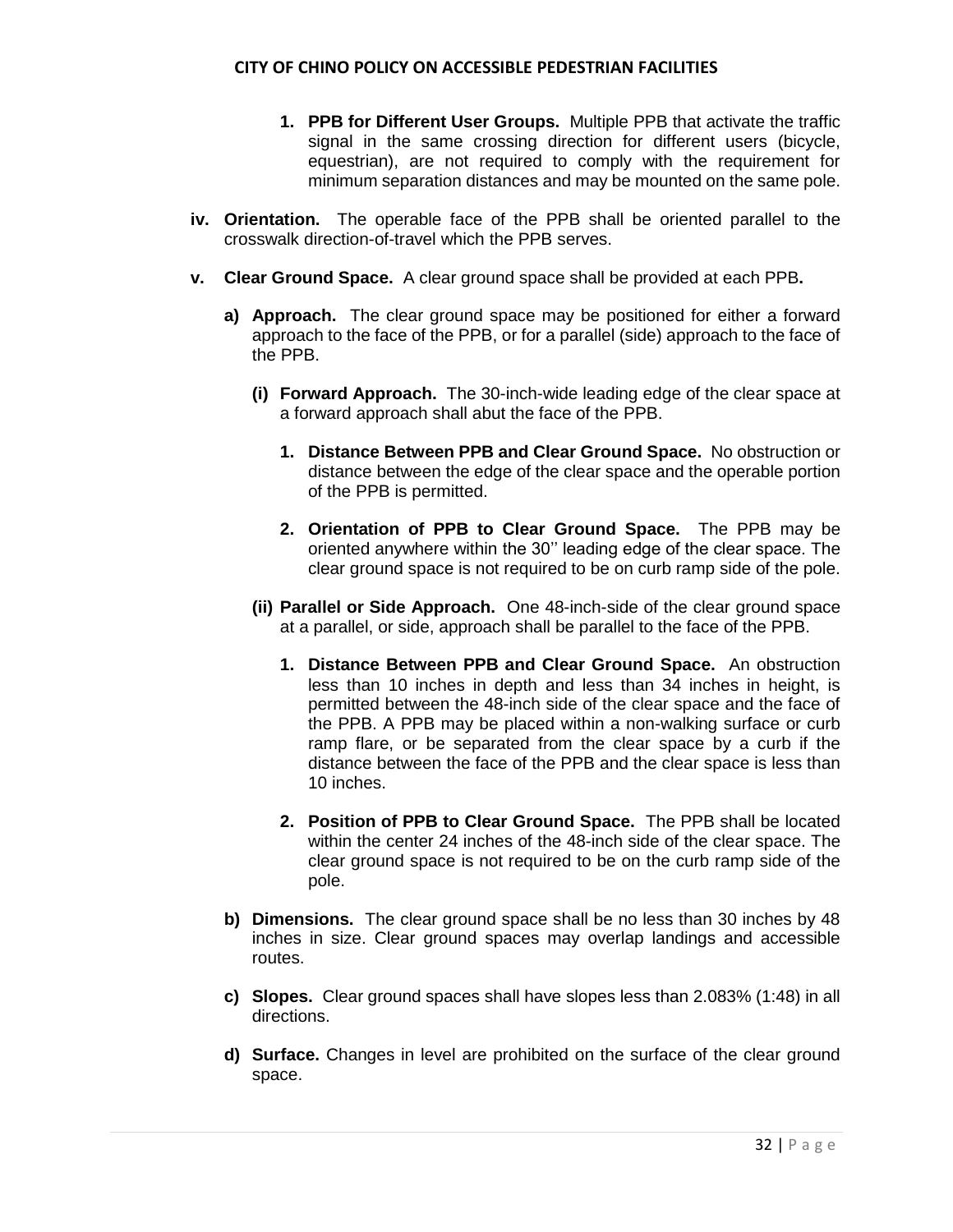1. **PPB for Different User Groups.** Multiple PPB that activate the traffic signal in the same crossing direction for different users (bicycle, equestrian), are not required to comply with the requirement for minimum separation distances and may be mounted on the same pole.

**iv. Orientation.** The operable face of the PPB shall be oriented parallel to the crosswalk direction-of-travel which the PPB serves.

**v. Clear Ground Space.** A clear ground space shall be provided at each PPB**.**

**a) Approach.** The clear ground space may be positioned for either a forward approach to the face of the PPB, or for a parallel (side) approach to the face of the PPB.

**(i) Forward Approach.** The 30-inch-wide leading edge of the clear space at a forward approach shall abut the face of the PPB.

1. **Distance Between PPB and Clear Ground Space.** No obstruction or distance between the edge of the clear space and the operable portion of the PPB is permitted.

2. **Orientation of PPB to Clear Ground Space.** The PPB may be oriented anywhere within the 30'' leading edge of the clear space. The clear ground space is not required to be on curb ramp side of the pole.

**(ii) Parallel or Side Approach.** One 48-inch-side of the clear ground space at a parallel, or side, approach shall be parallel to the face of the PPB.

1. **Distance Between PPB and Clear Ground Space.** An obstruction less than 10 inches in depth and less than 34 inches in height, is permitted between the 48-inch side of the clear space and the face of the PPB. A PPB may be placed within a non-walking surface or curb ramp flare, or be separated from the clear space by a curb if the distance between the face of the PPB and the clear space is less than 10 inches.

2. **Position of PPB to Clear Ground Space.** The PPB shall be located within the center 24 inches of the 48-inch side of the clear space. The clear ground space is not required to be on the curb ramp side of the pole.

**b) Dimensions.** The clear ground space shall be no less than 30 inches by 48 inches in size. Clear ground spaces may overlap landings and accessible routes.

**c) Slopes.** Clear ground spaces shall have slopes less than 2.083% (1:48) in all directions.

**d) Surface.** Changes in level are prohibited on the surface of the clear ground space.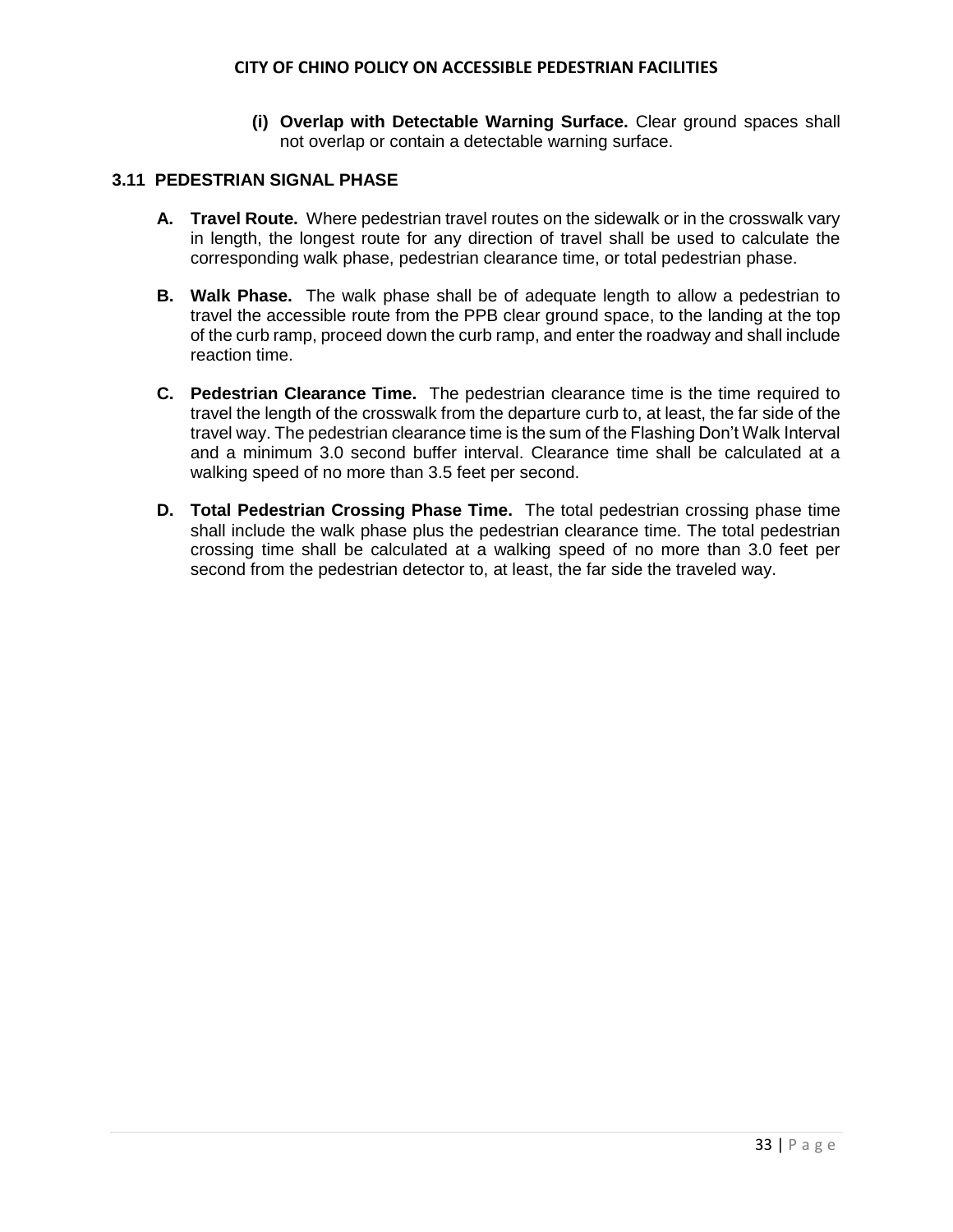**(i) Overlap with Detectable Warning Surface.** Clear ground spaces shall not overlap or contain a detectable warning surface.

## 3.11 PEDESTRIAN SIGNAL PHASE

**A. Travel Route.** Where pedestrian travel routes on the sidewalk or in the crosswalk vary in length, the longest route for any direction of travel shall be used to calculate the corresponding walk phase, pedestrian clearance time, or total pedestrian phase.

**B. Walk Phase.** The walk phase shall be of adequate length to allow a pedestrian to travel the accessible route from the PPB clear ground space, to the landing at the top of the curb ramp, proceed down the curb ramp, and enter the roadway and shall include reaction time.

**C. Pedestrian Clearance Time.** The pedestrian clearance time is the time required to travel the length of the crosswalk from the departure curb to, at least, the far side of the travel way. The pedestrian clearance time is the sum of the Flashing Don't Walk Interval and a minimum 3.0 second buffer interval. Clearance time shall be calculated at a walking speed of no more than 3.5 feet per second.

**D. Total Pedestrian Crossing Phase Time.** The total pedestrian crossing phase time shall include the walk phase plus the pedestrian clearance time. The total pedestrian crossing time shall be calculated at a walking speed of no more than 3.0 feet per second from the pedestrian detector to, at least, the far side the traveled way.